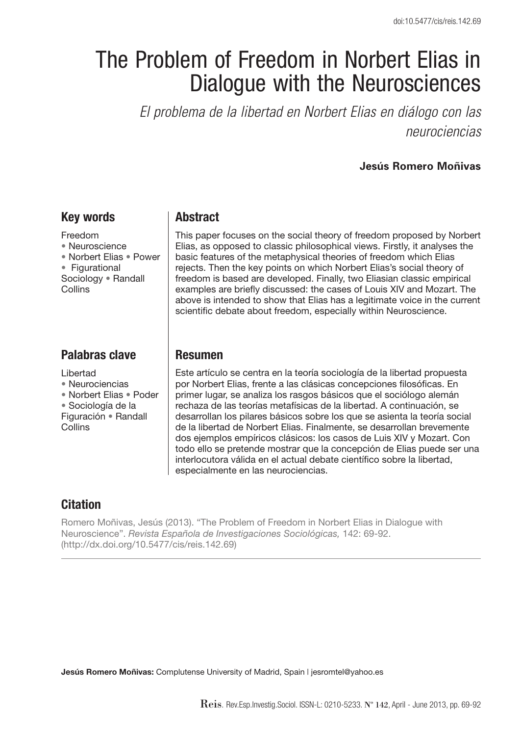doi:10.5477/cis/reis.142.69

# The Problem of Freedom in Norbert Elias in Dialogue with the Neurosciences

*El problema de la libertad en Norbert Elias en diálogo con las neurociencias*

**Jesús Romero Moñivas**

## Key words

Freedom
• Neuroscience
• Norbert Elias • Power
• Figurational Sociology • Randall Collins

## Abstract

This paper focuses on the social theory of freedom proposed by Norbert Elias, as opposed to classic philosophical views. Firstly, it analyses the basic features of the metaphysical theories of freedom which Elias rejects. Then the key points on which Norbert Elias's social theory of freedom is based are developed. Finally, two Eliasian classic empirical examples are briefly discussed: the cases of Louis XIV and Mozart. The above is intended to show that Elias has a legitimate voice in the current scientific debate about freedom, especially within Neuroscience.

## Palabras clave

Libertad
• Neurociencias
• Norbert Elias • Poder
• Sociología de la Figuración • Randall Collins

## Resumen

Este artículo se centra en la teoría sociología de la libertad propuesta por Norbert Elias, frente a las clásicas concepciones filosóficas. En primer lugar, se analiza los rasgos básicos que el sociólogo alemán rechaza de las teorías metafísicas de la libertad. A continuación, se desarrollan los pilares básicos sobre los que se asienta la teoría social de la libertad de Norbert Elias. Finalmente, se desarrollan brevemente dos ejemplos empíricos clásicos: los casos de Luis XIV y Mozart. Con todo ello se pretende mostrar que la concepción de Elias puede ser una interlocutora válida en el actual debate científico sobre la libertad, especialmente en las neurociencias.

## Citation

Romero Moñivas, Jesús (2013). "The Problem of Freedom in Norbert Elias in Dialogue with Neuroscience". *Revista Española de Investigaciones Sociológicas,* 142: 69-92. (http://dx.doi.org/10.5477/cis/reis.142.69)

---

**Jesús Romero Moñivas:** Complutense University of Madrid, Spain | jesromtel@yahoo.es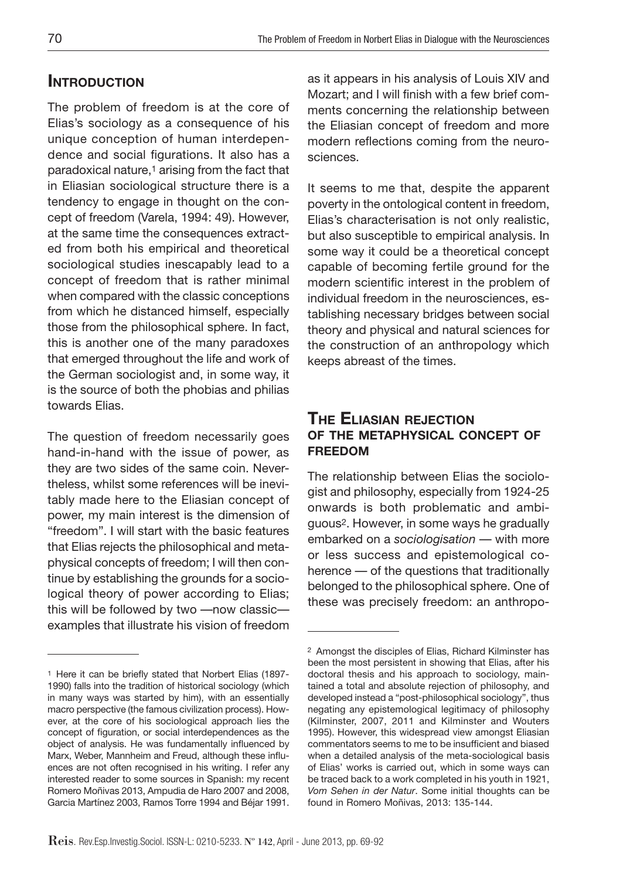## Introduction

The problem of freedom is at the core of Elias's sociology as a consequence of his unique conception of human interdependence and social figurations. It also has a paradoxical nature,[1] arising from the fact that in Eliasian sociological structure there is a tendency to engage in thought on the concept of freedom (Varela, 1994: 49). However, at the same time the consequences extracted from both his empirical and theoretical sociological studies inescapably lead to a concept of freedom that is rather minimal when compared with the classic conceptions from which he distanced himself, especially those from the philosophical sphere. In fact, this is another one of the many paradoxes that emerged throughout the life and work of the German sociologist and, in some way, it is the source of both the phobias and philias towards Elias.

The question of freedom necessarily goes hand-in-hand with the issue of power, as they are two sides of the same coin. Nevertheless, whilst some references will be inevitably made here to the Eliasian concept of power, my main interest is the dimension of "freedom". I will start with the basic features that Elias rejects the philosophical and metaphysical concepts of freedom; I will then continue by establishing the grounds for a sociological theory of power according to Elias; this will be followed by two —now classic— examples that illustrate his vision of freedom as it appears in his analysis of Louis XIV and Mozart; and I will finish with a few brief comments concerning the relationship between the Eliasian concept of freedom and more modern reflections coming from the neurosciences.

It seems to me that, despite the apparent poverty in the ontological content in freedom, Elias's characterisation is not only realistic, but also susceptible to empirical analysis. In some way it could be a theoretical concept capable of becoming fertile ground for the modern scientific interest in the problem of individual freedom in the neurosciences, establishing necessary bridges between social theory and physical and natural sciences for the construction of an anthropology which keeps abreast of the times.

## The Eliasian rejection of the metaphysical concept of freedom

The relationship between Elias the sociologist and philosophy, especially from 1924-25 onwards is both problematic and ambiguous[2]. However, in some ways he gradually embarked on a *sociologisation* — with more or less success and epistemological coherence — of the questions that traditionally belonged to the philosophical sphere. One of these was precisely freedom: an anthropo-

---

[1] Here it can be briefly stated that Norbert Elias (1897-1990) falls into the tradition of historical sociology (which in many ways was started by him), with an essentially macro perspective (the famous civilization process). However, at the core of his sociological approach lies the concept of figuration, or social interdependences as the object of analysis. He was fundamentally influenced by Marx, Weber, Mannheim and Freud, although these influences are not often recognised in his writing. I refer any interested reader to some sources in Spanish: my recent Romero Moñivas 2013, Ampudia de Haro 2007 and 2008, Garcia Martínez 2003, Ramos Torre 1994 and Béjar 1991.

[2] Amongst the disciples of Elias, Richard Kilminster has been the most persistent in showing that Elias, after his doctoral thesis and his approach to sociology, maintained a total and absolute rejection of philosophy, and developed instead a "post-philosophical sociology", thus negating any epistemological legitimacy of philosophy (Kilminster, 2007, 2011 and Kilminster and Wouters 1995). However, this widespread view amongst Eliasian commentators seems to me to be insufficient and biased when a detailed analysis of the meta-sociological basis of Elias' works is carried out, which in some ways can be traced back to a work completed in his youth in 1921, *Vom Sehen in der Natur*. Some initial thoughts can be found in Romero Moñivas, 2013: 135-144.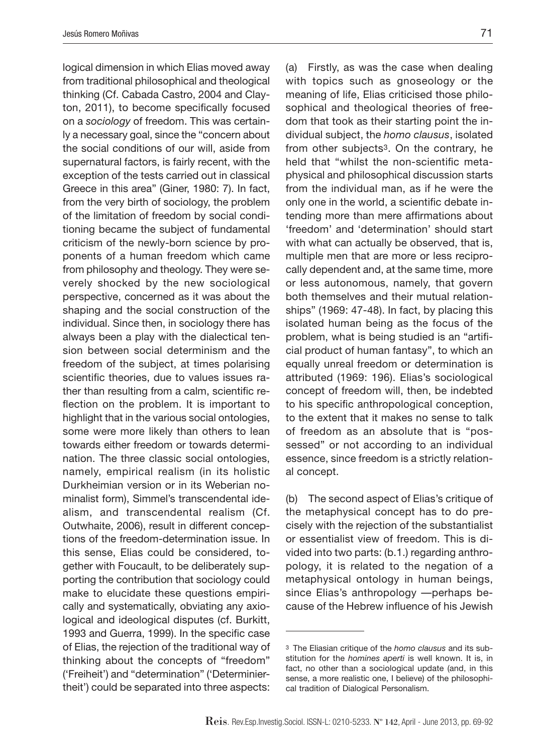logical dimension in which Elias moved away from traditional philosophical and theological thinking (Cf. Cabada Castro, 2004 and Clayton, 2011), to become specifically focused on a *sociology* of freedom. This was certainly a necessary goal, since the "concern about the social conditions of our will, aside from supernatural factors, is fairly recent, with the exception of the tests carried out in classical Greece in this area" (Giner, 1980: 7). In fact, from the very birth of sociology, the problem of the limitation of freedom by social conditioning became the subject of fundamental criticism of the newly-born science by proponents of a human freedom which came from philosophy and theology. They were severely shocked by the new sociological perspective, concerned as it was about the shaping and the social construction of the individual. Since then, in sociology there has always been a play with the dialectical tension between social determinism and the freedom of the subject, at times polarising scientific theories, due to values issues rather than resulting from a calm, scientific reflection on the problem. It is important to highlight that in the various social ontologies, some were more likely than others to lean towards either freedom or towards determination. The three classic social ontologies, namely, empirical realism (in its holistic Durkheimian version or in its Weberian nominalist form), Simmel's transcendental idealism, and transcendental realism (Cf. Outwhaite, 2006), result in different conceptions of the freedom-determination issue. In this sense, Elias could be considered, together with Foucault, to be deliberately supporting the contribution that sociology could make to elucidate these questions empirically and systematically, obviating any axiological and ideological disputes (cf. Burkitt, 1993 and Guerra, 1999). In the specific case of Elias, the rejection of the traditional way of thinking about the concepts of "freedom" ('Freiheit') and "determination" ('Determiniertheit') could be separated into three aspects:

(a) Firstly, as was the case when dealing with topics such as gnoseology or the meaning of life, Elias criticised those philosophical and theological theories of freedom that took as their starting point the individual subject, the *homo clausus*, isolated from other subjects[3]. On the contrary, he held that "whilst the non-scientific metaphysical and philosophical discussion starts from the individual man, as if he were the only one in the world, a scientific debate intending more than mere affirmations about 'freedom' and 'determination' should start with what can actually be observed, that is, multiple men that are more or less reciprocally dependent and, at the same time, more or less autonomous, namely, that govern both themselves and their mutual relationships" (1969: 47-48). In fact, by placing this isolated human being as the focus of the problem, what is being studied is an "artificial product of human fantasy", to which an equally unreal freedom or determination is attributed (1969: 196). Elias's sociological concept of freedom will, then, be indebted to his specific anthropological conception, to the extent that it makes no sense to talk of freedom as an absolute that is "possessed" or not according to an individual essence, since freedom is a strictly relational concept.

(b) The second aspect of Elias's critique of the metaphysical concept has to do precisely with the rejection of the substantialist or essentialist view of freedom. This is divided into two parts: (b.1.) regarding anthropology, it is related to the negation of a metaphysical ontology in human beings, since Elias's anthropology —perhaps because of the Hebrew influence of his Jewish

[3] The Eliasian critique of the *homo clausus* and its substitution for the *homines aperti* is well known. It is, in fact, no other than a sociological update (and, in this sense, a more realistic one, I believe) of the philosophical tradition of Dialogical Personalism.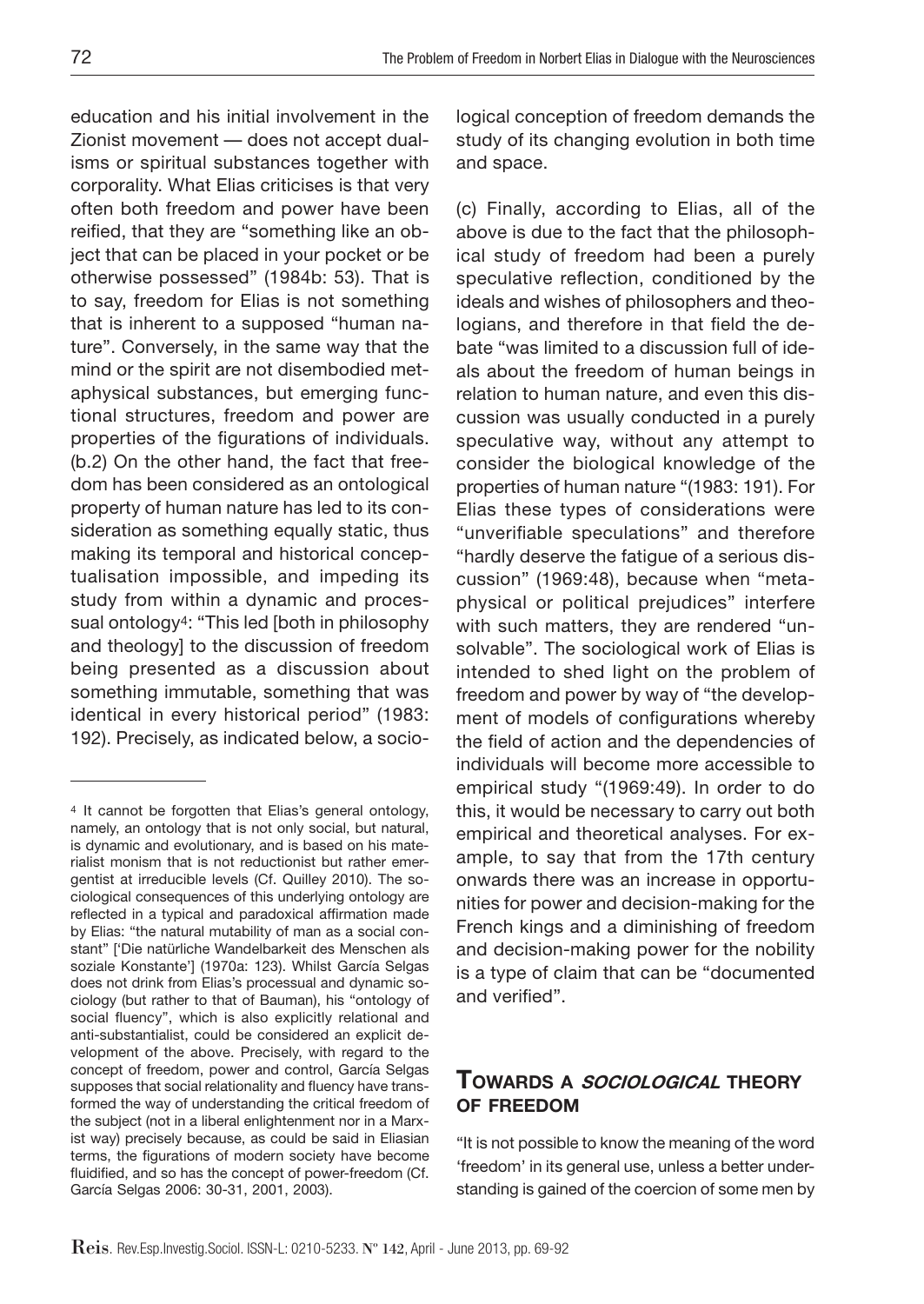education and his initial involvement in the Zionist movement — does not accept dualisms or spiritual substances together with corporality. What Elias criticises is that very often both freedom and power have been reified, that they are "something like an object that can be placed in your pocket or be otherwise possessed" (1984b: 53). That is to say, freedom for Elias is not something that is inherent to a supposed "human nature". Conversely, in the same way that the mind or the spirit are not disembodied metaphysical substances, but emerging functional structures, freedom and power are properties of the figurations of individuals. (b.2) On the other hand, the fact that freedom has been considered as an ontological property of human nature has led to its consideration as something equally static, thus making its temporal and historical conceptualisation impossible, and impeding its study from within a dynamic and processual ontology[4]: "This led [both in philosophy and theology] to the discussion of freedom being presented as a discussion about something immutable, something that was identical in every historical period" (1983: 192). Precisely, as indicated below, a sociological conception of freedom demands the study of its changing evolution in both time and space.

(c) Finally, according to Elias, all of the above is due to the fact that the philosophical study of freedom had been a purely speculative reflection, conditioned by the ideals and wishes of philosophers and theologians, and therefore in that field the debate "was limited to a discussion full of ideals about the freedom of human beings in relation to human nature, and even this discussion was usually conducted in a purely speculative way, without any attempt to consider the biological knowledge of the properties of human nature "(1983: 191). For Elias these types of considerations were "unverifiable speculations" and therefore "hardly deserve the fatigue of a serious discussion" (1969:48), because when "metaphysical or political prejudices" interfere with such matters, they are rendered "unsolvable". The sociological work of Elias is intended to shed light on the problem of freedom and power by way of "the development of models of configurations whereby the field of action and the dependencies of individuals will become more accessible to empirical study "(1969:49). In order to do this, it would be necessary to carry out both empirical and theoretical analyses. For example, to say that from the 17th century onwards there was an increase in opportunities for power and decision-making for the French kings and a diminishing of freedom and decision-making power for the nobility is a type of claim that can be "documented and verified".

## Towards a *sociological* theory of freedom

"It is not possible to know the meaning of the word 'freedom' in its general use, unless a better understanding is gained of the coercion of some men by

---

[4] It cannot be forgotten that Elias's general ontology, namely, an ontology that is not only social, but natural, is dynamic and evolutionary, and is based on his materialist monism that is not reductionist but rather emergentist at irreducible levels (Cf. Quilley 2010). The sociological consequences of this underlying ontology are reflected in a typical and paradoxical affirmation made by Elias: "the natural mutability of man as a social constant" ['Die natürliche Wandelbarkeit des Menschen als soziale Konstante'] (1970a: 123). Whilst García Selgas does not drink from Elias's processual and dynamic sociology (but rather to that of Bauman), his "ontology of social fluency", which is also explicitly relational and anti-substantialist, could be considered an explicit development of the above. Precisely, with regard to the concept of freedom, power and control, García Selgas supposes that social relationality and fluency have transformed the way of understanding the critical freedom of the subject (not in a liberal enlightenment nor in a Marxist way) precisely because, as could be said in Eliasian terms, the figurations of modern society have become fluidified, and so has the concept of power-freedom (Cf. García Selgas 2006: 30-31, 2001, 2003).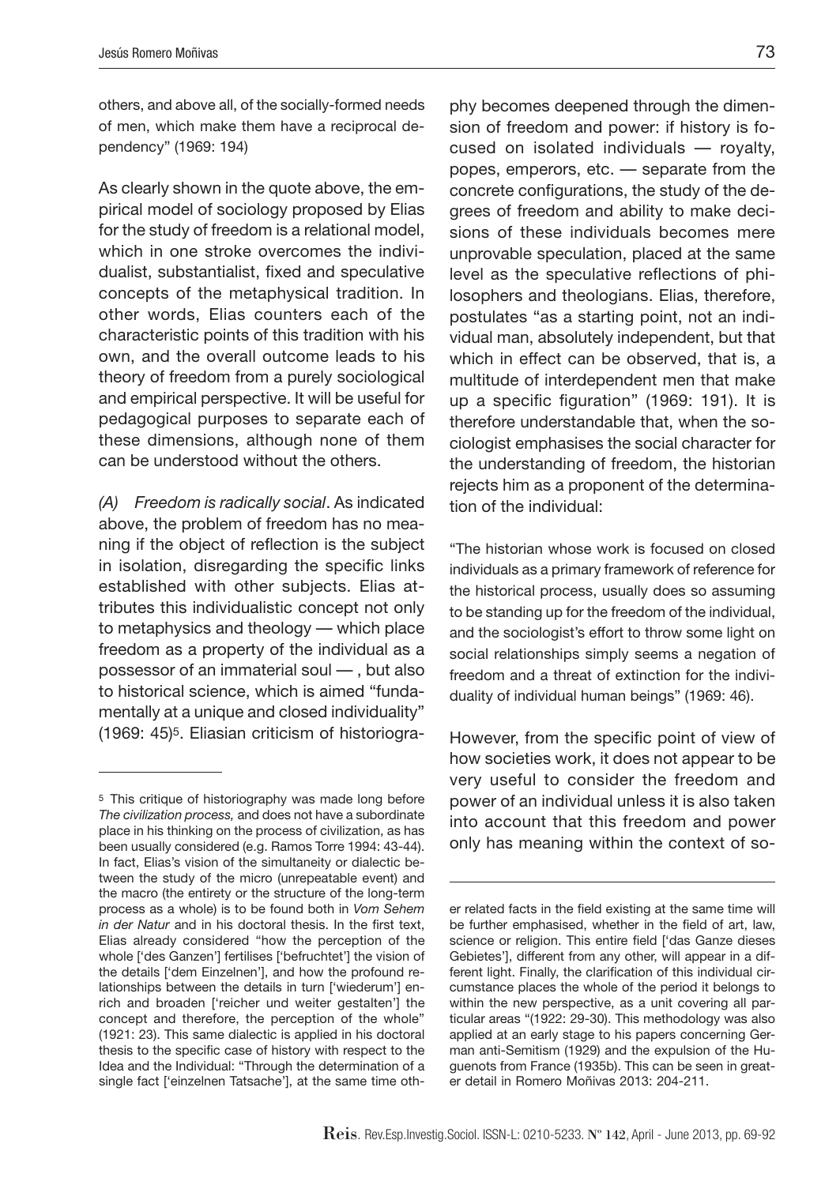others, and above all, of the socially-formed needs of men, which make them have a reciprocal dependency" (1969: 194)

As clearly shown in the quote above, the empirical model of sociology proposed by Elias for the study of freedom is a relational model, which in one stroke overcomes the individualist, substantialist, fixed and speculative concepts of the metaphysical tradition. In other words, Elias counters each of the characteristic points of this tradition with his own, and the overall outcome leads to his theory of freedom from a purely sociological and empirical perspective. It will be useful for pedagogical purposes to separate each of these dimensions, although none of them can be understood without the others.

*(A) Freedom is radically social*. As indicated above, the problem of freedom has no meaning if the object of reflection is the subject in isolation, disregarding the specific links established with other subjects. Elias attributes this individualistic concept not only to metaphysics and theology — which place freedom as a property of the individual as a possessor of an immaterial soul — , but also to historical science, which is aimed "fundamentally at a unique and closed individuality" (1969: 45)[5]. Eliasian criticism of historiography becomes deepened through the dimension of freedom and power: if history is focused on isolated individuals — royalty, popes, emperors, etc. — separate from the concrete configurations, the study of the degrees of freedom and ability to make decisions of these individuals becomes mere unprovable speculation, placed at the same level as the speculative reflections of philosophers and theologians. Elias, therefore, postulates "as a starting point, not an individual man, absolutely independent, but that which in effect can be observed, that is, a multitude of interdependent men that make up a specific figuration" (1969: 191). It is therefore understandable that, when the sociologist emphasises the social character for the understanding of freedom, the historian rejects him as a proponent of the determination of the individual:

"The historian whose work is focused on closed individuals as a primary framework of reference for the historical process, usually does so assuming to be standing up for the freedom of the individual, and the sociologist's effort to throw some light on social relationships simply seems a negation of freedom and a threat of extinction for the individuality of individual human beings" (1969: 46).

However, from the specific point of view of how societies work, it does not appear to be very useful to consider the freedom and power of an individual unless it is also taken into account that this freedom and power only has meaning within the context of so-

[5] This critique of historiography was made long before *The civilization process,* and does not have a subordinate place in his thinking on the process of civilization, as has been usually considered (e.g. Ramos Torre 1994: 43-44). In fact, Elias's vision of the simultaneity or dialectic between the study of the micro (unrepeatable event) and the macro (the entirety or the structure of the long-term process as a whole) is to be found both in *Vom Sehem in der Natur* and in his doctoral thesis. In the first text, Elias already considered "how the perception of the whole ['des Ganzen'] fertilises ['befruchtet'] the vision of the details ['dem Einzelnen'], and how the profound relationships between the details in turn ['wiederum'] enrich and broaden ['reicher und weiter gestalten'] the concept and therefore, the perception of the whole" (1921: 23). This same dialectic is applied in his doctoral thesis to the specific case of history with respect to the Idea and the Individual: "Through the determination of a single fact ['einzelnen Tatsache'], at the same time other related facts in the field existing at the same time will be further emphasised, whether in the field of art, law, science or religion. This entire field ['das Ganze dieses Gebietes'], different from any other, will appear in a different light. Finally, the clarification of this individual circumstance places the whole of the period it belongs to within the new perspective, as a unit covering all particular areas "(1922: 29-30). This methodology was also applied at an early stage to his papers concerning German anti-Semitism (1929) and the expulsion of the Huguenots from France (1935b). This can be seen in greater detail in Romero Moñivas 2013: 204-211.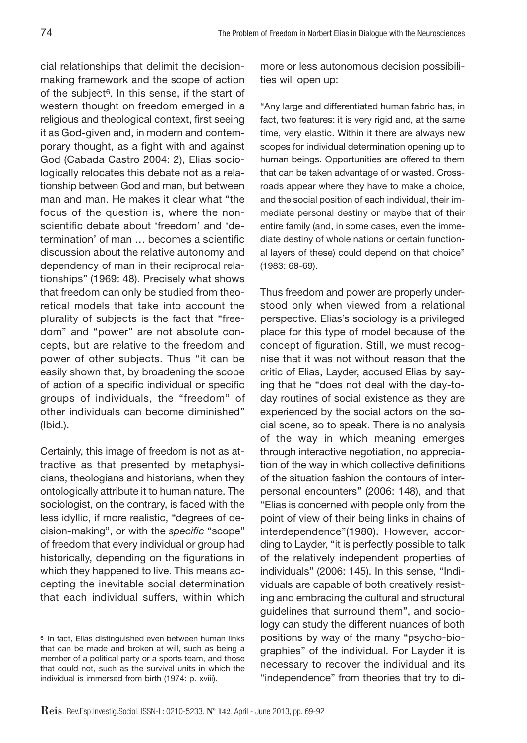cial relationships that delimit the decision-making framework and the scope of action of the subject[6]. In this sense, if the start of western thought on freedom emerged in a religious and theological context, first seeing it as God-given and, in modern and contemporary thought, as a fight with and against God (Cabada Castro 2004: 2), Elias sociologically relocates this debate not as a relationship between God and man, but between man and man. He makes it clear what "the focus of the question is, where the non-scientific debate about 'freedom' and 'determination' of man … becomes a scientific discussion about the relative autonomy and dependency of man in their reciprocal relationships" (1969: 48). Precisely what shows that freedom can only be studied from theoretical models that take into account the plurality of subjects is the fact that "freedom" and "power" are not absolute concepts, but are relative to the freedom and power of other subjects. Thus "it can be easily shown that, by broadening the scope of action of a specific individual or specific groups of individuals, the "freedom" of other individuals can become diminished" (Ibid.).

Certainly, this image of freedom is not as attractive as that presented by metaphysicians, theologians and historians, when they ontologically attribute it to human nature. The sociologist, on the contrary, is faced with the less idyllic, if more realistic, "degrees of decision-making", or with the *specific* "scope" of freedom that every individual or group had historically, depending on the figurations in which they happened to live. This means accepting the inevitable social determination that each individual suffers, within which more or less autonomous decision possibilities will open up:

"Any large and differentiated human fabric has, in fact, two features: it is very rigid and, at the same time, very elastic. Within it there are always new scopes for individual determination opening up to human beings. Opportunities are offered to them that can be taken advantage of or wasted. Crossroads appear where they have to make a choice, and the social position of each individual, their immediate personal destiny or maybe that of their entire family (and, in some cases, even the immediate destiny of whole nations or certain functional layers of these) could depend on that choice" (1983: 68-69).

Thus freedom and power are properly understood only when viewed from a relational perspective. Elias's sociology is a privileged place for this type of model because of the concept of figuration. Still, we must recognise that it was not without reason that the critic of Elias, Layder, accused Elias by saying that he "does not deal with the day-to-day routines of social existence as they are experienced by the social actors on the social scene, so to speak. There is no analysis of the way in which meaning emerges through interactive negotiation, no appreciation of the way in which collective definitions of the situation fashion the contours of interpersonal encounters" (2006: 148), and that "Elias is concerned with people only from the point of view of their being links in chains of interdependence"(1980). However, according to Layder, "it is perfectly possible to talk of the relatively independent properties of individuals" (2006: 145). In this sense, "Individuals are capable of both creatively resisting and embracing the cultural and structural guidelines that surround them", and sociology can study the different nuances of both positions by way of the many "psycho-biographies" of the individual. For Layder it is necessary to recover the individual and its "independence" from theories that try to di-

---

[6] In fact, Elias distinguished even between human links that can be made and broken at will, such as being a member of a political party or a sports team, and those that could not, such as the survival units in which the individual is immersed from birth (1974: p. xviii).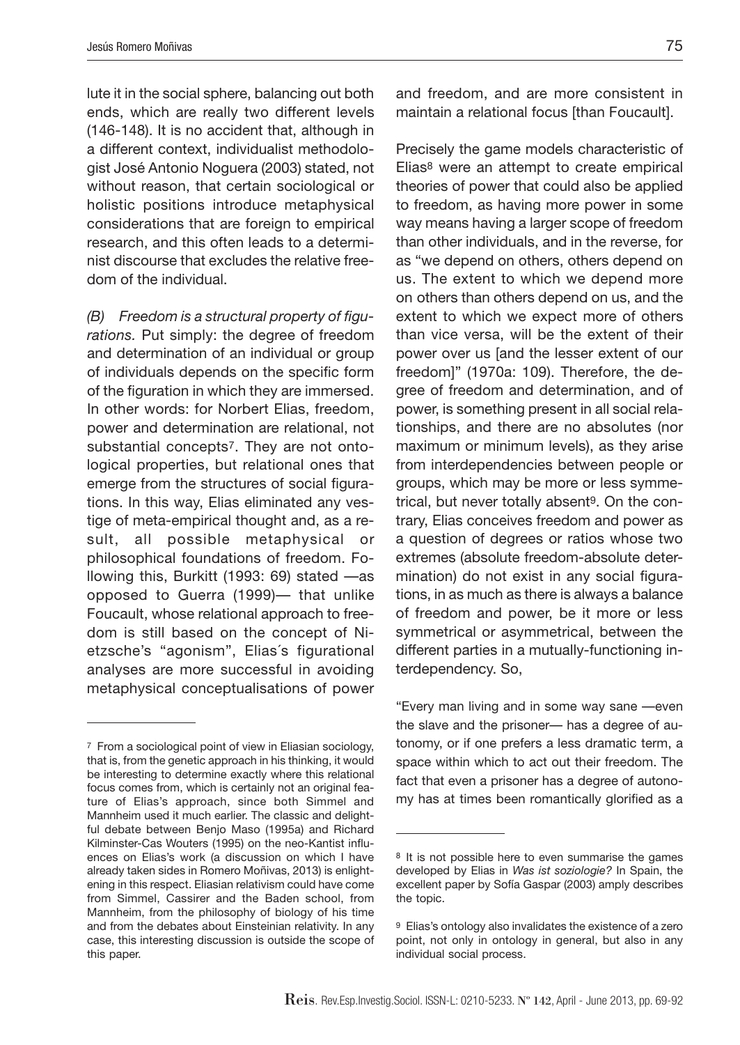lute it in the social sphere, balancing out both ends, which are really two different levels (146-148). It is no accident that, although in a different context, individualist methodologist José Antonio Noguera (2003) stated, not without reason, that certain sociological or holistic positions introduce metaphysical considerations that are foreign to empirical research, and this often leads to a determinist discourse that excludes the relative freedom of the individual.

*(B) Freedom is a structural property of figurations.* Put simply: the degree of freedom and determination of an individual or group of individuals depends on the specific form of the figuration in which they are immersed. In other words: for Norbert Elias, freedom, power and determination are relational, not substantial concepts[7]. They are not ontological properties, but relational ones that emerge from the structures of social figurations. In this way, Elias eliminated any vestige of meta-empirical thought and, as a result, all possible metaphysical or philosophical foundations of freedom. Following this, Burkitt (1993: 69) stated —as opposed to Guerra (1999)— that unlike Foucault, whose relational approach to freedom is still based on the concept of Nietzsche's "agonism", Elias´s figurational analyses are more successful in avoiding metaphysical conceptualisations of power and freedom, and are more consistent in maintain a relational focus [than Foucault].

Precisely the game models characteristic of Elias[8] were an attempt to create empirical theories of power that could also be applied to freedom, as having more power in some way means having a larger scope of freedom than other individuals, and in the reverse, for as "we depend on others, others depend on us. The extent to which we depend more on others than others depend on us, and the extent to which we expect more of others than vice versa, will be the extent of their power over us [and the lesser extent of our freedom]" (1970a: 109). Therefore, the degree of freedom and determination, and of power, is something present in all social relationships, and there are no absolutes (nor maximum or minimum levels), as they arise from interdependencies between people or groups, which may be more or less symmetrical, but never totally absent[9]. On the contrary, Elias conceives freedom and power as a question of degrees or ratios whose two extremes (absolute freedom-absolute determination) do not exist in any social figurations, in as much as there is always a balance of freedom and power, be it more or less symmetrical or asymmetrical, between the different parties in a mutually-functioning interdependency. So,

"Every man living and in some way sane —even the slave and the prisoner— has a degree of autonomy, or if one prefers a less dramatic term, a space within which to act out their freedom. The fact that even a prisoner has a degree of autonomy has at times been romantically glorified as a

---

[7] From a sociological point of view in Eliasian sociology, that is, from the genetic approach in his thinking, it would be interesting to determine exactly where this relational focus comes from, which is certainly not an original feature of Elias's approach, since both Simmel and Mannheim used it much earlier. The classic and delightful debate between Benjo Maso (1995a) and Richard Kilminster-Cas Wouters (1995) on the neo-Kantist influences on Elias's work (a discussion on which I have already taken sides in Romero Moñivas, 2013) is enlightening in this respect. Eliasian relativism could have come from Simmel, Cassirer and the Baden school, from Mannheim, from the philosophy of biology of his time and from the debates about Einsteinian relativity. In any case, this interesting discussion is outside the scope of this paper.

[8] It is not possible here to even summarise the games developed by Elias in *Was ist soziologie?* In Spain, the excellent paper by Sofía Gaspar (2003) amply describes the topic.

[9] Elias's ontology also invalidates the existence of a zero point, not only in ontology in general, but also in any individual social process.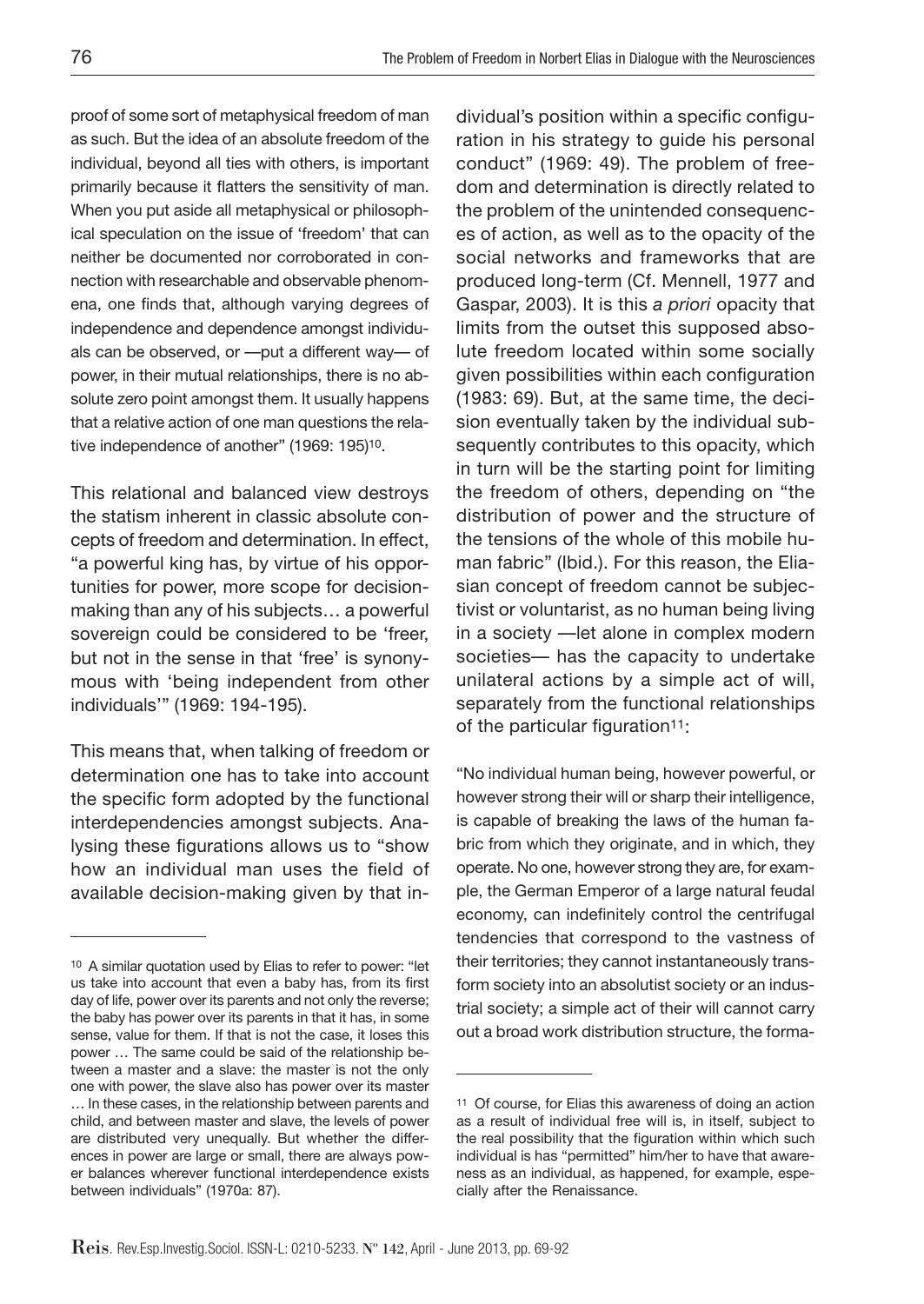proof of some sort of metaphysical freedom of man as such. But the idea of an absolute freedom of the individual, beyond all ties with others, is important primarily because it flatters the sensitivity of man. When you put aside all metaphysical or philosophical speculation on the issue of 'freedom' that can neither be documented nor corroborated in connection with researchable and observable phenomena, one finds that, although varying degrees of independence and dependence amongst individuals can be observed, or —put a different way— of power, in their mutual relationships, there is no absolute zero point amongst them. It usually happens that a relative action of one man questions the relative independence of another" (1969: 195)[10].

This relational and balanced view destroys the statism inherent in classic absolute concepts of freedom and determination. In effect, "a powerful king has, by virtue of his opportunities for power, more scope for decision-making than any of his subjects… a powerful sovereign could be considered to be 'freer, but not in the sense in that 'free' is synonymous with 'being independent from other individuals'" (1969: 194-195).

This means that, when talking of freedom or determination one has to take into account the specific form adopted by the functional interdependencies amongst subjects. Analysing these figurations allows us to "show how an individual man uses the field of available decision-making given by that individual's position within a specific configuration in his strategy to guide his personal conduct" (1969: 49). The problem of freedom and determination is directly related to the problem of the unintended consequences of action, as well as to the opacity of the social networks and frameworks that are produced long-term (Cf. Mennell, 1977 and Gaspar, 2003). It is this *a priori* opacity that limits from the outset this supposed absolute freedom located within some socially given possibilities within each configuration (1983: 69). But, at the same time, the decision eventually taken by the individual subsequently contributes to this opacity, which in turn will be the starting point for limiting the freedom of others, depending on "the distribution of power and the structure of the tensions of the whole of this mobile human fabric" (Ibid.). For this reason, the Eliasian concept of freedom cannot be subjectivist or voluntarist, as no human being living in a society —let alone in complex modern societies— has the capacity to undertake unilateral actions by a simple act of will, separately from the functional relationships of the particular figuration[11]:

"No individual human being, however powerful, or however strong their will or sharp their intelligence, is capable of breaking the laws of the human fabric from which they originate, and in which, they operate. No one, however strong they are, for example, the German Emperor of a large natural feudal economy, can indefinitely control the centrifugal tendencies that correspond to the vastness of their territories; they cannot instantaneously transform society into an absolutist society or an industrial society; a simple act of their will cannot carry out a broad work distribution structure, the forma-

---

[10] A similar quotation used by Elias to refer to power: "let us take into account that even a baby has, from its first day of life, power over its parents and not only the reverse; the baby has power over its parents in that it has, in some sense, value for them. If that is not the case, it loses this power … The same could be said of the relationship between a master and a slave: the master is not the only one with power, the slave also has power over its master … In these cases, in the relationship between parents and child, and between master and slave, the levels of power are distributed very unequally. But whether the differences in power are large or small, there are always power balances wherever functional interdependence exists between individuals" (1970a: 87).

[11] Of course, for Elias this awareness of doing an action as a result of individual free will is, in itself, subject to the real possibility that the figuration within which such individual is has "permitted" him/her to have that awareness as an individual, as happened, for example, especially after the Renaissance.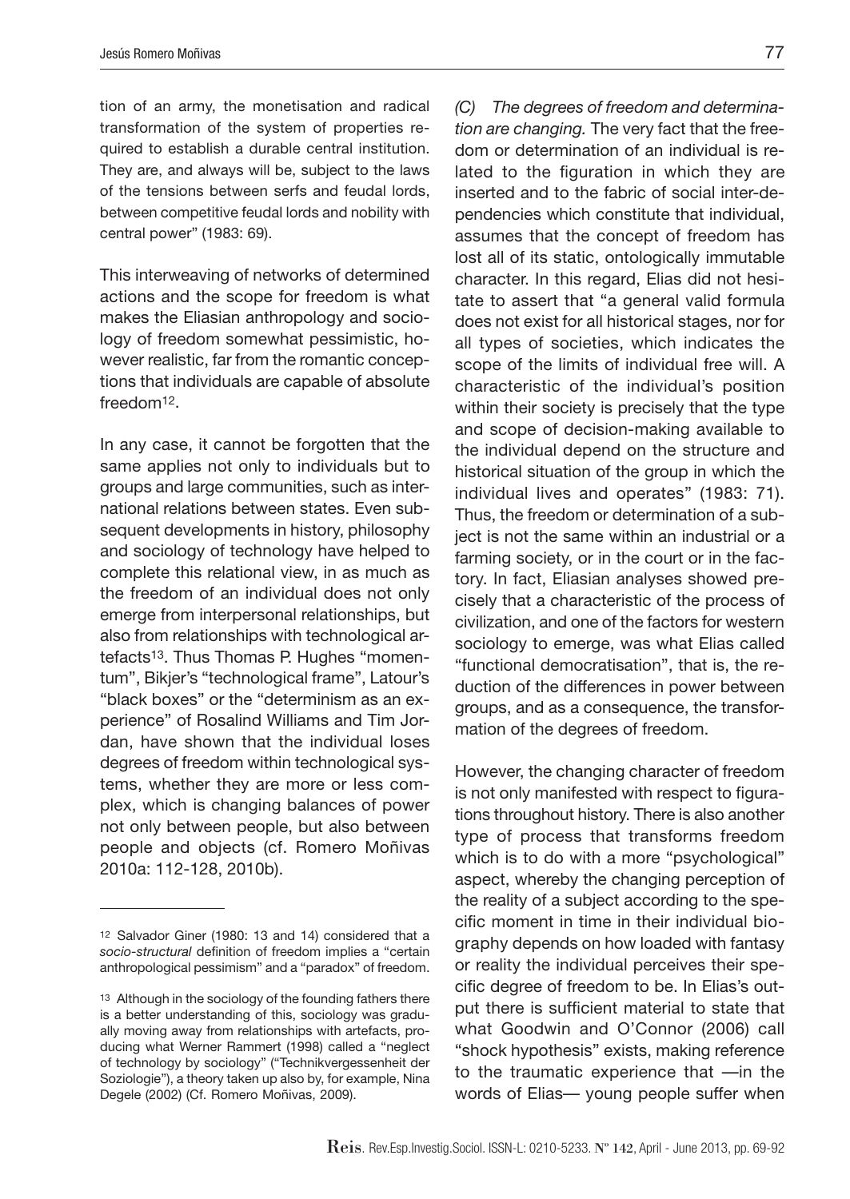tion of an army, the monetisation and radical transformation of the system of properties required to establish a durable central institution. They are, and always will be, subject to the laws of the tensions between serfs and feudal lords, between competitive feudal lords and nobility with central power" (1983: 69).

This interweaving of networks of determined actions and the scope for freedom is what makes the Eliasian anthropology and sociology of freedom somewhat pessimistic, however realistic, far from the romantic conceptions that individuals are capable of absolute freedom[12].

In any case, it cannot be forgotten that the same applies not only to individuals but to groups and large communities, such as international relations between states. Even subsequent developments in history, philosophy and sociology of technology have helped to complete this relational view, in as much as the freedom of an individual does not only emerge from interpersonal relationships, but also from relationships with technological artefacts[13]. Thus Thomas P. Hughes "momentum", Bikjer's "technological frame", Latour's "black boxes" or the "determinism as an experience" of Rosalind Williams and Tim Jordan, have shown that the individual loses degrees of freedom within technological systems, whether they are more or less complex, which is changing balances of power not only between people, but also between people and objects (cf. Romero Moñivas 2010a: 112-128, 2010b).

*(C) The degrees of freedom and determination are changing.* The very fact that the freedom or determination of an individual is related to the figuration in which they are inserted and to the fabric of social inter-dependencies which constitute that individual, assumes that the concept of freedom has lost all of its static, ontologically immutable character. In this regard, Elias did not hesitate to assert that "a general valid formula does not exist for all historical stages, nor for all types of societies, which indicates the scope of the limits of individual free will. A characteristic of the individual's position within their society is precisely that the type and scope of decision-making available to the individual depend on the structure and historical situation of the group in which the individual lives and operates" (1983: 71). Thus, the freedom or determination of a subject is not the same within an industrial or a farming society, or in the court or in the factory. In fact, Eliasian analyses showed precisely that a characteristic of the process of civilization, and one of the factors for western sociology to emerge, was what Elias called "functional democratisation", that is, the reduction of the differences in power between groups, and as a consequence, the transformation of the degrees of freedom.

However, the changing character of freedom is not only manifested with respect to figurations throughout history. There is also another type of process that transforms freedom which is to do with a more "psychological" aspect, whereby the changing perception of the reality of a subject according to the specific moment in time in their individual biography depends on how loaded with fantasy or reality the individual perceives their specific degree of freedom to be. In Elias's output there is sufficient material to state that what Goodwin and O'Connor (2006) call "shock hypothesis" exists, making reference to the traumatic experience that —in the words of Elias— young people suffer when

---

[12] Salvador Giner (1980: 13 and 14) considered that a *socio-structural* definition of freedom implies a "certain anthropological pessimism" and a "paradox" of freedom.

[13] Although in the sociology of the founding fathers there is a better understanding of this, sociology was gradually moving away from relationships with artefacts, producing what Werner Rammert (1998) called a "neglect of technology by sociology" ("Technikvergessenheit der Soziologie"), a theory taken up also by, for example, Nina Degele (2002) (Cf. Romero Moñivas, 2009).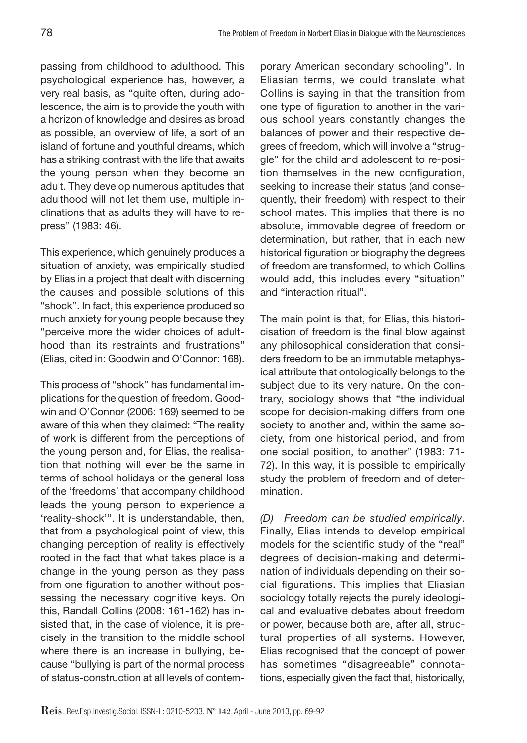passing from childhood to adulthood. This psychological experience has, however, a very real basis, as "quite often, during adolescence, the aim is to provide the youth with a horizon of knowledge and desires as broad as possible, an overview of life, a sort of an island of fortune and youthful dreams, which has a striking contrast with the life that awaits the young person when they become an adult. They develop numerous aptitudes that adulthood will not let them use, multiple inclinations that as adults they will have to repress" (1983: 46).

This experience, which genuinely produces a situation of anxiety, was empirically studied by Elias in a project that dealt with discerning the causes and possible solutions of this "shock". In fact, this experience produced so much anxiety for young people because they "perceive more the wider choices of adulthood than its restraints and frustrations" (Elias, cited in: Goodwin and O'Connor: 168).

This process of "shock" has fundamental implications for the question of freedom. Goodwin and O'Connor (2006: 169) seemed to be aware of this when they claimed: "The reality of work is different from the perceptions of the young person and, for Elias, the realisation that nothing will ever be the same in terms of school holidays or the general loss of the 'freedoms' that accompany childhood leads the young person to experience a 'reality-shock'". It is understandable, then, that from a psychological point of view, this changing perception of reality is effectively rooted in the fact that what takes place is a change in the young person as they pass from one figuration to another without possessing the necessary cognitive keys. On this, Randall Collins (2008: 161-162) has insisted that, in the case of violence, it is precisely in the transition to the middle school where there is an increase in bullying, because "bullying is part of the normal process of status-construction at all levels of contemporary American secondary schooling". In Eliasian terms, we could translate what Collins is saying in that the transition from one type of figuration to another in the various school years constantly changes the balances of power and their respective degrees of freedom, which will involve a "struggle" for the child and adolescent to re-position themselves in the new configuration, seeking to increase their status (and consequently, their freedom) with respect to their school mates. This implies that there is no absolute, immovable degree of freedom or determination, but rather, that in each new historical figuration or biography the degrees of freedom are transformed, to which Collins would add, this includes every "situation" and "interaction ritual".

The main point is that, for Elias, this historicisation of freedom is the final blow against any philosophical consideration that considers freedom to be an immutable metaphysical attribute that ontologically belongs to the subject due to its very nature. On the contrary, sociology shows that "the individual scope for decision-making differs from one society to another and, within the same society, from one historical period, and from one social position, to another" (1983: 71-72). In this way, it is possible to empirically study the problem of freedom and of determination.

*(D) Freedom can be studied empirically*. Finally, Elias intends to develop empirical models for the scientific study of the "real" degrees of decision-making and determination of individuals depending on their social figurations. This implies that Eliasian sociology totally rejects the purely ideological and evaluative debates about freedom or power, because both are, after all, structural properties of all systems. However, Elias recognised that the concept of power has sometimes "disagreeable" connotations, especially given the fact that, historically,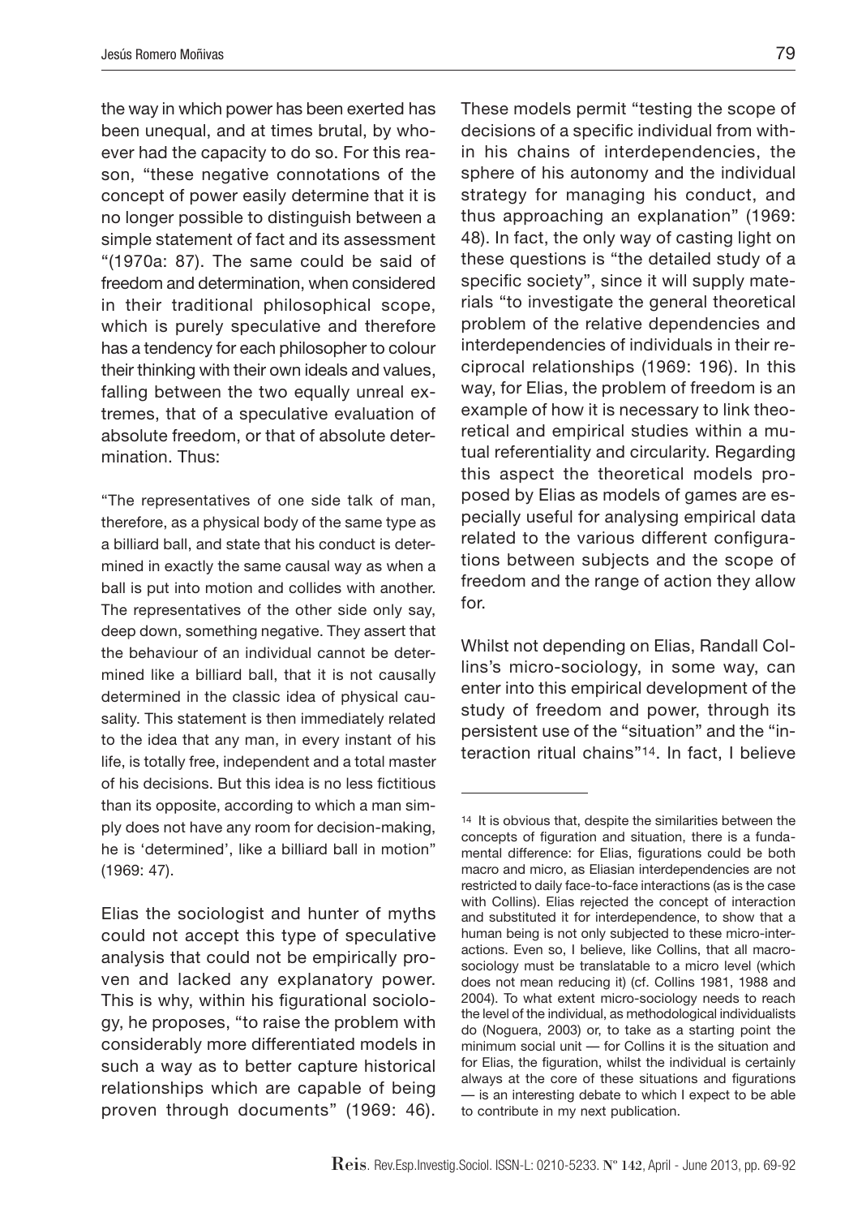the way in which power has been exerted has been unequal, and at times brutal, by whoever had the capacity to do so. For this reason, "these negative connotations of the concept of power easily determine that it is no longer possible to distinguish between a simple statement of fact and its assessment "(1970a: 87). The same could be said of freedom and determination, when considered in their traditional philosophical scope, which is purely speculative and therefore has a tendency for each philosopher to colour their thinking with their own ideals and values, falling between the two equally unreal extremes, that of a speculative evaluation of absolute freedom, or that of absolute determination. Thus:

> "The representatives of one side talk of man, therefore, as a physical body of the same type as a billiard ball, and state that his conduct is determined in exactly the same causal way as when a ball is put into motion and collides with another. The representatives of the other side only say, deep down, something negative. They assert that the behaviour of an individual cannot be determined like a billiard ball, that it is not causally determined in the classic idea of physical causality. This statement is then immediately related to the idea that any man, in every instant of his life, is totally free, independent and a total master of his decisions. But this idea is no less fictitious than its opposite, according to which a man simply does not have any room for decision-making, he is 'determined', like a billiard ball in motion" (1969: 47).

Elias the sociologist and hunter of myths could not accept this type of speculative analysis that could not be empirically proven and lacked any explanatory power. This is why, within his figurational sociology, he proposes, "to raise the problem with considerably more differentiated models in such a way as to better capture historical relationships which are capable of being proven through documents" (1969: 46). These models permit "testing the scope of decisions of a specific individual from within his chains of interdependencies, the sphere of his autonomy and the individual strategy for managing his conduct, and thus approaching an explanation" (1969: 48). In fact, the only way of casting light on these questions is "the detailed study of a specific society", since it will supply materials "to investigate the general theoretical problem of the relative dependencies and interdependencies of individuals in their reciprocal relationships (1969: 196). In this way, for Elias, the problem of freedom is an example of how it is necessary to link theoretical and empirical studies within a mutual referentiality and circularity. Regarding this aspect the theoretical models proposed by Elias as models of games are especially useful for analysing empirical data related to the various different configurations between subjects and the scope of freedom and the range of action they allow for.

Whilst not depending on Elias, Randall Collins's micro-sociology, in some way, can enter into this empirical development of the study of freedom and power, through its persistent use of the "situation" and the "interaction ritual chains"[14]. In fact, I believe

[14] It is obvious that, despite the similarities between the concepts of figuration and situation, there is a fundamental difference: for Elias, figurations could be both macro and micro, as Eliasian interdependencies are not restricted to daily face-to-face interactions (as is the case with Collins). Elias rejected the concept of interaction and substituted it for interdependence, to show that a human being is not only subjected to these micro-interactions. Even so, I believe, like Collins, that all macro-sociology must be translatable to a micro level (which does not mean reducing it) (cf. Collins 1981, 1988 and 2004). To what extent micro-sociology needs to reach the level of the individual, as methodological individualists do (Noguera, 2003) or, to take as a starting point the minimum social unit — for Collins it is the situation and for Elias, the figuration, whilst the individual is certainly always at the core of these situations and figurations — is an interesting debate to which I expect to be able to contribute in my next publication.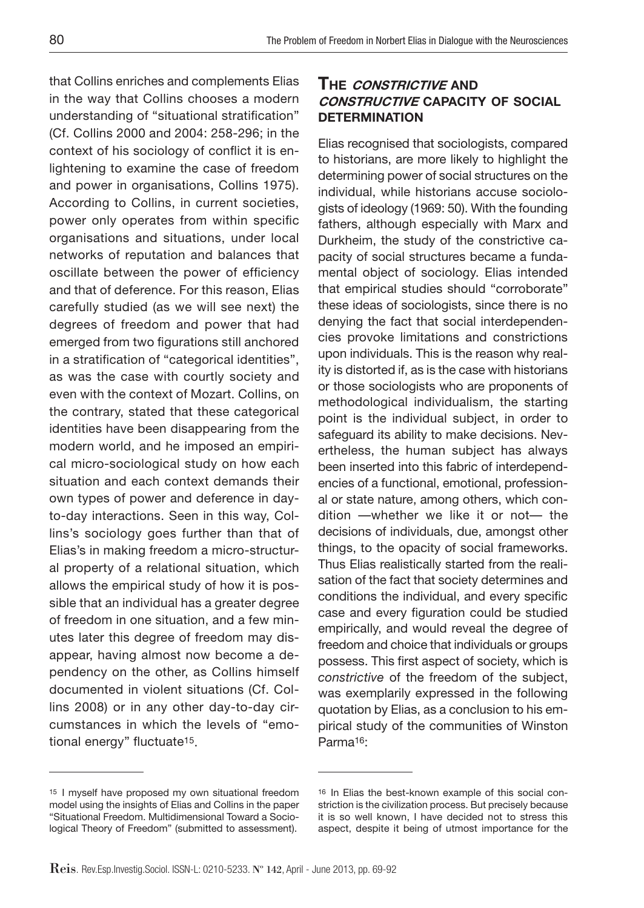that Collins enriches and complements Elias in the way that Collins chooses a modern understanding of "situational stratification" (Cf. Collins 2000 and 2004: 258-296; in the context of his sociology of conflict it is enlightening to examine the case of freedom and power in organisations, Collins 1975). According to Collins, in current societies, power only operates from within specific organisations and situations, under local networks of reputation and balances that oscillate between the power of efficiency and that of deference. For this reason, Elias carefully studied (as we will see next) the degrees of freedom and power that had emerged from two figurations still anchored in a stratification of "categorical identities", as was the case with courtly society and even with the context of Mozart. Collins, on the contrary, stated that these categorical identities have been disappearing from the modern world, and he imposed an empirical micro-sociological study on how each situation and each context demands their own types of power and deference in day-to-day interactions. Seen in this way, Collins's sociology goes further than that of Elias's in making freedom a micro-structural property of a relational situation, which allows the empirical study of how it is possible that an individual has a greater degree of freedom in one situation, and a few minutes later this degree of freedom may disappear, having almost now become a dependency on the other, as Collins himself documented in violent situations (Cf. Collins 2008) or in any other day-to-day circumstances in which the levels of "emotional energy" fluctuate[15].

## The *constrictive* and *constructive* capacity of social determination

Elias recognised that sociologists, compared to historians, are more likely to highlight the determining power of social structures on the individual, while historians accuse sociologists of ideology (1969: 50). With the founding fathers, although especially with Marx and Durkheim, the study of the constrictive capacity of social structures became a fundamental object of sociology. Elias intended that empirical studies should "corroborate" these ideas of sociologists, since there is no denying the fact that social interdependencies provoke limitations and constrictions upon individuals. This is the reason why reality is distorted if, as is the case with historians or those sociologists who are proponents of methodological individualism, the starting point is the individual subject, in order to safeguard its ability to make decisions. Nevertheless, the human subject has always been inserted into this fabric of interdependencies of a functional, emotional, professional or state nature, among others, which condition —whether we like it or not— the decisions of individuals, due, amongst other things, to the opacity of social frameworks. Thus Elias realistically started from the realisation of the fact that society determines and conditions the individual, and every specific case and every figuration could be studied empirically, and would reveal the degree of freedom and choice that individuals or groups possess. This first aspect of society, which is *constrictive* of the freedom of the subject, was exemplarily expressed in the following quotation by Elias, as a conclusion to his empirical study of the communities of Winston Parma[16]:

---

[15] I myself have proposed my own situational freedom model using the insights of Elias and Collins in the paper "Situational Freedom. Multidimensional Toward a Sociological Theory of Freedom" (submitted to assessment).

[16] In Elias the best-known example of this social constriction is the civilization process. But precisely because it is so well known, I have decided not to stress this aspect, despite it being of utmost importance for the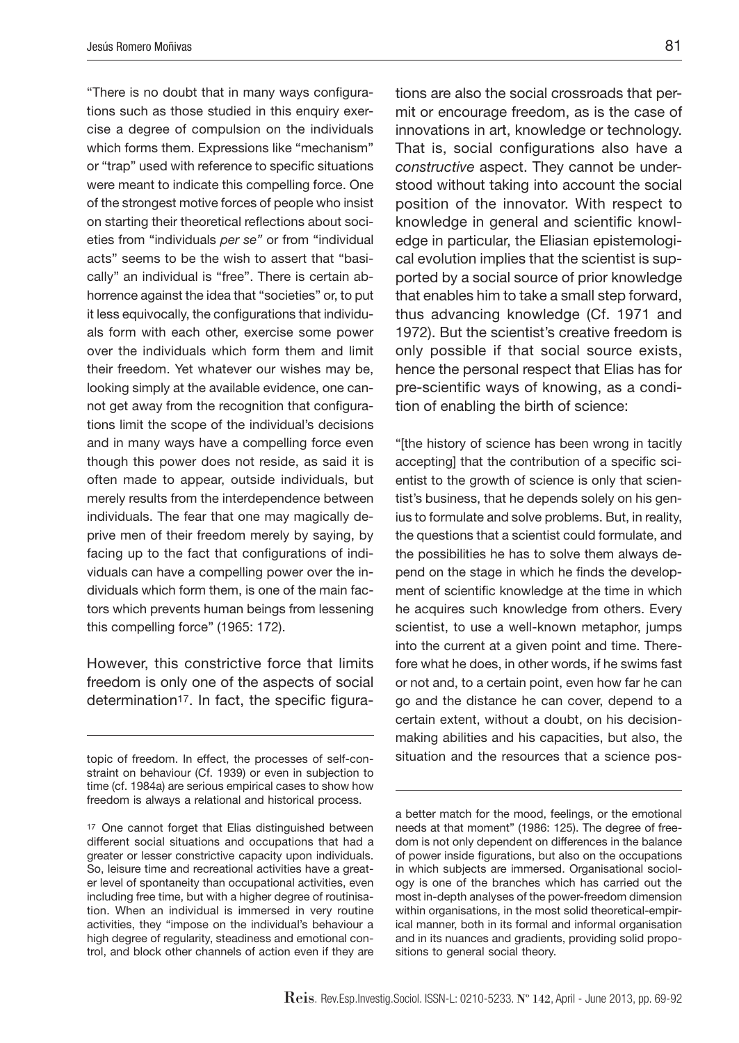"There is no doubt that in many ways configurations such as those studied in this enquiry exercise a degree of compulsion on the individuals which forms them. Expressions like "mechanism" or "trap" used with reference to specific situations were meant to indicate this compelling force. One of the strongest motive forces of people who insist on starting their theoretical reflections about societies from "individuals *per se"* or from "individual acts" seems to be the wish to assert that "basically" an individual is "free". There is certain abhorrence against the idea that "societies" or, to put it less equivocally, the configurations that individuals form with each other, exercise some power over the individuals which form them and limit their freedom. Yet whatever our wishes may be, looking simply at the available evidence, one cannot get away from the recognition that configurations limit the scope of the individual's decisions and in many ways have a compelling force even though this power does not reside, as said it is often made to appear, outside individuals, but merely results from the interdependence between individuals. The fear that one may magically deprive men of their freedom merely by saying, by facing up to the fact that configurations of individuals can have a compelling power over the individuals which form them, is one of the main factors which prevents human beings from lessening this compelling force" (1965: 172).

However, this constrictive force that limits freedom is only one of the aspects of social determination[17]. In fact, the specific figurations are also the social crossroads that permit or encourage freedom, as is the case of innovations in art, knowledge or technology. That is, social configurations also have a *constructive* aspect. They cannot be understood without taking into account the social position of the innovator. With respect to knowledge in general and scientific knowledge in particular, the Eliasian epistemological evolution implies that the scientist is supported by a social source of prior knowledge that enables him to take a small step forward, thus advancing knowledge (Cf. 1971 and 1972). But the scientist's creative freedom is only possible if that social source exists, hence the personal respect that Elias has for pre-scientific ways of knowing, as a condition of enabling the birth of science:

"[the history of science has been wrong in tacitly accepting] that the contribution of a specific scientist to the growth of science is only that scientist's business, that he depends solely on his genius to formulate and solve problems. But, in reality, the questions that a scientist could formulate, and the possibilities he has to solve them always depend on the stage in which he finds the development of scientific knowledge at the time in which he acquires such knowledge from others. Every scientist, to use a well-known metaphor, jumps into the current at a given point and time. Therefore what he does, in other words, if he swims fast or not and, to a certain point, even how far he can go and the distance he can cover, depend to a certain extent, without a doubt, on his decision-making abilities and his capacities, but also, the situation and the resources that a science pos-

---

topic of freedom. In effect, the processes of self-constraint on behaviour (Cf. 1939) or even in subjection to time (cf. 1984a) are serious empirical cases to show how freedom is always a relational and historical process.

[17] One cannot forget that Elias distinguished between different social situations and occupations that had a greater or lesser constrictive capacity upon individuals. So, leisure time and recreational activities have a greater level of spontaneity than occupational activities, even including free time, but with a higher degree of routinisation. When an individual is immersed in very routine activities, they "impose on the individual's behaviour a high degree of regularity, steadiness and emotional control, and block other channels of action even if they are a better match for the mood, feelings, or the emotional needs at that moment" (1986: 125). The degree of freedom is not only dependent on differences in the balance of power inside figurations, but also on the occupations in which subjects are immersed. Organisational sociology is one of the branches which has carried out the most in-depth analyses of the power-freedom dimension within organisations, in the most solid theoretical-empirical manner, both in its formal and informal organisation and in its nuances and gradients, providing solid propositions to general social theory.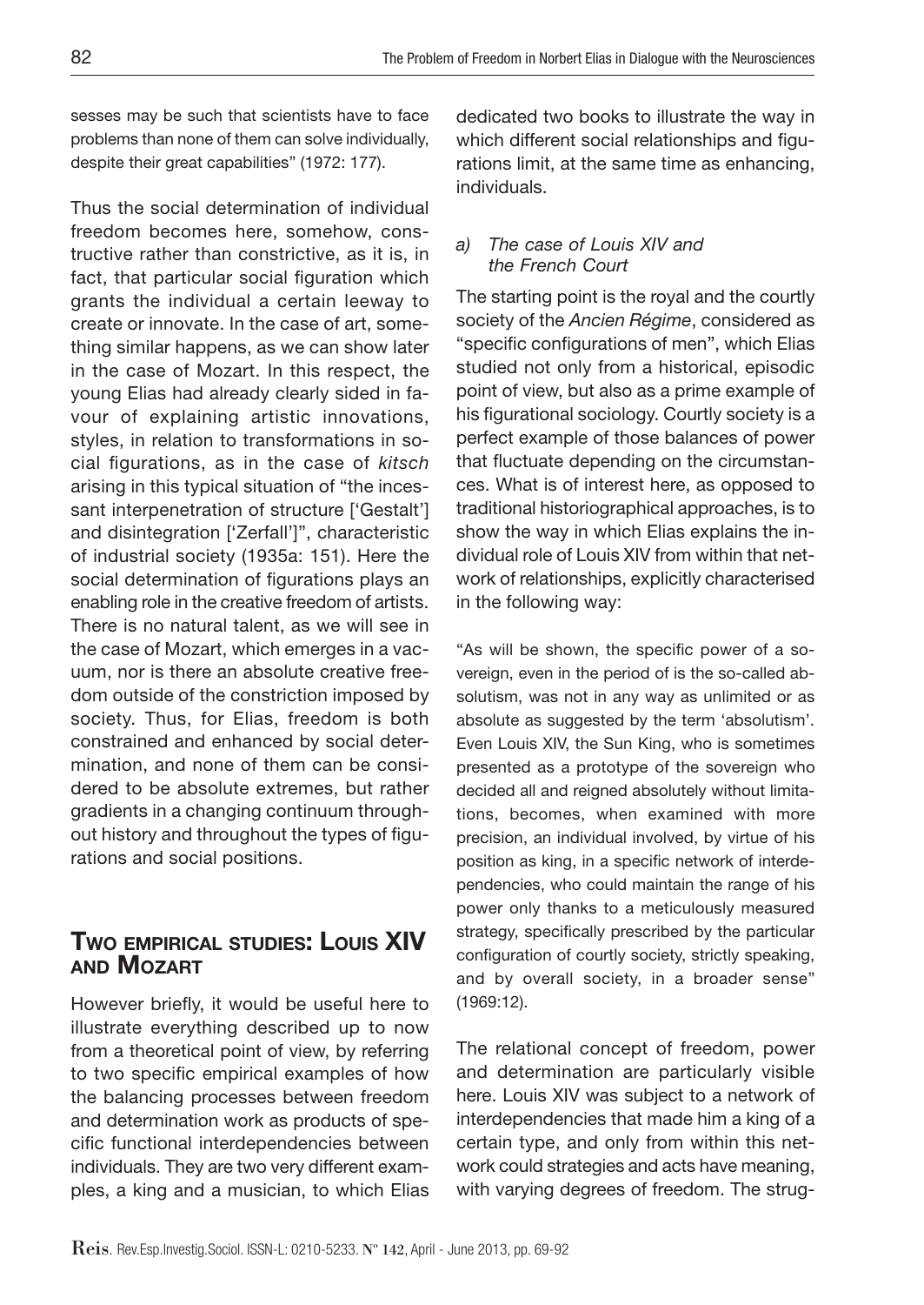sesses may be such that scientists have to face problems than none of them can solve individually, despite their great capabilities" (1972: 177).

Thus the social determination of individual freedom becomes here, somehow, constructive rather than constrictive, as it is, in fact, that particular social figuration which grants the individual a certain leeway to create or innovate. In the case of art, something similar happens, as we can show later in the case of Mozart. In this respect, the young Elias had already clearly sided in favour of explaining artistic innovations, styles, in relation to transformations in social figurations, as in the case of *kitsch* arising in this typical situation of "the incessant interpenetration of structure ['Gestalt'] and disintegration ['Zerfall']", characteristic of industrial society (1935a: 151). Here the social determination of figurations plays an enabling role in the creative freedom of artists. There is no natural talent, as we will see in the case of Mozart, which emerges in a vacuum, nor is there an absolute creative freedom outside of the constriction imposed by society. Thus, for Elias, freedom is both constrained and enhanced by social determination, and none of them can be considered to be absolute extremes, but rather gradients in a changing continuum throughout history and throughout the types of figurations and social positions.

## Two empirical studies: Louis XIV and Mozart

However briefly, it would be useful here to illustrate everything described up to now from a theoretical point of view, by referring to two specific empirical examples of how the balancing processes between freedom and determination work as products of specific functional interdependencies between individuals. They are two very different examples, a king and a musician, to which Elias dedicated two books to illustrate the way in which different social relationships and figurations limit, at the same time as enhancing, individuals.

### a) *The case of Louis XIV and the French Court*

The starting point is the royal and the courtly society of the *Ancien Régime*, considered as "specific configurations of men", which Elias studied not only from a historical, episodic point of view, but also as a prime example of his figurational sociology. Courtly society is a perfect example of those balances of power that fluctuate depending on the circumstances. What is of interest here, as opposed to traditional historiographical approaches, is to show the way in which Elias explains the individual role of Louis XIV from within that network of relationships, explicitly characterised in the following way:

"As will be shown, the specific power of a sovereign, even in the period of is the so-called absolutism, was not in any way as unlimited or as absolute as suggested by the term 'absolutism'. Even Louis XIV, the Sun King, who is sometimes presented as a prototype of the sovereign who decided all and reigned absolutely without limitations, becomes, when examined with more precision, an individual involved, by virtue of his position as king, in a specific network of interdependencies, who could maintain the range of his power only thanks to a meticulously measured strategy, specifically prescribed by the particular configuration of courtly society, strictly speaking, and by overall society, in a broader sense" (1969:12).

The relational concept of freedom, power and determination are particularly visible here. Louis XIV was subject to a network of interdependencies that made him a king of a certain type, and only from within this network could strategies and acts have meaning, with varying degrees of freedom. The strug-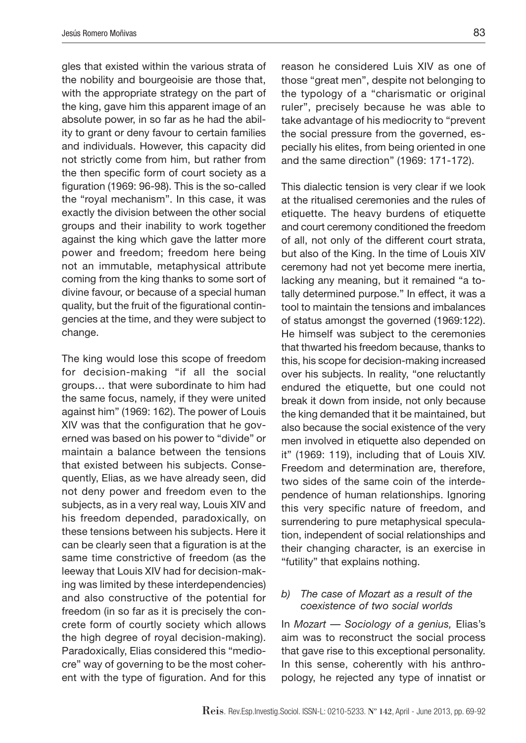gles that existed within the various strata of the nobility and bourgeoisie are those that, with the appropriate strategy on the part of the king, gave him this apparent image of an absolute power, in so far as he had the ability to grant or deny favour to certain families and individuals. However, this capacity did not strictly come from him, but rather from the then specific form of court society as a figuration (1969: 96-98). This is the so-called the "royal mechanism". In this case, it was exactly the division between the other social groups and their inability to work together against the king which gave the latter more power and freedom; freedom here being not an immutable, metaphysical attribute coming from the king thanks to some sort of divine favour, or because of a special human quality, but the fruit of the figurational contingencies at the time, and they were subject to change.

The king would lose this scope of freedom for decision-making "if all the social groups… that were subordinate to him had the same focus, namely, if they were united against him" (1969: 162). The power of Louis XIV was that the configuration that he governed was based on his power to "divide" or maintain a balance between the tensions that existed between his subjects. Consequently, Elias, as we have already seen, did not deny power and freedom even to the subjects, as in a very real way, Louis XIV and his freedom depended, paradoxically, on these tensions between his subjects. Here it can be clearly seen that a figuration is at the same time constrictive of freedom (as the leeway that Louis XIV had for decision-making was limited by these interdependencies) and also constructive of the potential for freedom (in so far as it is precisely the concrete form of courtly society which allows the high degree of royal decision-making). Paradoxically, Elias considered this "mediocre" way of governing to be the most coherent with the type of figuration. And for this reason he considered Luis XIV as one of those "great men", despite not belonging to the typology of a "charismatic or original ruler", precisely because he was able to take advantage of his mediocrity to "prevent the social pressure from the governed, especially his elites, from being oriented in one and the same direction" (1969: 171-172).

This dialectic tension is very clear if we look at the ritualised ceremonies and the rules of etiquette. The heavy burdens of etiquette and court ceremony conditioned the freedom of all, not only of the different court strata, but also of the King. In the time of Louis XIV ceremony had not yet become mere inertia, lacking any meaning, but it remained "a totally determined purpose." In effect, it was a tool to maintain the tensions and imbalances of status amongst the governed (1969:122). He himself was subject to the ceremonies that thwarted his freedom because, thanks to this, his scope for decision-making increased over his subjects. In reality, "one reluctantly endured the etiquette, but one could not break it down from inside, not only because the king demanded that it be maintained, but also because the social existence of the very men involved in etiquette also depended on it" (1969: 119), including that of Louis XIV. Freedom and determination are, therefore, two sides of the same coin of the interdependence of human relationships. Ignoring this very specific nature of freedom, and surrendering to pure metaphysical speculation, independent of social relationships and their changing character, is an exercise in "futility" that explains nothing.

### b) *The case of Mozart as a result of the coexistence of two social worlds*

In *Mozart — Sociology of a genius,* Elias's aim was to reconstruct the social process that gave rise to this exceptional personality. In this sense, coherently with his anthropology, he rejected any type of innatist or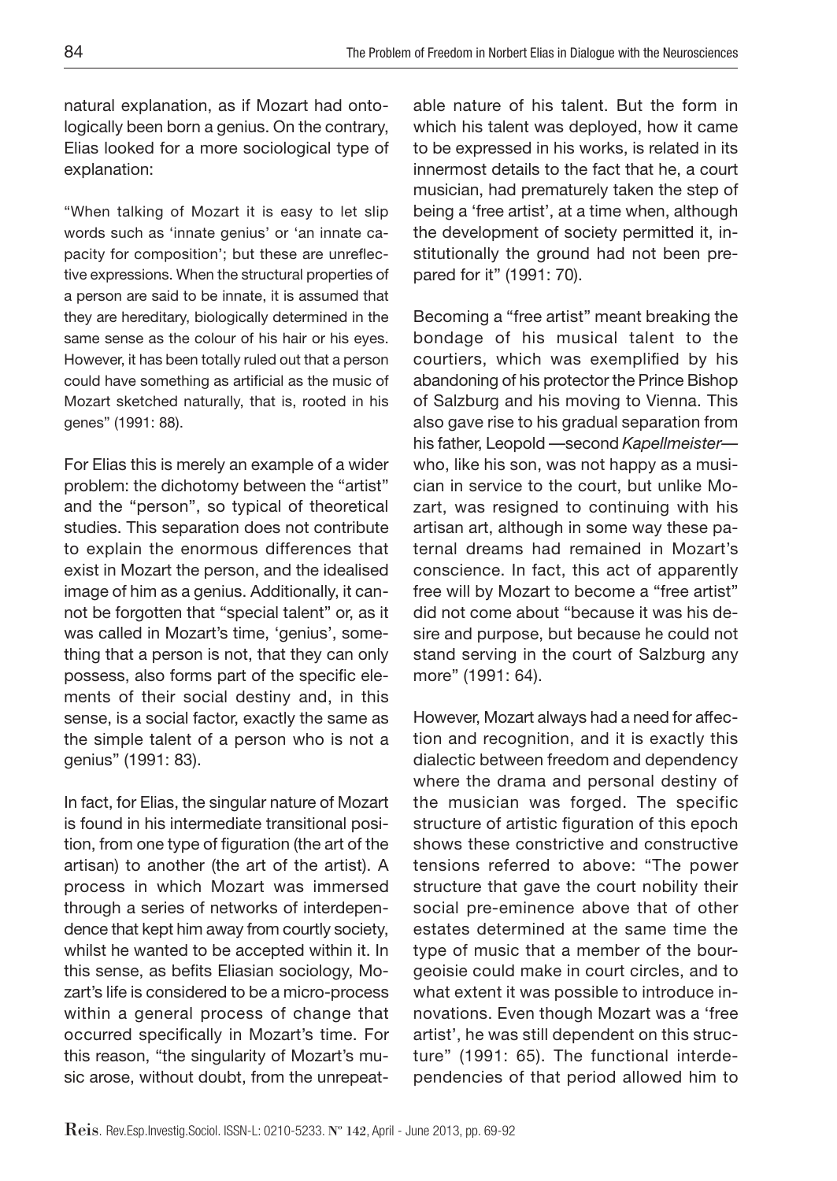natural explanation, as if Mozart had ontologically been born a genius. On the contrary, Elias looked for a more sociological type of explanation:

"When talking of Mozart it is easy to let slip words such as 'innate genius' or 'an innate capacity for composition'; but these are unreflective expressions. When the structural properties of a person are said to be innate, it is assumed that they are hereditary, biologically determined in the same sense as the colour of his hair or his eyes. However, it has been totally ruled out that a person could have something as artificial as the music of Mozart sketched naturally, that is, rooted in his genes" (1991: 88).

For Elias this is merely an example of a wider problem: the dichotomy between the "artist" and the "person", so typical of theoretical studies. This separation does not contribute to explain the enormous differences that exist in Mozart the person, and the idealised image of him as a genius. Additionally, it cannot be forgotten that "special talent" or, as it was called in Mozart's time, 'genius', something that a person is not, that they can only possess, also forms part of the specific elements of their social destiny and, in this sense, is a social factor, exactly the same as the simple talent of a person who is not a genius" (1991: 83).

In fact, for Elias, the singular nature of Mozart is found in his intermediate transitional position, from one type of figuration (the art of the artisan) to another (the art of the artist). A process in which Mozart was immersed through a series of networks of interdependence that kept him away from courtly society, whilst he wanted to be accepted within it. In this sense, as befits Eliasian sociology, Mozart's life is considered to be a micro-process within a general process of change that occurred specifically in Mozart's time. For this reason, "the singularity of Mozart's music arose, without doubt, from the unrepeatable nature of his talent. But the form in which his talent was deployed, how it came to be expressed in his works, is related in its innermost details to the fact that he, a court musician, had prematurely taken the step of being a 'free artist', at a time when, although the development of society permitted it, institutionally the ground had not been prepared for it" (1991: 70).

Becoming a "free artist" meant breaking the bondage of his musical talent to the courtiers, which was exemplified by his abandoning of his protector the Prince Bishop of Salzburg and his moving to Vienna. This also gave rise to his gradual separation from his father, Leopold —second *Kapellmeister*— who, like his son, was not happy as a musician in service to the court, but unlike Mozart, was resigned to continuing with his artisan art, although in some way these paternal dreams had remained in Mozart's conscience. In fact, this act of apparently free will by Mozart to become a "free artist" did not come about "because it was his desire and purpose, but because he could not stand serving in the court of Salzburg any more" (1991: 64).

However, Mozart always had a need for affection and recognition, and it is exactly this dialectic between freedom and dependency where the drama and personal destiny of the musician was forged. The specific structure of artistic figuration of this epoch shows these constrictive and constructive tensions referred to above: "The power structure that gave the court nobility their social pre-eminence above that of other estates determined at the same time the type of music that a member of the bourgeoisie could make in court circles, and to what extent it was possible to introduce innovations. Even though Mozart was a 'free artist', he was still dependent on this structure" (1991: 65). The functional interdependencies of that period allowed him to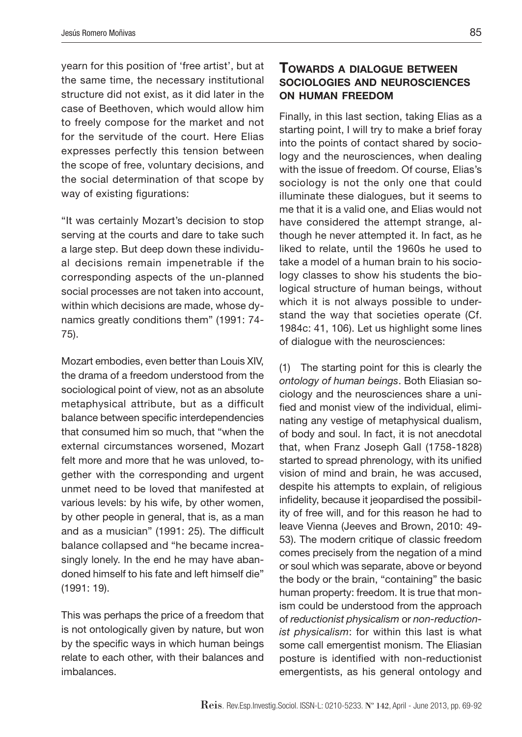yearn for this position of 'free artist', but at the same time, the necessary institutional structure did not exist, as it did later in the case of Beethoven, which would allow him to freely compose for the market and not for the servitude of the court. Here Elias expresses perfectly this tension between the scope of free, voluntary decisions, and the social determination of that scope by way of existing figurations:

"It was certainly Mozart's decision to stop serving at the courts and dare to take such a large step. But deep down these individual decisions remain impenetrable if the corresponding aspects of the un-planned social processes are not taken into account, within which decisions are made, whose dynamics greatly conditions them" (1991: 74-75).

Mozart embodies, even better than Louis XIV, the drama of a freedom understood from the sociological point of view, not as an absolute metaphysical attribute, but as a difficult balance between specific interdependencies that consumed him so much, that "when the external circumstances worsened, Mozart felt more and more that he was unloved, together with the corresponding and urgent unmet need to be loved that manifested at various levels: by his wife, by other women, by other people in general, that is, as a man and as a musician" (1991: 25). The difficult balance collapsed and "he became increasingly lonely. In the end he may have abandoned himself to his fate and left himself die" (1991: 19).

This was perhaps the price of a freedom that is not ontologically given by nature, but won by the specific ways in which human beings relate to each other, with their balances and imbalances.

## Towards a dialogue between sociologies and neurosciences on human freedom

Finally, in this last section, taking Elias as a starting point, I will try to make a brief foray into the points of contact shared by sociology and the neurosciences, when dealing with the issue of freedom. Of course, Elias's sociology is not the only one that could illuminate these dialogues, but it seems to me that it is a valid one, and Elias would not have considered the attempt strange, although he never attempted it. In fact, as he liked to relate, until the 1960s he used to take a model of a human brain to his sociology classes to show his students the biological structure of human beings, without which it is not always possible to understand the way that societies operate (Cf. 1984c: 41, 106). Let us highlight some lines of dialogue with the neurosciences:

(1) The starting point for this is clearly the *ontology of human beings*. Both Eliasian sociology and the neurosciences share a unified and monist view of the individual, eliminating any vestige of metaphysical dualism, of body and soul. In fact, it is not anecdotal that, when Franz Joseph Gall (1758-1828) started to spread phrenology, with its unified vision of mind and brain, he was accused, despite his attempts to explain, of religious infidelity, because it jeopardised the possibility of free will, and for this reason he had to leave Vienna (Jeeves and Brown, 2010: 49-53). The modern critique of classic freedom comes precisely from the negation of a mind or soul which was separate, above or beyond the body or the brain, "containing" the basic human property: freedom. It is true that monism could be understood from the approach of *reductionist physicalism* or *non-reductionist physicalism*: for within this last is what some call emergentist monism. The Eliasian posture is identified with non-reductionist emergentists, as his general ontology and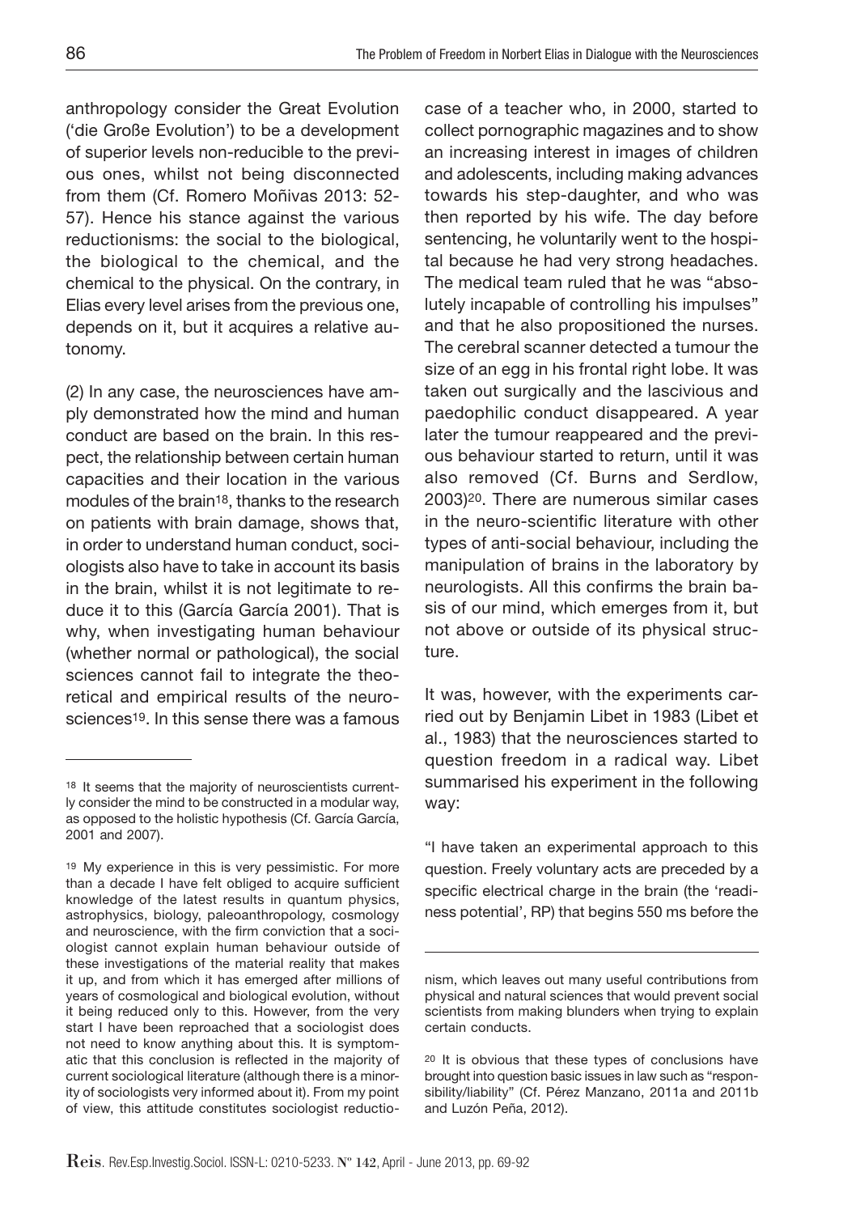anthropology consider the Great Evolution ('die Große Evolution') to be a development of superior levels non-reducible to the previous ones, whilst not being disconnected from them (Cf. Romero Moñivas 2013: 52-57). Hence his stance against the various reductionisms: the social to the biological, the biological to the chemical, and the chemical to the physical. On the contrary, in Elias every level arises from the previous one, depends on it, but it acquires a relative autonomy.

(2) In any case, the neurosciences have amply demonstrated how the mind and human conduct are based on the brain. In this respect, the relationship between certain human capacities and their location in the various modules of the brain[18], thanks to the research on patients with brain damage, shows that, in order to understand human conduct, sociologists also have to take in account its basis in the brain, whilst it is not legitimate to reduce it to this (García García 2001). That is why, when investigating human behaviour (whether normal or pathological), the social sciences cannot fail to integrate the theoretical and empirical results of the neurosciences[19]. In this sense there was a famous case of a teacher who, in 2000, started to collect pornographic magazines and to show an increasing interest in images of children and adolescents, including making advances towards his step-daughter, and who was then reported by his wife. The day before sentencing, he voluntarily went to the hospital because he had very strong headaches. The medical team ruled that he was "absolutely incapable of controlling his impulses" and that he also propositioned the nurses. The cerebral scanner detected a tumour the size of an egg in his frontal right lobe. It was taken out surgically and the lascivious and paedophilic conduct disappeared. A year later the tumour reappeared and the previous behaviour started to return, until it was also removed (Cf. Burns and Serdlow, 2003)[20]. There are numerous similar cases in the neuro-scientific literature with other types of anti-social behaviour, including the manipulation of brains in the laboratory by neurologists. All this confirms the brain basis of our mind, which emerges from it, but not above or outside of its physical structure.

It was, however, with the experiments carried out by Benjamin Libet in 1983 (Libet et al., 1983) that the neurosciences started to question freedom in a radical way. Libet summarised his experiment in the following way:

"I have taken an experimental approach to this question. Freely voluntary acts are preceded by a specific electrical charge in the brain (the 'readiness potential', RP) that begins 550 ms before the

---

[18] It seems that the majority of neuroscientists currently consider the mind to be constructed in a modular way, as opposed to the holistic hypothesis (Cf. García García, 2001 and 2007).

[19] My experience in this is very pessimistic. For more than a decade I have felt obliged to acquire sufficient knowledge of the latest results in quantum physics, astrophysics, biology, paleoanthropology, cosmology and neuroscience, with the firm conviction that a sociologist cannot explain human behaviour outside of these investigations of the material reality that makes it up, and from which it has emerged after millions of years of cosmological and biological evolution, without it being reduced only to this. However, from the very start I have been reproached that a sociologist does not need to know anything about this. It is symptomatic that this conclusion is reflected in the majority of current sociological literature (although there is a minority of sociologists very informed about it). From my point of view, this attitude constitutes sociologist reductionism, which leaves out many useful contributions from physical and natural sciences that would prevent social scientists from making blunders when trying to explain certain conducts.

[20] It is obvious that these types of conclusions have brought into question basic issues in law such as "responsibility/liability" (Cf. Pérez Manzano, 2011a and 2011b and Luzón Peña, 2012).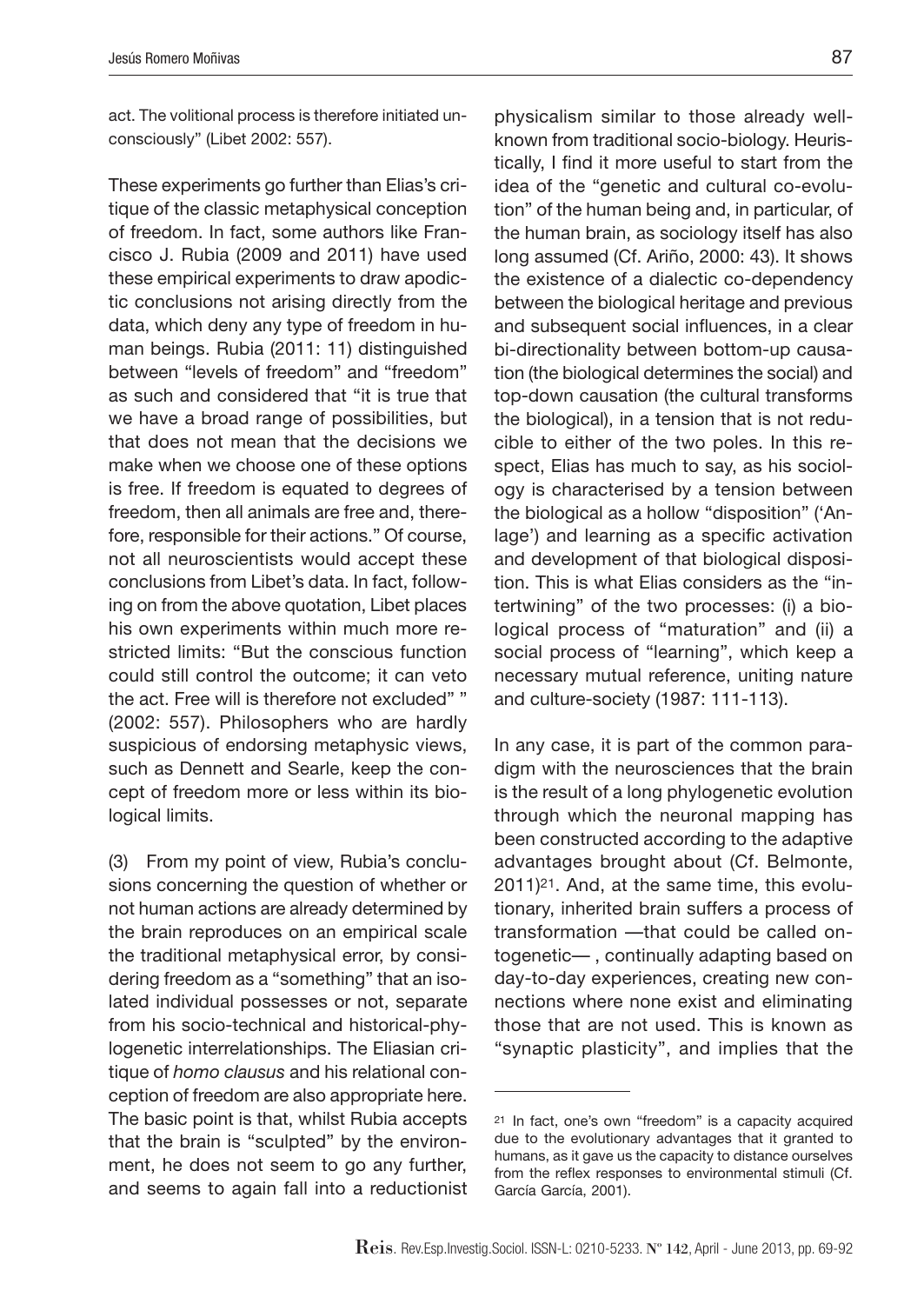act. The volitional process is therefore initiated unconsciously" (Libet 2002: 557).

These experiments go further than Elias's critique of the classic metaphysical conception of freedom. In fact, some authors like Francisco J. Rubia (2009 and 2011) have used these empirical experiments to draw apodictic conclusions not arising directly from the data, which deny any type of freedom in human beings. Rubia (2011: 11) distinguished between "levels of freedom" and "freedom" as such and considered that "it is true that we have a broad range of possibilities, but that does not mean that the decisions we make when we choose one of these options is free. If freedom is equated to degrees of freedom, then all animals are free and, therefore, responsible for their actions." Of course, not all neuroscientists would accept these conclusions from Libet's data. In fact, following on from the above quotation, Libet places his own experiments within much more restricted limits: "But the conscious function could still control the outcome; it can veto the act. Free will is therefore not excluded" " (2002: 557). Philosophers who are hardly suspicious of endorsing metaphysic views, such as Dennett and Searle, keep the concept of freedom more or less within its biological limits.

(3) From my point of view, Rubia's conclusions concerning the question of whether or not human actions are already determined by the brain reproduces on an empirical scale the traditional metaphysical error, by considering freedom as a "something" that an isolated individual possesses or not, separate from his socio-technical and historical-phylogenetic interrelationships. The Eliasian critique of *homo clausus* and his relational conception of freedom are also appropriate here. The basic point is that, whilst Rubia accepts that the brain is "sculpted" by the environment, he does not seem to go any further, and seems to again fall into a reductionist physicalism similar to those already well-known from traditional socio-biology. Heuristically, I find it more useful to start from the idea of the "genetic and cultural co-evolution" of the human being and, in particular, of the human brain, as sociology itself has also long assumed (Cf. Ariño, 2000: 43). It shows the existence of a dialectic co-dependency between the biological heritage and previous and subsequent social influences, in a clear bi-directionality between bottom-up causation (the biological determines the social) and top-down causation (the cultural transforms the biological), in a tension that is not reducible to either of the two poles. In this respect, Elias has much to say, as his sociology is characterised by a tension between the biological as a hollow "disposition" ('Anlage') and learning as a specific activation and development of that biological disposition. This is what Elias considers as the "intertwining" of the two processes: (i) a biological process of "maturation" and (ii) a social process of "learning", which keep a necessary mutual reference, uniting nature and culture-society (1987: 111-113).

In any case, it is part of the common paradigm with the neurosciences that the brain is the result of a long phylogenetic evolution through which the neuronal mapping has been constructed according to the adaptive advantages brought about (Cf. Belmonte, 2011)[21]. And, at the same time, this evolutionary, inherited brain suffers a process of transformation —that could be called ontogenetic— , continually adapting based on day-to-day experiences, creating new connections where none exist and eliminating those that are not used. This is known as "synaptic plasticity", and implies that the

[21] In fact, one's own "freedom" is a capacity acquired due to the evolutionary advantages that it granted to humans, as it gave us the capacity to distance ourselves from the reflex responses to environmental stimuli (Cf. García García, 2001).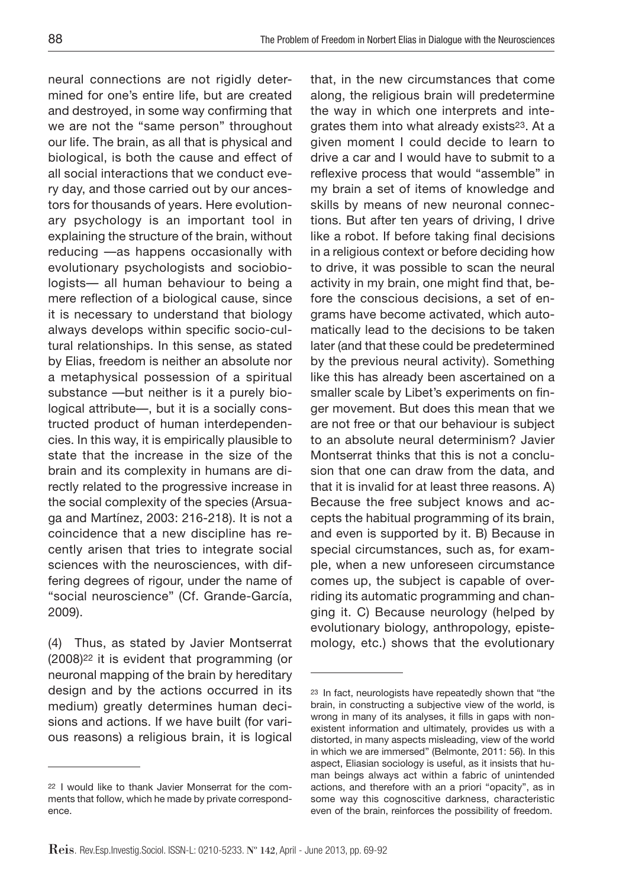neural connections are not rigidly determined for one's entire life, but are created and destroyed, in some way confirming that we are not the "same person" throughout our life. The brain, as all that is physical and biological, is both the cause and effect of all social interactions that we conduct every day, and those carried out by our ancestors for thousands of years. Here evolutionary psychology is an important tool in explaining the structure of the brain, without reducing —as happens occasionally with evolutionary psychologists and sociobiologists— all human behaviour to being a mere reflection of a biological cause, since it is necessary to understand that biology always develops within specific socio-cultural relationships. In this sense, as stated by Elias, freedom is neither an absolute nor a metaphysical possession of a spiritual substance —but neither is it a purely biological attribute—, but it is a socially constructed product of human interdependencies. In this way, it is empirically plausible to state that the increase in the size of the brain and its complexity in humans are directly related to the progressive increase in the social complexity of the species (Arsuaga and Martínez, 2003: 216-218). It is not a coincidence that a new discipline has recently arisen that tries to integrate social sciences with the neurosciences, with differing degrees of rigour, under the name of "social neuroscience" (Cf. Grande-García, 2009).

(4) Thus, as stated by Javier Montserrat (2008)[22] it is evident that programming (or neuronal mapping of the brain by hereditary design and by the actions occurred in its medium) greatly determines human decisions and actions. If we have built (for various reasons) a religious brain, it is logical that, in the new circumstances that come along, the religious brain will predetermine the way in which one interprets and integrates them into what already exists[23]. At a given moment I could decide to learn to drive a car and I would have to submit to a reflexive process that would "assemble" in my brain a set of items of knowledge and skills by means of new neuronal connections. But after ten years of driving, I drive like a robot. If before taking final decisions in a religious context or before deciding how to drive, it was possible to scan the neural activity in my brain, one might find that, before the conscious decisions, a set of engrams have become activated, which automatically lead to the decisions to be taken later (and that these could be predetermined by the previous neural activity). Something like this has already been ascertained on a smaller scale by Libet's experiments on finger movement. But does this mean that we are not free or that our behaviour is subject to an absolute neural determinism? Javier Montserrat thinks that this is not a conclusion that one can draw from the data, and that it is invalid for at least three reasons. A) Because the free subject knows and accepts the habitual programming of its brain, and even is supported by it. B) Because in special circumstances, such as, for example, when a new unforeseen circumstance comes up, the subject is capable of overriding its automatic programming and changing it. C) Because neurology (helped by evolutionary biology, anthropology, epistemology, etc.) shows that the evolutionary

---

[22] I would like to thank Javier Monserrat for the comments that follow, which he made by private correspondence.

[23] In fact, neurologists have repeatedly shown that "the brain, in constructing a subjective view of the world, is wrong in many of its analyses, it fills in gaps with nonexistent information and ultimately, provides us with a distorted, in many aspects misleading, view of the world in which we are immersed" (Belmonte, 2011: 56). In this aspect, Eliasian sociology is useful, as it insists that human beings always act within a fabric of unintended actions, and therefore with an a priori "opacity", as in some way this cognoscitive darkness, characteristic even of the brain, reinforces the possibility of freedom.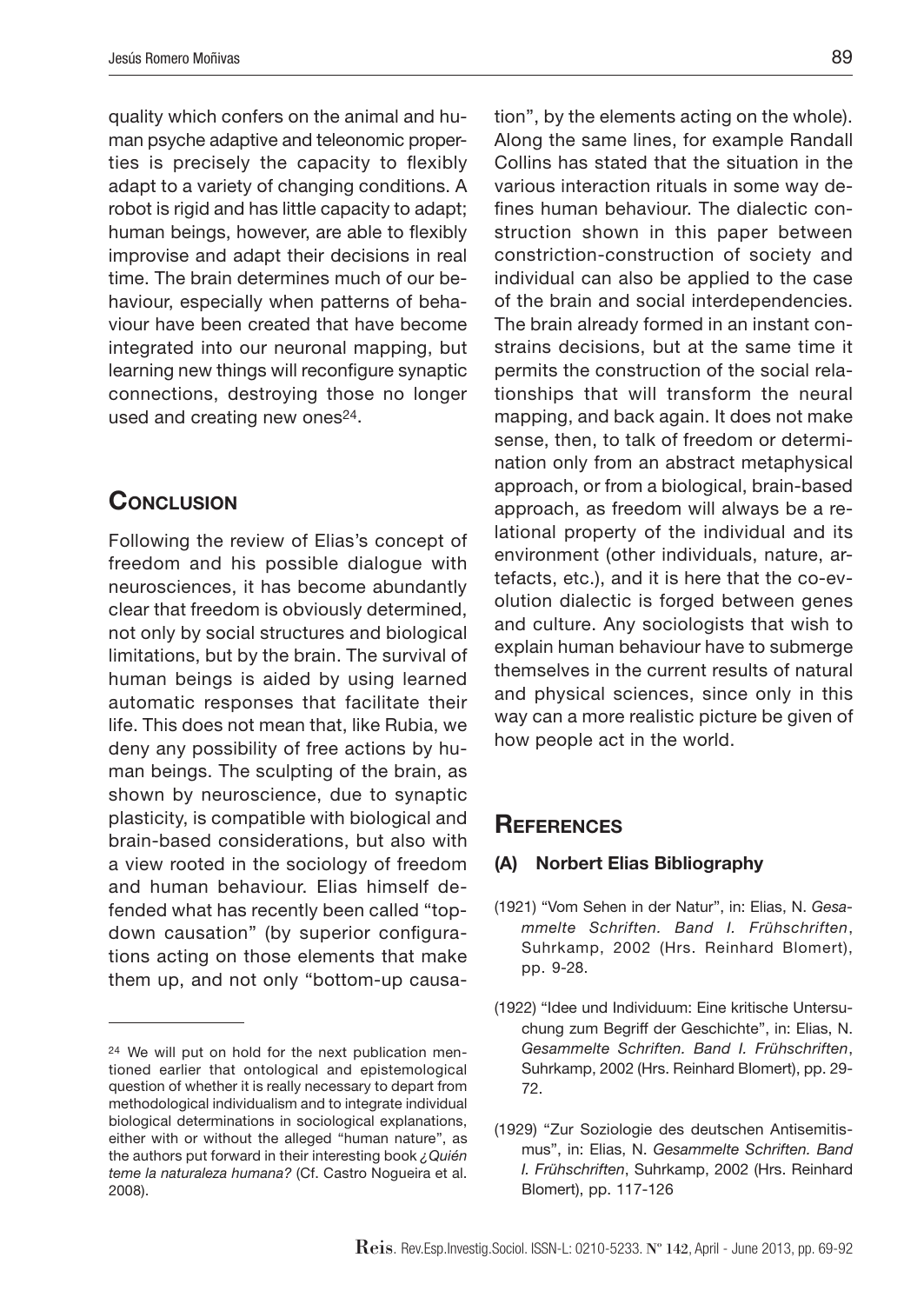quality which confers on the animal and human psyche adaptive and teleonomic properties is precisely the capacity to flexibly adapt to a variety of changing conditions. A robot is rigid and has little capacity to adapt; human beings, however, are able to flexibly improvise and adapt their decisions in real time. The brain determines much of our behaviour, especially when patterns of behaviour have been created that have become integrated into our neuronal mapping, but learning new things will reconfigure synaptic connections, destroying those no longer used and creating new ones[24].

## Conclusion

Following the review of Elias's concept of freedom and his possible dialogue with neurosciences, it has become abundantly clear that freedom is obviously determined, not only by social structures and biological limitations, but by the brain. The survival of human beings is aided by using learned automatic responses that facilitate their life. This does not mean that, like Rubia, we deny any possibility of free actions by human beings. The sculpting of the brain, as shown by neuroscience, due to synaptic plasticity, is compatible with biological and brain-based considerations, but also with a view rooted in the sociology of freedom and human behaviour. Elias himself defended what has recently been called "top-down causation" (by superior configurations acting on those elements that make them up, and not only "bottom-up causation", by the elements acting on the whole). Along the same lines, for example Randall Collins has stated that the situation in the various interaction rituals in some way defines human behaviour. The dialectic construction shown in this paper between constriction-construction of society and individual can also be applied to the case of the brain and social interdependencies. The brain already formed in an instant constrains decisions, but at the same time it permits the construction of the social relationships that will transform the neural mapping, and back again. It does not make sense, then, to talk of freedom or determination only from an abstract metaphysical approach, or from a biological, brain-based approach, as freedom will always be a relational property of the individual and its environment (other individuals, nature, artefacts, etc.), and it is here that the co-evolution dialectic is forged between genes and culture. Any sociologists that wish to explain human behaviour have to submerge themselves in the current results of natural and physical sciences, since only in this way can a more realistic picture be given of how people act in the world.

[24] We will put on hold for the next publication mentioned earlier that ontological and epistemological question of whether it is really necessary to depart from methodological individualism and to integrate individual biological determinations in sociological explanations, either with or without the alleged "human nature", as the authors put forward in their interesting book *¿Quién teme la naturaleza humana?* (Cf. Castro Nogueira et al. 2008).

## References

### (A) Norbert Elias Bibliography

(1921) "Vom Sehen in der Natur", in: Elias, N. *Gesammelte Schriften. Band I. Frühschriften*, Suhrkamp, 2002 (Hrs. Reinhard Blomert), pp. 9-28.

(1922) "Idee und Individuum: Eine kritische Untersuchung zum Begriff der Geschichte", in: Elias, N. *Gesammelte Schriften. Band I. Frühschriften*, Suhrkamp, 2002 (Hrs. Reinhard Blomert), pp. 29-72.

(1929) "Zur Soziologie des deutschen Antisemitismus", in: Elias, N. *Gesammelte Schriften. Band I. Frühschriften*, Suhrkamp, 2002 (Hrs. Reinhard Blomert), pp. 117-126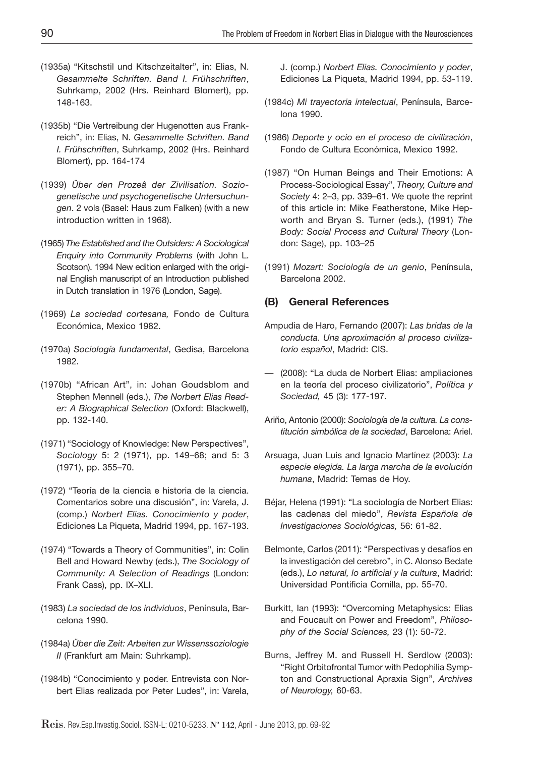(1935a) “Kitschstil und Kitschzeitalter”, in: Elias, N. *Gesammelte Schriften. Band I. Frühschriften*, Suhrkamp, 2002 (Hrs. Reinhard Blomert), pp. 148-163.

(1935b) “Die Vertreibung der Hugenotten aus Frankreich”, in: Elias, N. *Gesammelte Schriften. Band I. Frühschriften*, Suhrkamp, 2002 (Hrs. Reinhard Blomert), pp. 164-174

(1939) *Über den Prozeâ der Zivilisation. Soziogenetische und psychogenetische Untersuchungen*. 2 vols (Basel: Haus zum Falken) (with a new introduction written in 1968).

(1965) *The Established and the Outsiders: A Sociological Enquiry into Community Problems* (with John L. Scotson). 1994 New edition enlarged with the original English manuscript of an Introduction published in Dutch translation in 1976 (London, Sage).

(1969) *La sociedad cortesana,* Fondo de Cultura Económica, Mexico 1982.

(1970a) *Sociología fundamental*, Gedisa, Barcelona 1982.

(1970b) “African Art”, in: Johan Goudsblom and Stephen Mennell (eds.), *The Norbert Elias Reader: A Biographical Selection* (Oxford: Blackwell), pp. 132-140.

(1971) “Sociology of Knowledge: New Perspectives”, *Sociology* 5: 2 (1971), pp. 149–68; and 5: 3 (1971), pp. 355–70.

(1972) “Teoría de la ciencia e historia de la ciencia. Comentarios sobre una discusión”, in: Varela, J. (comp.) *Norbert Elias. Conocimiento y poder*, Ediciones La Piqueta, Madrid 1994, pp. 167-193.

(1974) “Towards a Theory of Communities”, in: Colin Bell and Howard Newby (eds.), *The Sociology of Community: A Selection of Readings* (London: Frank Cass), pp. IX–XLI.

(1983) *La sociedad de los individuos*, Península, Barcelona 1990.

(1984a) *Über die Zeit: Arbeiten zur Wissenssoziologie II* (Frankfurt am Main: Suhrkamp).

(1984b) “Conocimiento y poder. Entrevista con Norbert Elias realizada por Peter Ludes”, in: Varela, J. (comp.) *Norbert Elias. Conocimiento y poder*, Ediciones La Piqueta, Madrid 1994, pp. 53-119.

(1984c) *Mi trayectoria intelectual*, Península, Barcelona 1990.

(1986) *Deporte y ocio en el proceso de civilización*, Fondo de Cultura Económica, Mexico 1992.

(1987) “On Human Beings and Their Emotions: A Process-Sociological Essay”, *Theory, Culture and Society* 4: 2–3, pp. 339–61. We quote the reprint of this article in: Mike Featherstone, Mike Hepworth and Bryan S. Turner (eds.), (1991) *The Body: Social Process and Cultural Theory* (London: Sage), pp. 103–25

(1991) *Mozart: Sociología de un genio*, Península, Barcelona 2002.

## (B) General References

Ampudia de Haro, Fernando (2007): *Las bridas de la conducta. Una aproximación al proceso civilizatorio español*, Madrid: CIS.

— (2008): “La duda de Norbert Elias: ampliaciones en la teoría del proceso civilizatorio”, *Política y Sociedad,* 45 (3): 177-197.

Ariño, Antonio (2000): *Sociología de la cultura. La constitución simbólica de la sociedad*, Barcelona: Ariel.

Arsuaga, Juan Luis and Ignacio Martínez (2003): *La especie elegida. La larga marcha de la evolución humana*, Madrid: Temas de Hoy.

Béjar, Helena (1991): “La sociología de Norbert Elias: las cadenas del miedo”, *Revista Española de Investigaciones Sociológicas,* 56: 61-82.

Belmonte, Carlos (2011): “Perspectivas y desafíos en la investigación del cerebro”, in C. Alonso Bedate (eds.), *Lo natural, lo artificial y la cultura*, Madrid: Universidad Pontificia Comilla, pp. 55-70.

Burkitt, Ian (1993): “Overcoming Metaphysics: Elias and Foucault on Power and Freedom”, *Philosophy of the Social Sciences,* 23 (1): 50-72.

Burns, Jeffrey M. and Russell H. Serdlow (2003): “Right Orbitofrontal Tumor with Pedophilia Sympton and Constructional Apraxia Sign”, *Archives of Neurology,* 60-63.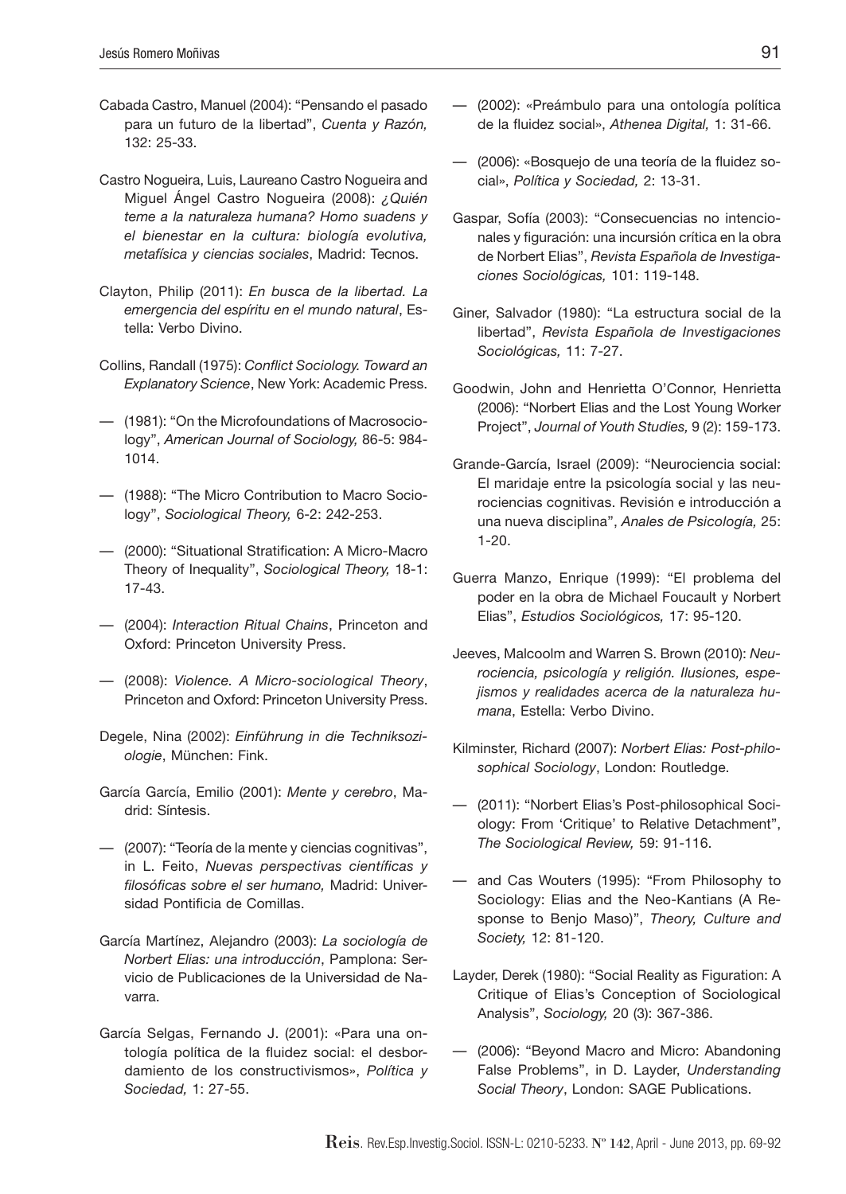Cabada Castro, Manuel (2004): "Pensando el pasado para un futuro de la libertad", *Cuenta y Razón,* 132: 25-33.

Castro Nogueira, Luis, Laureano Castro Nogueira and Miguel Ángel Castro Nogueira (2008): *¿Quién teme a la naturaleza humana? Homo suadens y el bienestar en la cultura: biología evolutiva, metafísica y ciencias sociales*, Madrid: Tecnos.

Clayton, Philip (2011): *En busca de la libertad. La emergencia del espíritu en el mundo natural*, Estella: Verbo Divino.

Collins, Randall (1975): *Conflict Sociology. Toward an Explanatory Science*, New York: Academic Press.

— (1981): "On the Microfoundations of Macrosociology", *American Journal of Sociology,* 86-5: 984-1014.

— (1988): "The Micro Contribution to Macro Sociology", *Sociological Theory,* 6-2: 242-253.

— (2000): "Situational Stratification: A Micro-Macro Theory of Inequality", *Sociological Theory,* 18-1: 17-43.

— (2004): *Interaction Ritual Chains*, Princeton and Oxford: Princeton University Press.

— (2008): *Violence. A Micro-sociological Theory*, Princeton and Oxford: Princeton University Press.

Degele, Nina (2002): *Einführung in die Techniksoziologie*, München: Fink.

García García, Emilio (2001): *Mente y cerebro*, Madrid: Síntesis.

— (2007): "Teoría de la mente y ciencias cognitivas", in L. Feito, *Nuevas perspectivas científicas y filosóficas sobre el ser humano,* Madrid: Universidad Pontificia de Comillas.

García Martínez, Alejandro (2003): *La sociología de Norbert Elias: una introducción*, Pamplona: Servicio de Publicaciones de la Universidad de Navarra.

García Selgas, Fernando J. (2001): «Para una ontología política de la fluidez social: el desbordamiento de los constructivismos», *Política y Sociedad,* 1: 27-55.

— (2002): «Preámbulo para una ontología política de la fluidez social», *Athenea Digital,* 1: 31-66.

— (2006): «Bosquejo de una teoría de la fluidez social», *Política y Sociedad,* 2: 13-31.

Gaspar, Sofía (2003): "Consecuencias no intencionales y figuración: una incursión crítica en la obra de Norbert Elias", *Revista Española de Investigaciones Sociológicas,* 101: 119-148.

Giner, Salvador (1980): "La estructura social de la libertad", *Revista Española de Investigaciones Sociológicas,* 11: 7-27.

Goodwin, John and Henrietta O'Connor, Henrietta (2006): "Norbert Elias and the Lost Young Worker Project", *Journal of Youth Studies,* 9 (2): 159-173.

Grande-García, Israel (2009): "Neurociencia social: El maridaje entre la psicología social y las neurociencias cognitivas. Revisión e introducción a una nueva disciplina", *Anales de Psicología,* 25: 1-20.

Guerra Manzo, Enrique (1999): "El problema del poder en la obra de Michael Foucault y Norbert Elias", *Estudios Sociológicos,* 17: 95-120.

Jeeves, Malcoolm and Warren S. Brown (2010): *Neurociencia, psicología y religión. Ilusiones, espejismos y realidades acerca de la naturaleza humana*, Estella: Verbo Divino.

Kilminster, Richard (2007): *Norbert Elias: Post-philosophical Sociology*, London: Routledge.

— (2011): "Norbert Elias's Post-philosophical Sociology: From 'Critique' to Relative Detachment", *The Sociological Review,* 59: 91-116.

— and Cas Wouters (1995): "From Philosophy to Sociology: Elias and the Neo-Kantians (A Response to Benjo Maso)", *Theory, Culture and Society,* 12: 81-120.

Layder, Derek (1980): "Social Reality as Figuration: A Critique of Elias's Conception of Sociological Analysis", *Sociology,* 20 (3): 367-386.

— (2006): "Beyond Macro and Micro: Abandoning False Problems", in D. Layder, *Understanding Social Theory*, London: SAGE Publications.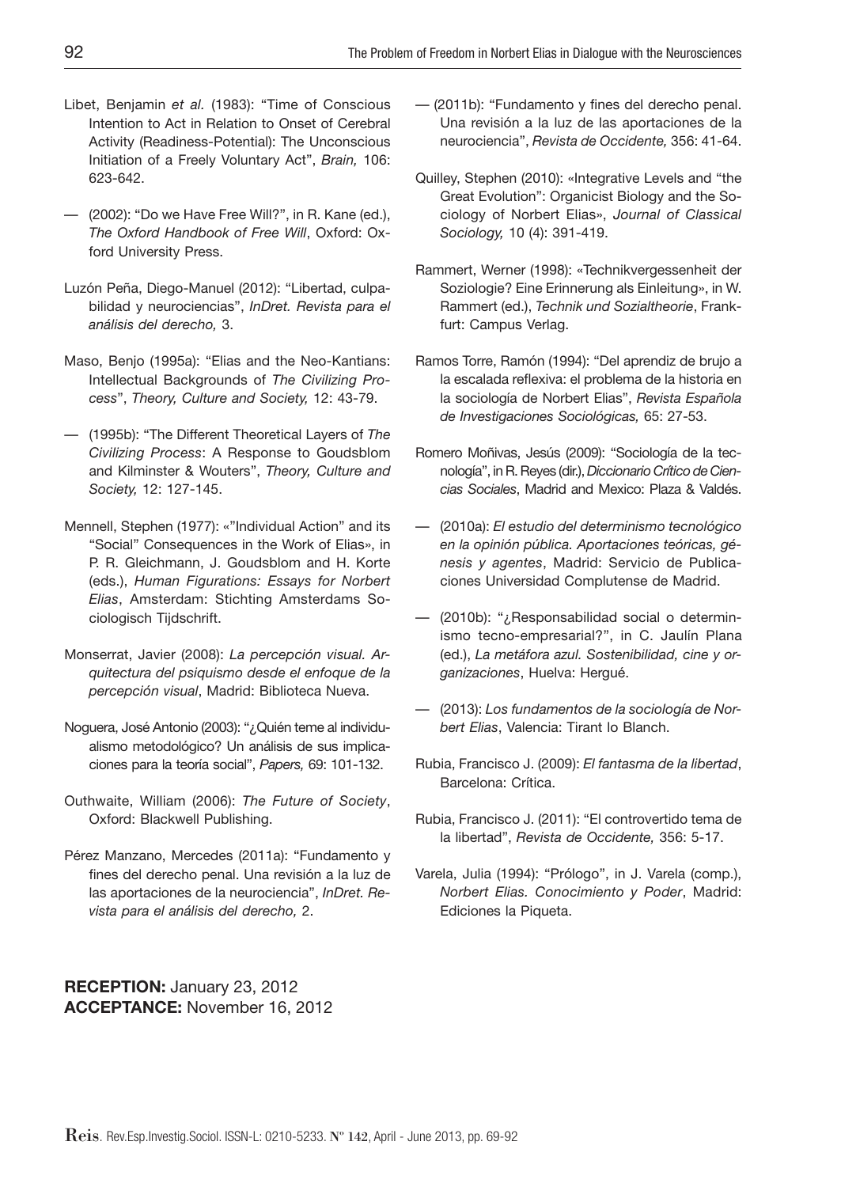Libet, Benjamin *et al.* (1983): "Time of Conscious Intention to Act in Relation to Onset of Cerebral Activity (Readiness-Potential): The Unconscious Initiation of a Freely Voluntary Act", *Brain,* 106: 623-642.

— (2002): "Do we Have Free Will?", in R. Kane (ed.), *The Oxford Handbook of Free Will*, Oxford: Oxford University Press.

Luzón Peña, Diego-Manuel (2012): "Libertad, culpabilidad y neurociencias", *InDret. Revista para el análisis del derecho,* 3.

Maso, Benjo (1995a): "Elias and the Neo-Kantians: Intellectual Backgrounds of *The Civilizing Process*", *Theory, Culture and Society,* 12: 43-79.

— (1995b): "The Different Theoretical Layers of *The Civilizing Process*: A Response to Goudsblom and Kilminster & Wouters", *Theory, Culture and Society,* 12: 127-145.

Mennell, Stephen (1977): «"Individual Action" and its "Social" Consequences in the Work of Elias», in P. R. Gleichmann, J. Goudsblom and H. Korte (eds.), *Human Figurations: Essays for Norbert Elias*, Amsterdam: Stichting Amsterdams Sociologisch Tijdschrift.

Monserrat, Javier (2008): *La percepción visual. Arquitectura del psiquismo desde el enfoque de la percepción visual*, Madrid: Biblioteca Nueva.

Noguera, José Antonio (2003): "¿Quién teme al individualismo metodológico? Un análisis de sus implicaciones para la teoría social", *Papers,* 69: 101-132.

Outhwaite, William (2006): *The Future of Society*, Oxford: Blackwell Publishing.

Pérez Manzano, Mercedes (2011a): "Fundamento y fines del derecho penal. Una revisión a la luz de las aportaciones de la neurociencia", *InDret. Revista para el análisis del derecho,* 2.

— (2011b): "Fundamento y fines del derecho penal. Una revisión a la luz de las aportaciones de la neurociencia", *Revista de Occidente,* 356: 41-64.

Quilley, Stephen (2010): «Integrative Levels and "the Great Evolution": Organicist Biology and the Sociology of Norbert Elias», *Journal of Classical Sociology,* 10 (4): 391-419.

Rammert, Werner (1998): «Technikvergessenheit der Soziologie? Eine Erinnerung als Einleitung», in W. Rammert (ed.), *Technik und Sozialtheorie*, Frankfurt: Campus Verlag.

Ramos Torre, Ramón (1994): "Del aprendiz de brujo a la escalada reflexiva: el problema de la historia en la sociología de Norbert Elias", *Revista Española de Investigaciones Sociológicas,* 65: 27-53.

Romero Moñivas, Jesús (2009): "Sociología de la tecnología", in R. Reyes (dir.), *Diccionario Crítico de Ciencias Sociales*, Madrid and Mexico: Plaza & Valdés.

— (2010a): *El estudio del determinismo tecnológico en la opinión pública. Aportaciones teóricas, génesis y agentes*, Madrid: Servicio de Publicaciones Universidad Complutense de Madrid.

— (2010b): "¿Responsabilidad social o determinismo tecno-empresarial?", in C. Jaulín Plana (ed.), *La metáfora azul. Sostenibilidad, cine y organizaciones*, Huelva: Hergué.

— (2013): *Los fundamentos de la sociología de Norbert Elias*, Valencia: Tirant lo Blanch.

Rubia, Francisco J. (2009): *El fantasma de la libertad*, Barcelona: Crítica.

Rubia, Francisco J. (2011): "El controvertido tema de la libertad", *Revista de Occidente,* 356: 5-17.

Varela, Julia (1994): "Prólogo", in J. Varela (comp.), *Norbert Elias. Conocimiento y Poder*, Madrid: Ediciones la Piqueta.

**RECEPTION:** January 23, 2012
**ACCEPTANCE:** November 16, 2012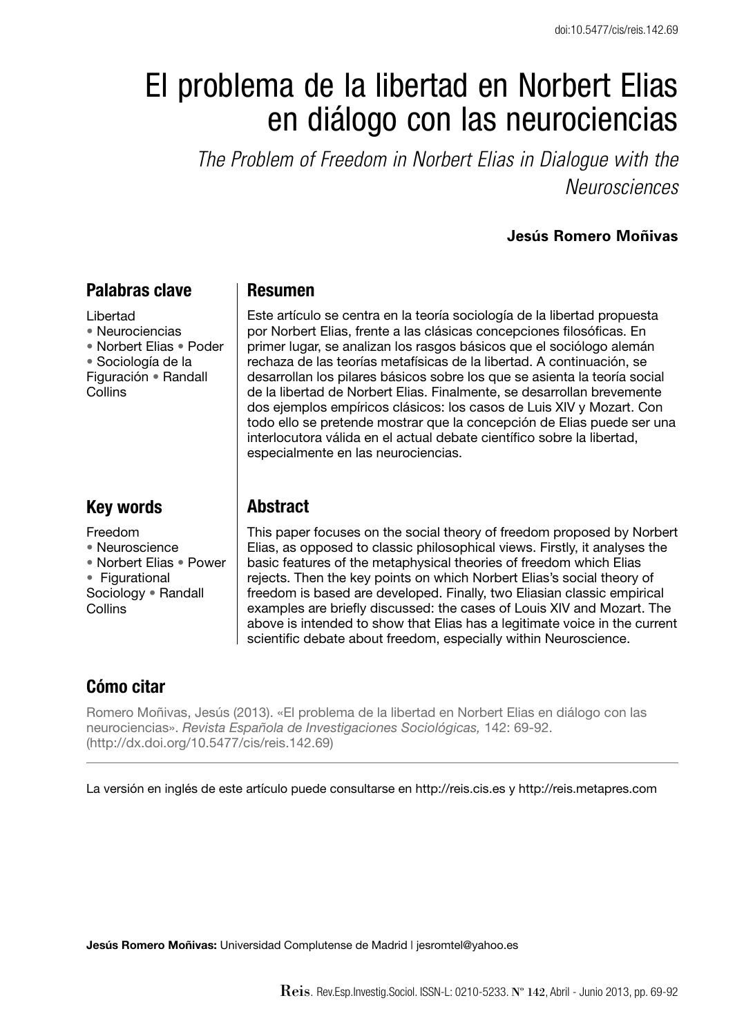# El problema de la libertad en Norbert Elias en diálogo con las neurociencias

*The Problem of Freedom in Norbert Elias in Dialogue with the Neurosciences*

**Jesús Romero Moñivas**

## Palabras clave

Libertad
• Neurociencias
• Norbert Elias • Poder
• Sociología de la Figuración • Randall Collins

## Resumen

Este artículo se centra en la teoría sociología de la libertad propuesta por Norbert Elias, frente a las clásicas concepciones filosóficas. En primer lugar, se analizan los rasgos básicos que el sociólogo alemán rechaza de las teorías metafísicas de la libertad. A continuación, se desarrollan los pilares básicos sobre los que se asienta la teoría social de la libertad de Norbert Elias. Finalmente, se desarrollan brevemente dos ejemplos empíricos clásicos: los casos de Luis XIV y Mozart. Con todo ello se pretende mostrar que la concepción de Elias puede ser una interlocutora válida en el actual debate científico sobre la libertad, especialmente en las neurociencias.

## Key words

Freedom
• Neuroscience
• Norbert Elias • Power
• Figurational Sociology • Randall Collins

## Abstract

This paper focuses on the social theory of freedom proposed by Norbert Elias, as opposed to classic philosophical views. Firstly, it analyses the basic features of the metaphysical theories of freedom which Elias rejects. Then the key points on which Norbert Elias's social theory of freedom is based are developed. Finally, two Eliasian classic empirical examples are briefly discussed: the cases of Louis XIV and Mozart. The above is intended to show that Elias has a legitimate voice in the current scientific debate about freedom, especially within Neuroscience.

## Cómo citar

Romero Moñivas, Jesús (2013). «El problema de la libertad en Norbert Elias en diálogo con las neurociencias». *Revista Española de Investigaciones Sociológicas,* 142: 69-92. (http://dx.doi.org/10.5477/cis/reis.142.69)

La versión en inglés de este artículo puede consultarse en http://reis.cis.es y http://reis.metapres.com

**Jesús Romero Moñivas:** Universidad Complutense de Madrid | jesromtel@yahoo.es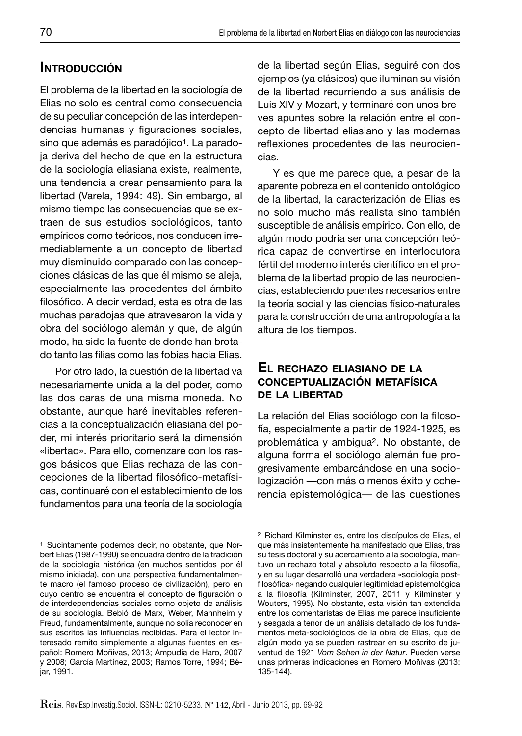## Introducción

El problema de la libertad en la sociología de Elias no solo es central como consecuencia de su peculiar concepción de las interdependencias humanas y figuraciones sociales, sino que además es paradójico[1]. La paradoja deriva del hecho de que en la estructura de la sociología eliasiana existe, realmente, una tendencia a crear pensamiento para la libertad (Varela, 1994: 49). Sin embargo, al mismo tiempo las consecuencias que se extraen de sus estudios sociológicos, tanto empíricos como teóricos, nos conducen irremediablemente a un concepto de libertad muy disminuido comparado con las concepciones clásicas de las que él mismo se aleja, especialmente las procedentes del ámbito filosófico. A decir verdad, esta es otra de las muchas paradojas que atravesaron la vida y obra del sociólogo alemán y que, de algún modo, ha sido la fuente de donde han brotado tanto las filias como las fobias hacia Elias.

Por otro lado, la cuestión de la libertad va necesariamente unida a la del poder, como las dos caras de una misma moneda. No obstante, aunque haré inevitables referencias a la conceptualización eliasiana del poder, mi interés prioritario será la dimensión «libertad». Para ello, comenzaré con los rasgos básicos que Elias rechaza de las concepciones de la libertad filosófico-metafísicas, continuaré con el establecimiento de los fundamentos para una teoría de la sociología de la libertad según Elias, seguiré con dos ejemplos (ya clásicos) que iluminan su visión de la libertad recurriendo a sus análisis de Luis XIV y Mozart, y terminaré con unos breves apuntes sobre la relación entre el concepto de libertad eliasiano y las modernas reflexiones procedentes de las neurociencias.

Y es que me parece que, a pesar de la aparente pobreza en el contenido ontológico de la libertad, la caracterización de Elias es no solo mucho más realista sino también susceptible de análisis empírico. Con ello, de algún modo podría ser una concepción teórica capaz de convertirse en interlocutora fértil del moderno interés científico en el problema de la libertad propio de las neurociencias, estableciendo puentes necesarios entre la teoría social y las ciencias físico-naturales para la construcción de una antropología a la altura de los tiempos.

## El rechazo eliasiano de la conceptualización metafísica de la libertad

La relación del Elias sociólogo con la filosofía, especialmente a partir de 1924-1925, es problemática y ambigua[2]. No obstante, de alguna forma el sociólogo alemán fue progresivamente embarcándose en una sociologización —con más o menos éxito y coherencia epistemológica— de las cuestiones

---

[1] Sucintamente podemos decir, no obstante, que Norbert Elias (1987-1990) se encuadra dentro de la tradición de la sociología histórica (en muchos sentidos por él mismo iniciada), con una perspectiva fundamentalmente macro (el famoso proceso de civilización), pero en cuyo centro se encuentra el concepto de figuración o de interdependencias sociales como objeto de análisis de su sociología. Bebió de Marx, Weber, Mannheim y Freud, fundamentalmente, aunque no solía reconocer en sus escritos las influencias recibidas. Para el lector interesado remito simplemente a algunas fuentes en español: Romero Moñivas, 2013; Ampudia de Haro, 2007 y 2008; García Martínez, 2003; Ramos Torre, 1994; Béjar, 1991.

[2] Richard Kilminster es, entre los discípulos de Elias, el que más insistentemente ha manifestado que Elias, tras su tesis doctoral y su acercamiento a la sociología, mantuvo un rechazo total y absoluto respecto a la filosofía, y en su lugar desarrolló una verdadera «sociología post-filosófica» negando cualquier legitimidad epistemológica a la filosofía (Kilminster, 2007, 2011 y Kilminster y Wouters, 1995). No obstante, esta visión tan extendida entre los comentaristas de Elias me parece insuficiente y sesgada a tenor de un análisis detallado de los fundamentos meta-sociológicos de la obra de Elias, que de algún modo ya se pueden rastrear en su escrito de juventud de 1921 *Vom Sehen in der Natur*. Pueden verse unas primeras indicaciones en Romero Moñivas (2013: 135-144).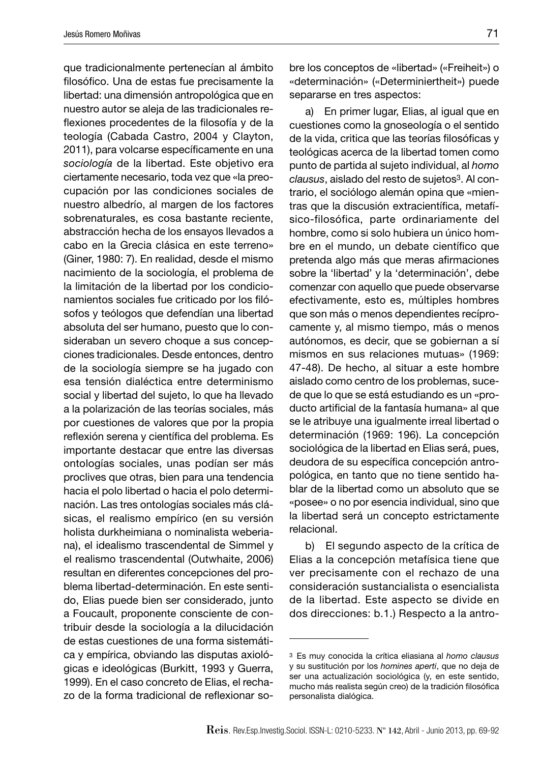que tradicionalmente pertenecían al ámbito filosófico. Una de estas fue precisamente la libertad: una dimensión antropológica que en nuestro autor se aleja de las tradicionales reflexiones procedentes de la filosofía y de la teología (Cabada Castro, 2004 y Clayton, 2011), para volcarse específicamente en una *sociología* de la libertad. Este objetivo era ciertamente necesario, toda vez que «la preocupación por las condiciones sociales de nuestro albedrío, al margen de los factores sobrenaturales, es cosa bastante reciente, abstracción hecha de los ensayos llevados a cabo en la Grecia clásica en este terreno» (Giner, 1980: 7). En realidad, desde el mismo nacimiento de la sociología, el problema de la limitación de la libertad por los condicionamientos sociales fue criticado por los filósofos y teólogos que defendían una libertad absoluta del ser humano, puesto que lo consideraban un severo choque a sus concepciones tradicionales. Desde entonces, dentro de la sociología siempre se ha jugado con esa tensión dialéctica entre determinismo social y libertad del sujeto, lo que ha llevado a la polarización de las teorías sociales, más por cuestiones de valores que por la propia reflexión serena y científica del problema. Es importante destacar que entre las diversas ontologías sociales, unas podían ser más proclives que otras, bien para una tendencia hacia el polo libertad o hacia el polo determinación. Las tres ontologías sociales más clásicas, el realismo empírico (en su versión holista durkheimiana o nominalista weberiana), el idealismo trascendental de Simmel y el realismo trascendental (Outwhaite, 2006) resultan en diferentes concepciones del problema libertad-determinación. En este sentido, Elias puede bien ser considerado, junto a Foucault, proponente consciente de contribuir desde la sociología a la dilucidación de estas cuestiones de una forma sistemática y empírica, obviando las disputas axiológicas e ideológicas (Burkitt, 1993 y Guerra, 1999). En el caso concreto de Elias, el rechazo de la forma tradicional de reflexionar sobre los conceptos de «libertad» («Freiheit») o «determinación» («Determiniertheit») puede separarse en tres aspectos:

a) En primer lugar, Elias, al igual que en cuestiones como la gnoseología o el sentido de la vida, critica que las teorías filosóficas y teológicas acerca de la libertad tomen como punto de partida al sujeto individual, al *homo clausus*, aislado del resto de sujetos[3]. Al contrario, el sociólogo alemán opina que «mientras que la discusión extracientífica, metafísico-filosófica, parte ordinariamente del hombre, como si solo hubiera un único hombre en el mundo, un debate científico que pretenda algo más que meras afirmaciones sobre la 'libertad' y la 'determinación', debe comenzar con aquello que puede observarse efectivamente, esto es, múltiples hombres que son más o menos dependientes recíprocamente y, al mismo tiempo, más o menos autónomos, es decir, que se gobiernan a sí mismos en sus relaciones mutuas» (1969: 47-48). De hecho, al situar a este hombre aislado como centro de los problemas, sucede que lo que se está estudiando es un «producto artificial de la fantasía humana» al que se le atribuye una igualmente irreal libertad o determinación (1969: 196). La concepción sociológica de la libertad en Elias será, pues, deudora de su específica concepción antropológica, en tanto que no tiene sentido hablar de la libertad como un absoluto que se «posee» o no por esencia individual, sino que la libertad será un concepto estrictamente relacional.

b) El segundo aspecto de la crítica de Elias a la concepción metafísica tiene que ver precisamente con el rechazo de una consideración sustancialista o esencialista de la libertad. Este aspecto se divide en dos direcciones: b.1.) Respecto a la antro-

---

[3] Es muy conocida la crítica eliasiana al *homo clausus* y su sustitución por los *homines aperti*, que no deja de ser una actualización sociológica (y, en este sentido, mucho más realista según creo) de la tradición filosófica personalista dialógica.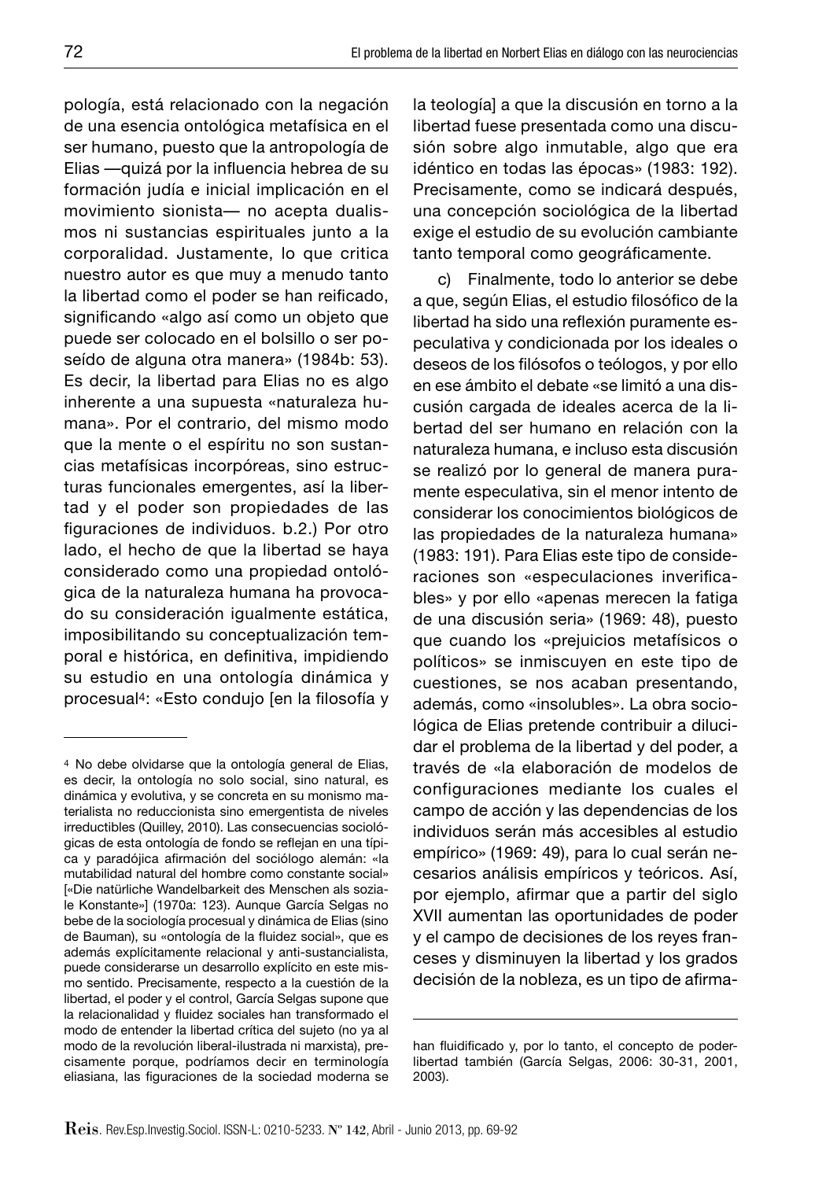pología, está relacionado con la negación de una esencia ontológica metafísica en el ser humano, puesto que la antropología de Elias —quizá por la influencia hebrea de su formación judía e inicial implicación en el movimiento sionista— no acepta dualismos ni sustancias espirituales junto a la corporalidad. Justamente, lo que critica nuestro autor es que muy a menudo tanto la libertad como el poder se han reificado, significando «algo así como un objeto que puede ser colocado en el bolsillo o ser poseído de alguna otra manera» (1984b: 53). Es decir, la libertad para Elias no es algo inherente a una supuesta «naturaleza humana». Por el contrario, del mismo modo que la mente o el espíritu no son sustancias metafísicas incorpóreas, sino estructuras funcionales emergentes, así la libertad y el poder son propiedades de las figuraciones de individuos. b.2.) Por otro lado, el hecho de que la libertad se haya considerado como una propiedad ontológica de la naturaleza humana ha provocado su consideración igualmente estática, imposibilitando su conceptualización temporal e histórica, en definitiva, impidiendo su estudio en una ontología dinámica y procesual[4]: «Esto condujo [en la filosofía y la teología] a que la discusión en torno a la libertad fuese presentada como una discusión sobre algo inmutable, algo que era idéntico en todas las épocas» (1983: 192). Precisamente, como se indicará después, una concepción sociológica de la libertad exige el estudio de su evolución cambiante tanto temporal como geográficamente.

c) Finalmente, todo lo anterior se debe a que, según Elias, el estudio filosófico de la libertad ha sido una reflexión puramente especulativa y condicionada por los ideales o deseos de los filósofos o teólogos, y por ello en ese ámbito el debate «se limitó a una discusión cargada de ideales acerca de la libertad del ser humano en relación con la naturaleza humana, e incluso esta discusión se realizó por lo general de manera puramente especulativa, sin el menor intento de considerar los conocimientos biológicos de las propiedades de la naturaleza humana» (1983: 191). Para Elias este tipo de consideraciones son «especulaciones inverificables» y por ello «apenas merecen la fatiga de una discusión seria» (1969: 48), puesto que cuando los «prejuicios metafísicos o políticos» se inmiscuyen en este tipo de cuestiones, se nos acaban presentando, además, como «insolubles». La obra sociológica de Elias pretende contribuir a dilucidar el problema de la libertad y del poder, a través de «la elaboración de modelos de configuraciones mediante los cuales el campo de acción y las dependencias de los individuos serán más accesibles al estudio empírico» (1969: 49), para lo cual serán necesarios análisis empíricos y teóricos. Así, por ejemplo, afirmar que a partir del siglo XVII aumentan las oportunidades de poder y el campo de decisiones de los reyes franceses y disminuyen la libertad y los grados decisión de la nobleza, es un tipo de afirma-

---

[4] No debe olvidarse que la ontología general de Elias, es decir, la ontología no solo social, sino natural, es dinámica y evolutiva, y se concreta en su monismo materialista no reduccionista sino emergentista de niveles irreductibles (Quilley, 2010). Las consecuencias sociológicas de esta ontología de fondo se reflejan en una típica y paradójica afirmación del sociólogo alemán: «la mutabilidad natural del hombre como constante social» [«Die natürliche Wandelbarkeit des Menschen als soziale Konstante»] (1970a: 123). Aunque García Selgas no bebe de la sociología procesual y dinámica de Elias (sino de Bauman), su «ontología de la fluidez social», que es además explícitamente relacional y anti-sustancialista, puede considerarse un desarrollo explícito en este mismo sentido. Precisamente, respecto a la cuestión de la libertad, el poder y el control, García Selgas supone que la relacionalidad y fluidez sociales han transformado el modo de entender la libertad crítica del sujeto (no ya al modo de la revolución liberal-ilustrada ni marxista), precisamente porque, podríamos decir en terminología eliasiana, las figuraciones de la sociedad moderna se han fluidificado y, por lo tanto, el concepto de poder-libertad también (García Selgas, 2006: 30-31, 2001, 2003).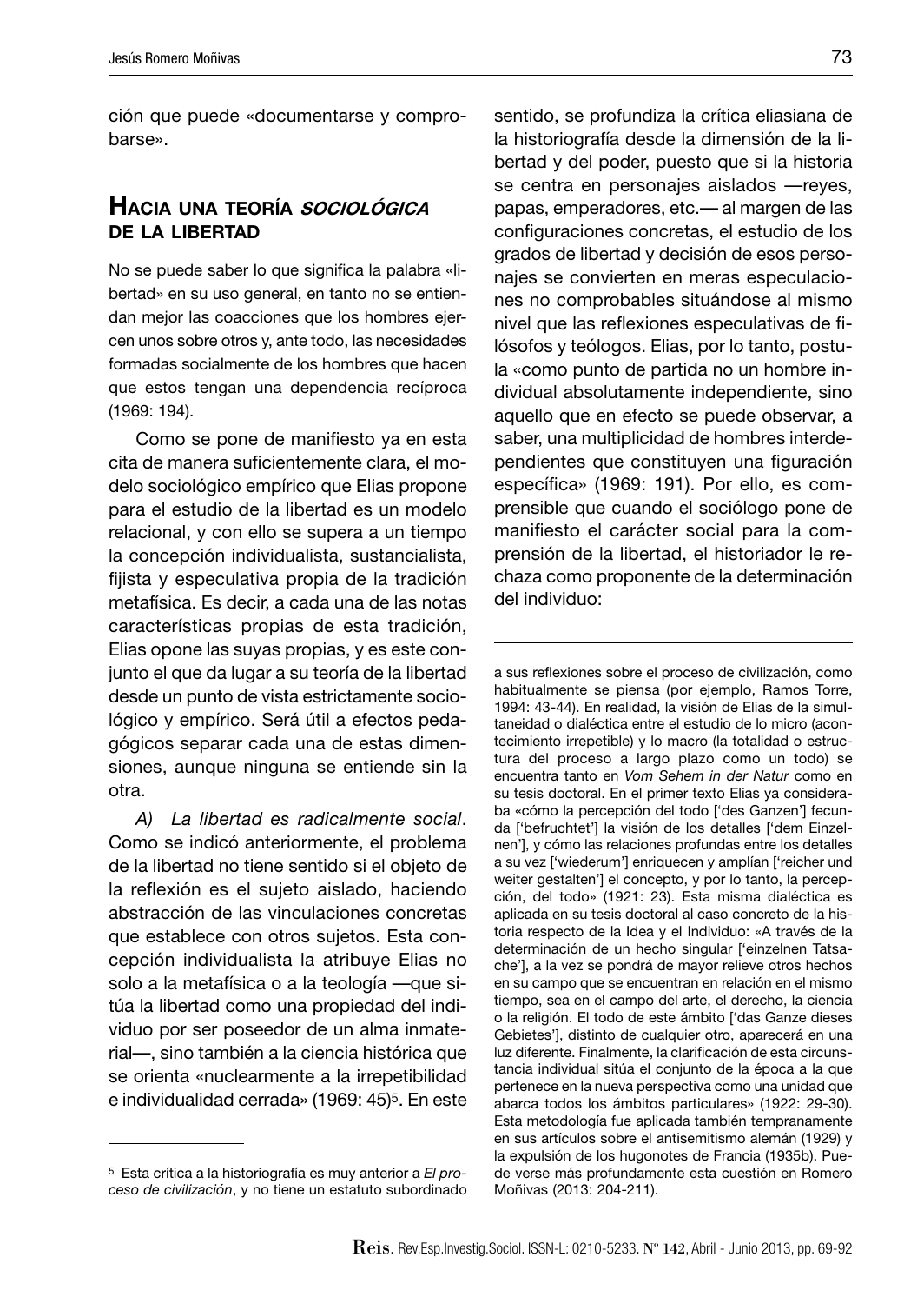ción que puede «documentarse y comprobarse».

## Hacia una teoría *sociológica* de la libertad

No se puede saber lo que significa la palabra «libertad» en su uso general, en tanto no se entiendan mejor las coacciones que los hombres ejercen unos sobre otros y, ante todo, las necesidades formadas socialmente de los hombres que hacen que estos tengan una dependencia recíproca (1969: 194).

Como se pone de manifiesto ya en esta cita de manera suficientemente clara, el modelo sociológico empírico que Elias propone para el estudio de la libertad es un modelo relacional, y con ello se supera a un tiempo la concepción individualista, sustancialista, fijista y especulativa propia de la tradición metafísica. Es decir, a cada una de las notas características propias de esta tradición, Elias opone las suyas propias, y es este conjunto el que da lugar a su teoría de la libertad desde un punto de vista estrictamente sociológico y empírico. Será útil a efectos pedagógicos separar cada una de estas dimensiones, aunque ninguna se entiende sin la otra.

*A) La libertad es radicalmente social*. Como se indicó anteriormente, el problema de la libertad no tiene sentido si el objeto de la reflexión es el sujeto aislado, haciendo abstracción de las vinculaciones concretas que establece con otros sujetos. Esta concepción individualista la atribuye Elias no solo a la metafísica o a la teología —que sitúa la libertad como una propiedad del individuo por ser poseedor de un alma inmaterial—, sino también a la ciencia histórica que se orienta «nuclearmente a la irrepetibilidad e individualidad cerrada» (1969: 45)[5]. En este sentido, se profundiza la crítica eliasiana de la historiografía desde la dimensión de la libertad y del poder, puesto que si la historia se centra en personajes aislados —reyes, papas, emperadores, etc.— al margen de las configuraciones concretas, el estudio de los grados de libertad y decisión de esos personajes se convierten en meras especulaciones no comprobables situándose al mismo nivel que las reflexiones especulativas de filósofos y teólogos. Elias, por lo tanto, postula «como punto de partida no un hombre individual absolutamente independiente, sino aquello que en efecto se puede observar, a saber, una multiplicidad de hombres interdependientes que constituyen una figuración específica» (1969: 191). Por ello, es comprensible que cuando el sociólogo pone de manifiesto el carácter social para la comprensión de la libertad, el historiador le rechaza como proponente de la determinación del individuo:

---

[5] Esta crítica a la historiografía es muy anterior a *El proceso de civilización*, y no tiene un estatuto subordinado a sus reflexiones sobre el proceso de civilización, como habitualmente se piensa (por ejemplo, Ramos Torre, 1994: 43-44). En realidad, la visión de Elias de la simultaneidad o dialéctica entre el estudio de lo micro (acontecimiento irrepetible) y lo macro (la totalidad o estructura del proceso a largo plazo como un todo) se encuentra tanto en *Vom Sehem in der Natur* como en su tesis doctoral. En el primer texto Elias ya consideraba «cómo la percepción del todo ['des Ganzen'] fecunda ['befruchtet'] la visión de los detalles ['dem Einzelnen'], y cómo las relaciones profundas entre los detalles a su vez ['wiederum'] enriquecen y amplían ['reicher und weiter gestalten'] el concepto, y por lo tanto, la percepción, del todo» (1921: 23). Esta misma dialéctica es aplicada en su tesis doctoral al caso concreto de la historia respecto de la Idea y el Individuo: «A través de la determinación de un hecho singular ['einzelnen Tatsache'], a la vez se pondrá de mayor relieve otros hechos en su campo que se encuentran en relación en el mismo tiempo, sea en el campo del arte, el derecho, la ciencia o la religión. El todo de este ámbito ['das Ganze dieses Gebietes'], distinto de cualquier otro, aparecerá en una luz diferente. Finalmente, la clarificación de esta circunstancia individual sitúa el conjunto de la época a la que pertenece en la nueva perspectiva como una unidad que abarca todos los ámbitos particulares» (1922: 29-30). Esta metodología fue aplicada también tempranamente en sus artículos sobre el antisemitismo alemán (1929) y la expulsión de los hugonotes de Francia (1935b). Puede verse más profundamente esta cuestión en Romero Moñivas (2013: 204-211).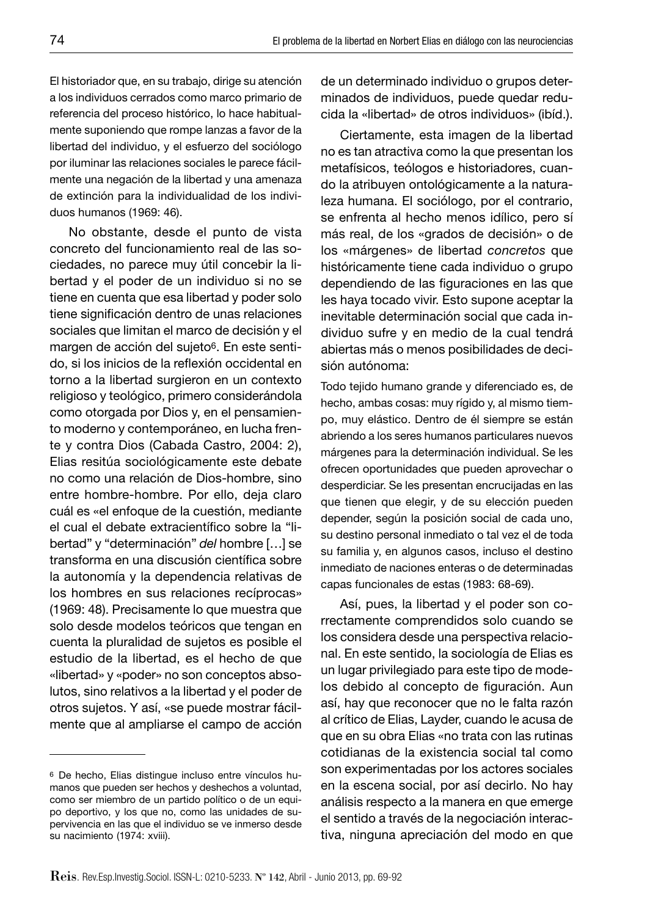El historiador que, en su trabajo, dirige su atención a los individuos cerrados como marco primario de referencia del proceso histórico, lo hace habitualmente suponiendo que rompe lanzas a favor de la libertad del individuo, y el esfuerzo del sociólogo por iluminar las relaciones sociales le parece fácilmente una negación de la libertad y una amenaza de extinción para la individualidad de los individuos humanos (1969: 46).

No obstante, desde el punto de vista concreto del funcionamiento real de las sociedades, no parece muy útil concebir la libertad y el poder de un individuo si no se tiene en cuenta que esa libertad y poder solo tiene significación dentro de unas relaciones sociales que limitan el marco de decisión y el margen de acción del sujeto[6]. En este sentido, si los inicios de la reflexión occidental en torno a la libertad surgieron en un contexto religioso y teológico, primero considerándola como otorgada por Dios y, en el pensamiento moderno y contemporáneo, en lucha frente y contra Dios (Cabada Castro, 2004: 2), Elias resitúa sociológicamente este debate no como una relación de Dios-hombre, sino entre hombre-hombre. Por ello, deja claro cuál es «el enfoque de la cuestión, mediante el cual el debate extracientífico sobre la "libertad" y "determinación" *del* hombre […] se transforma en una discusión científica sobre la autonomía y la dependencia relativas de los hombres en sus relaciones recíprocas» (1969: 48). Precisamente lo que muestra que solo desde modelos teóricos que tengan en cuenta la pluralidad de sujetos es posible el estudio de la libertad, es el hecho de que «libertad» y «poder» no son conceptos absolutos, sino relativos a la libertad y el poder de otros sujetos. Y así, «se puede mostrar fácilmente que al ampliarse el campo de acción de un determinado individuo o grupos determinados de individuos, puede quedar reducida la «libertad» de otros individuos» (ibíd.).

Ciertamente, esta imagen de la libertad no es tan atractiva como la que presentan los metafísicos, teólogos e historiadores, cuando la atribuyen ontológicamente a la naturaleza humana. El sociólogo, por el contrario, se enfrenta al hecho menos idílico, pero sí más real, de los «grados de decisión» o de los «márgenes» de libertad *concretos* que históricamente tiene cada individuo o grupo dependiendo de las figuraciones en las que les haya tocado vivir. Esto supone aceptar la inevitable determinación social que cada individuo sufre y en medio de la cual tendrá abiertas más o menos posibilidades de decisión autónoma:

Todo tejido humano grande y diferenciado es, de hecho, ambas cosas: muy rígido y, al mismo tiempo, muy elástico. Dentro de él siempre se están abriendo a los seres humanos particulares nuevos márgenes para la determinación individual. Se les ofrecen oportunidades que pueden aprovechar o desperdiciar. Se les presentan encrucijadas en las que tienen que elegir, y de su elección pueden depender, según la posición social de cada uno, su destino personal inmediato o tal vez el de toda su familia y, en algunos casos, incluso el destino inmediato de naciones enteras o de determinadas capas funcionales de estas (1983: 68-69).

Así, pues, la libertad y el poder son correctamente comprendidos solo cuando se los considera desde una perspectiva relacional. En este sentido, la sociología de Elias es un lugar privilegiado para este tipo de modelos debido al concepto de figuración. Aun así, hay que reconocer que no le falta razón al crítico de Elias, Layder, cuando le acusa de que en su obra Elias «no trata con las rutinas cotidianas de la existencia social tal como son experimentadas por los actores sociales en la escena social, por así decirlo. No hay análisis respecto a la manera en que emerge el sentido a través de la negociación interactiva, ninguna apreciación del modo en que

[6] De hecho, Elias distingue incluso entre vínculos humanos que pueden ser hechos y deshechos a voluntad, como ser miembro de un partido político o de un equipo deportivo, y los que no, como las unidades de supervivencia en las que el individuo se ve inmerso desde su nacimiento (1974: xviii).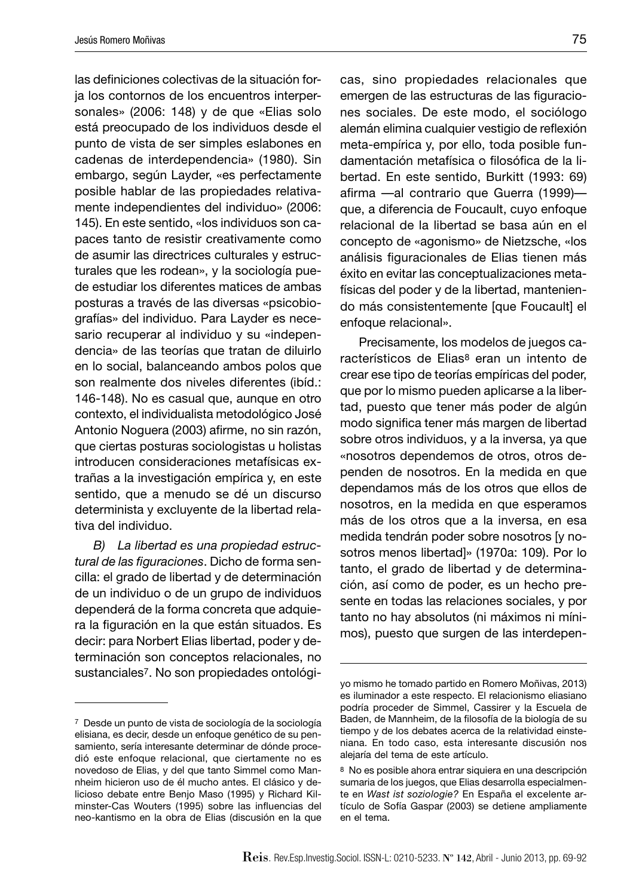las definiciones colectivas de la situación forja los contornos de los encuentros interpersonales» (2006: 148) y de que «Elias solo está preocupado de los individuos desde el punto de vista de ser simples eslabones en cadenas de interdependencia» (1980). Sin embargo, según Layder, «es perfectamente posible hablar de las propiedades relativamente independientes del individuo» (2006: 145). En este sentido, «los individuos son capaces tanto de resistir creativamente como de asumir las directrices culturales y estructurales que les rodean», y la sociología puede estudiar los diferentes matices de ambas posturas a través de las diversas «psicobiografías» del individuo. Para Layder es necesario recuperar al individuo y su «independencia» de las teorías que tratan de diluirlo en lo social, balanceando ambos polos que son realmente dos niveles diferentes (ibíd.: 146-148). No es casual que, aunque en otro contexto, el individualista metodológico José Antonio Noguera (2003) afirme, no sin razón, que ciertas posturas sociologistas u holistas introducen consideraciones metafísicas extrañas a la investigación empírica y, en este sentido, que a menudo se dé un discurso determinista y excluyente de la libertad relativa del individuo.

*B) La libertad es una propiedad estructural de las figuraciones*. Dicho de forma sencilla: el grado de libertad y de determinación de un individuo o de un grupo de individuos dependerá de la forma concreta que adquiera la figuración en la que están situados. Es decir: para Norbert Elias libertad, poder y determinación son conceptos relacionales, no sustanciales[7]. No son propiedades ontológicas, sino propiedades relacionales que emergen de las estructuras de las figuraciones sociales. De este modo, el sociólogo alemán elimina cualquier vestigio de reflexión meta-empírica y, por ello, toda posible fundamentación metafísica o filosófica de la libertad. En este sentido, Burkitt (1993: 69) afirma —al contrario que Guerra (1999)— que, a diferencia de Foucault, cuyo enfoque relacional de la libertad se basa aún en el concepto de «agonismo» de Nietzsche, «los análisis figuracionales de Elias tienen más éxito en evitar las conceptualizaciones metafísicas del poder y de la libertad, manteniendo más consistentemente [que Foucault] el enfoque relacional».

Precisamente, los modelos de juegos característicos de Elias[8] eran un intento de crear ese tipo de teorías empíricas del poder, que por lo mismo pueden aplicarse a la libertad, puesto que tener más poder de algún modo significa tener más margen de libertad sobre otros individuos, y a la inversa, ya que «nosotros dependemos de otros, otros dependen de nosotros. En la medida en que dependamos más de los otros que ellos de nosotros, en la medida en que esperamos más de los otros que a la inversa, en esa medida tendrán poder sobre nosotros [y nosotros menos libertad]» (1970a: 109). Por lo tanto, el grado de libertad y de determinación, así como de poder, es un hecho presente en todas las relaciones sociales, y por tanto no hay absolutos (ni máximos ni mínimos), puesto que surgen de las interdepen-

---

[7] Desde un punto de vista de sociología de la sociología elisiana, es decir, desde un enfoque genético de su pensamiento, sería interesante determinar de dónde procedió este enfoque relacional, que ciertamente no es novedoso de Elias, y del que tanto Simmel como Mannheim hicieron uso de él mucho antes. El clásico y delicioso debate entre Benjo Maso (1995) y Richard Kilminster-Cas Wouters (1995) sobre las influencias del neo-kantismo en la obra de Elias (discusión en la que yo mismo he tomado partido en Romero Moñivas, 2013) es iluminador a este respecto. El relacionismo eliasiano podría proceder de Simmel, Cassirer y la Escuela de Baden, de Mannheim, de la filosofía de la biología de su tiempo y de los debates acerca de la relatividad einsteniana. En todo caso, esta interesante discusión nos alejaría del tema de este artículo.

[8] No es posible ahora entrar siquiera en una descripción sumaria de los juegos, que Elias desarrolla especialmente en *Wast ist soziologie?* En España el excelente artículo de Sofía Gaspar (2003) se detiene ampliamente en el tema.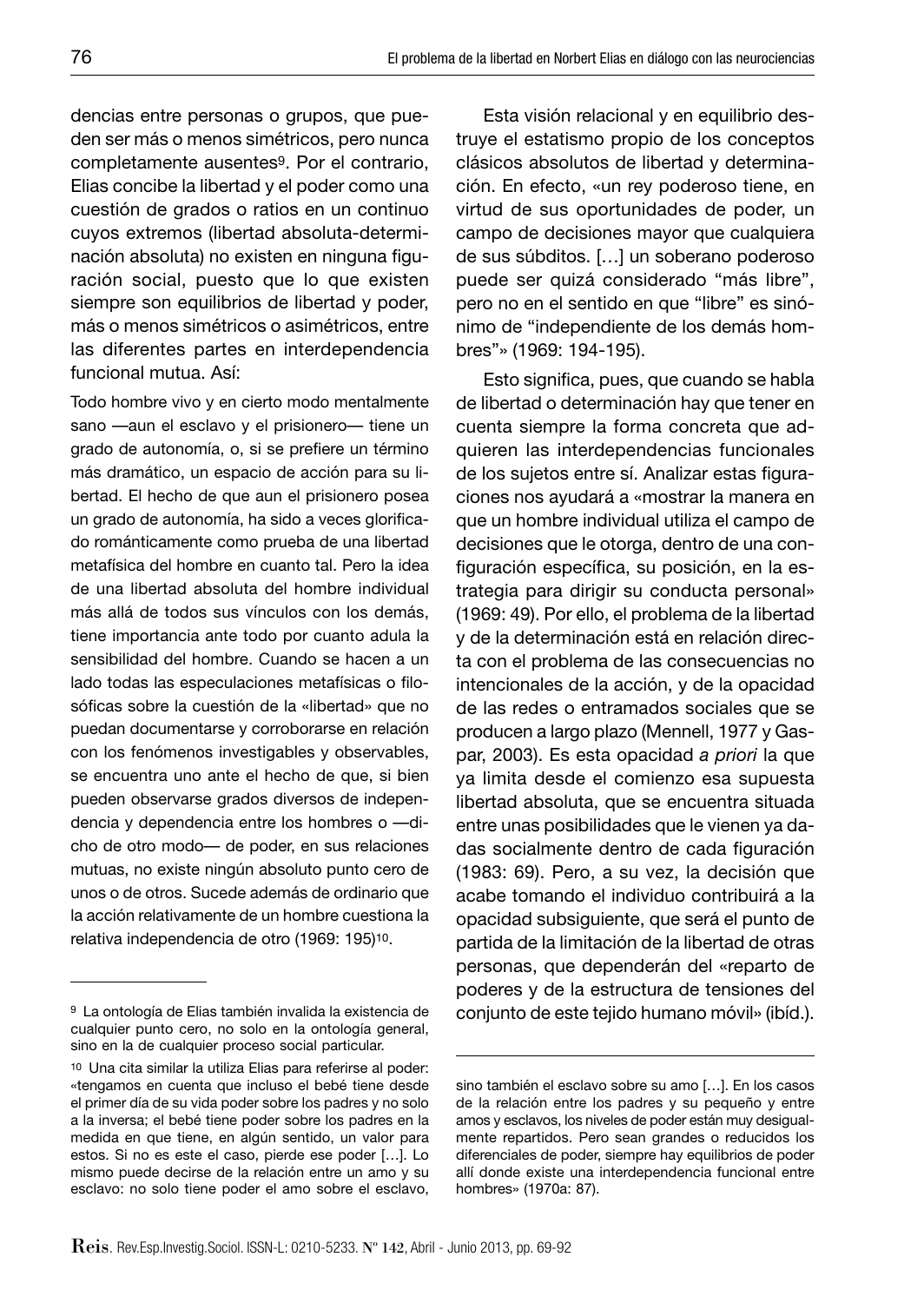dencias entre personas o grupos, que pueden ser más o menos simétricos, pero nunca completamente ausentes[9]. Por el contrario, Elias concibe la libertad y el poder como una cuestión de grados o ratios en un continuo cuyos extremos (libertad absoluta-determinación absoluta) no existen en ninguna figuración social, puesto que lo que existen siempre son equilibrios de libertad y poder, más o menos simétricos o asimétricos, entre las diferentes partes en interdependencia funcional mutua. Así:

> Todo hombre vivo y en cierto modo mentalmente sano —aun el esclavo y el prisionero— tiene un grado de autonomía, o, si se prefiere un término más dramático, un espacio de acción para su libertad. El hecho de que aun el prisionero posea un grado de autonomía, ha sido a veces glorificado románticamente como prueba de una libertad metafísica del hombre en cuanto tal. Pero la idea de una libertad absoluta del hombre individual más allá de todos sus vínculos con los demás, tiene importancia ante todo por cuanto adula la sensibilidad del hombre. Cuando se hacen a un lado todas las especulaciones metafísicas o filosóficas sobre la cuestión de la «libertad» que no puedan documentarse y corroborarse en relación con los fenómenos investigables y observables, se encuentra uno ante el hecho de que, si bien pueden observarse grados diversos de independencia y dependencia entre los hombres o —dicho de otro modo— de poder, en sus relaciones mutuas, no existe ningún absoluto punto cero de unos o de otros. Sucede además de ordinario que la acción relativamente de un hombre cuestiona la relativa independencia de otro (1969: 195)[10].

Esta visión relacional y en equilibrio destruye el estatismo propio de los conceptos clásicos absolutos de libertad y determinación. En efecto, «un rey poderoso tiene, en virtud de sus oportunidades de poder, un campo de decisiones mayor que cualquiera de sus súbditos. […] un soberano poderoso puede ser quizá considerado "más libre", pero no en el sentido en que "libre" es sinónimo de "independiente de los demás hombres"» (1969: 194-195).

Esto significa, pues, que cuando se habla de libertad o determinación hay que tener en cuenta siempre la forma concreta que adquieren las interdependencias funcionales de los sujetos entre sí. Analizar estas figuraciones nos ayudará a «mostrar la manera en que un hombre individual utiliza el campo de decisiones que le otorga, dentro de una configuración específica, su posición, en la estrategia para dirigir su conducta personal» (1969: 49). Por ello, el problema de la libertad y de la determinación está en relación directa con el problema de las consecuencias no intencionales de la acción, y de la opacidad de las redes o entramados sociales que se producen a largo plazo (Mennell, 1977 y Gaspar, 2003). Es esta opacidad *a priori* la que ya limita desde el comienzo esa supuesta libertad absoluta, que se encuentra situada entre unas posibilidades que le vienen ya dadas socialmente dentro de cada figuración (1983: 69). Pero, a su vez, la decisión que acabe tomando el individuo contribuirá a la opacidad subsiguiente, que será el punto de partida de la limitación de la libertad de otras personas, que dependerán del «reparto de poderes y de la estructura de tensiones del conjunto de este tejido humano móvil» (ibíd.).

---

[9] La ontología de Elias también invalida la existencia de cualquier punto cero, no solo en la ontología general, sino en la de cualquier proceso social particular.

[10] Una cita similar la utiliza Elias para referirse al poder: «tengamos en cuenta que incluso el bebé tiene desde el primer día de su vida poder sobre los padres y no solo a la inversa; el bebé tiene poder sobre los padres en la medida en que tiene, en algún sentido, un valor para estos. Si no es este el caso, pierde ese poder […]. Lo mismo puede decirse de la relación entre un amo y su esclavo: no solo tiene poder el amo sobre el esclavo, sino también el esclavo sobre su amo […]. En los casos de la relación entre los padres y su pequeño y entre amos y esclavos, los niveles de poder están muy desigualmente repartidos. Pero sean grandes o reducidos los diferenciales de poder, siempre hay equilibrios de poder allí donde existe una interdependencia funcional entre hombres» (1970a: 87).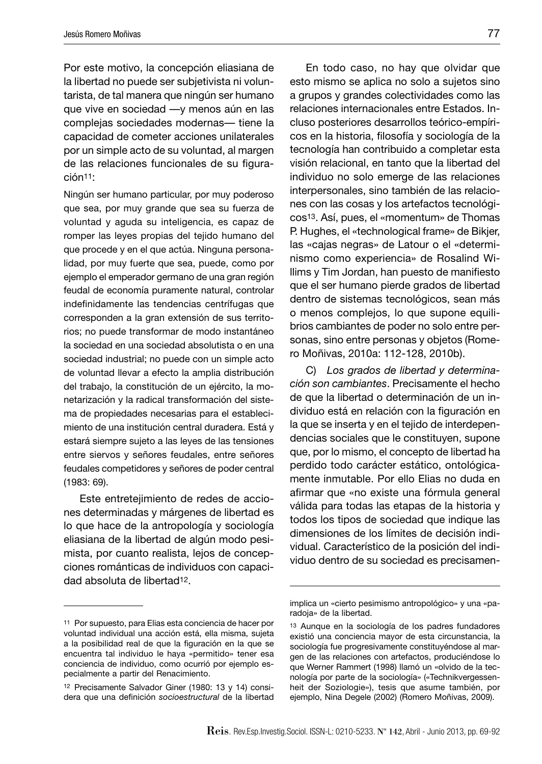Por este motivo, la concepción eliasiana de la libertad no puede ser subjetivista ni voluntarista, de tal manera que ningún ser humano que vive en sociedad —y menos aún en las complejas sociedades modernas— tiene la capacidad de cometer acciones unilaterales por un simple acto de su voluntad, al margen de las relaciones funcionales de su figuración[11]:

> Ningún ser humano particular, por muy poderoso que sea, por muy grande que sea su fuerza de voluntad y aguda su inteligencia, es capaz de romper las leyes propias del tejido humano del que procede y en el que actúa. Ninguna personalidad, por muy fuerte que sea, puede, como por ejemplo el emperador germano de una gran región feudal de economía puramente natural, controlar indefinidamente las tendencias centrífugas que corresponden a la gran extensión de sus territorios; no puede transformar de modo instantáneo la sociedad en una sociedad absolutista o en una sociedad industrial; no puede con un simple acto de voluntad llevar a efecto la amplia distribución del trabajo, la constitución de un ejército, la monetarización y la radical transformación del sistema de propiedades necesarias para el establecimiento de una institución central duradera. Está y estará siempre sujeto a las leyes de las tensiones entre siervos y señores feudales, entre señores feudales competidores y señores de poder central (1983: 69).

Este entretejimiento de redes de acciones determinadas y márgenes de libertad es lo que hace de la antropología y sociología eliasiana de la libertad de algún modo pesimista, por cuanto realista, lejos de concepciones románticas de individuos con capacidad absoluta de libertad[12].

En todo caso, no hay que olvidar que esto mismo se aplica no solo a sujetos sino a grupos y grandes colectividades como las relaciones internacionales entre Estados. Incluso posteriores desarrollos teórico-empíricos en la historia, filosofía y sociología de la tecnología han contribuido a completar esta visión relacional, en tanto que la libertad del individuo no solo emerge de las relaciones interpersonales, sino también de las relaciones con las cosas y los artefactos tecnológicos[13]. Así, pues, el «momentum» de Thomas P. Hughes, el «technological frame» de Bikjer, las «cajas negras» de Latour o el «determinismo como experiencia» de Rosalind Willims y Tim Jordan, han puesto de manifiesto que el ser humano pierde grados de libertad dentro de sistemas tecnológicos, sean más o menos complejos, lo que supone equilibrios cambiantes de poder no solo entre personas, sino entre personas y objetos (Romero Moñivas, 2010a: 112-128, 2010b).

C) *Los grados de libertad y determinación son cambiantes*. Precisamente el hecho de que la libertad o determinación de un individuo está en relación con la figuración en la que se inserta y en el tejido de interdependencias sociales que le constituyen, supone que, por lo mismo, el concepto de libertad ha perdido todo carácter estático, ontológicamente inmutable. Por ello Elias no duda en afirmar que «no existe una fórmula general válida para todas las etapas de la historia y todos los tipos de sociedad que indique las dimensiones de los límites de decisión individual. Característico de la posición del individuo dentro de su sociedad es precisamen-

---

[11] Por supuesto, para Elias esta conciencia de hacer por voluntad individual una acción está, ella misma, sujeta a la posibilidad real de que la figuración en la que se encuentra tal individuo le haya «permitido» tener esa conciencia de individuo, como ocurrió por ejemplo especialmente a partir del Renacimiento.

[12] Precisamente Salvador Giner (1980: 13 y 14) considera que una definición *socioestructural* de la libertad implica un «cierto pesimismo antropológico» y una «paradoja» de la libertad.

[13] Aunque en la sociología de los padres fundadores existió una conciencia mayor de esta circunstancia, la sociología fue progresivamente constituyéndose al margen de las relaciones con artefactos, produciéndose lo que Werner Rammert (1998) llamó un «olvido de la tecnología por parte de la sociología» («Technikvergessenheit der Soziologie»), tesis que asume también, por ejemplo, Nina Degele (2002) (Romero Moñivas, 2009).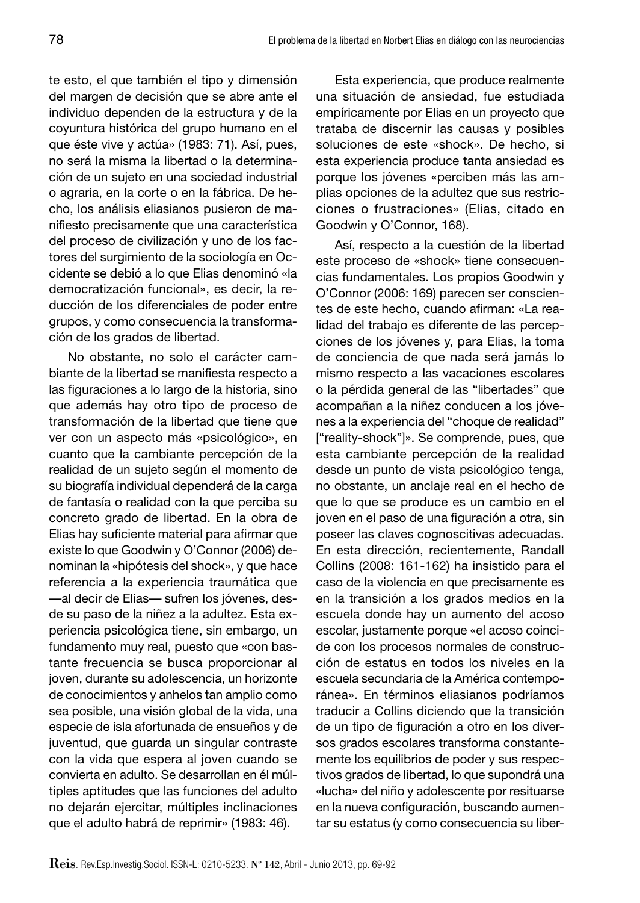te esto, el que también el tipo y dimensión del margen de decisión que se abre ante el individuo dependen de la estructura y de la coyuntura histórica del grupo humano en el que éste vive y actúa» (1983: 71). Así, pues, no será la misma la libertad o la determinación de un sujeto en una sociedad industrial o agraria, en la corte o en la fábrica. De hecho, los análisis eliasianos pusieron de manifiesto precisamente que una característica del proceso de civilización y uno de los factores del surgimiento de la sociología en Occidente se debió a lo que Elias denominó «la democratización funcional», es decir, la reducción de los diferenciales de poder entre grupos, y como consecuencia la transformación de los grados de libertad.

No obstante, no solo el carácter cambiante de la libertad se manifiesta respecto a las figuraciones a lo largo de la historia, sino que además hay otro tipo de proceso de transformación de la libertad que tiene que ver con un aspecto más «psicológico», en cuanto que la cambiante percepción de la realidad de un sujeto según el momento de su biografía individual dependerá de la carga de fantasía o realidad con la que perciba su concreto grado de libertad. En la obra de Elias hay suficiente material para afirmar que existe lo que Goodwin y O'Connor (2006) denominan la «hipótesis del shock», y que hace referencia a la experiencia traumática que —al decir de Elias— sufren los jóvenes, desde su paso de la niñez a la adultez. Esta experiencia psicológica tiene, sin embargo, un fundamento muy real, puesto que «con bastante frecuencia se busca proporcionar al joven, durante su adolescencia, un horizonte de conocimientos y anhelos tan amplio como sea posible, una visión global de la vida, una especie de isla afortunada de ensueños y de juventud, que guarda un singular contraste con la vida que espera al joven cuando se convierta en adulto. Se desarrollan en él múltiples aptitudes que las funciones del adulto no dejarán ejercitar, múltiples inclinaciones que el adulto habrá de reprimir» (1983: 46).

Esta experiencia, que produce realmente una situación de ansiedad, fue estudiada empíricamente por Elias en un proyecto que trataba de discernir las causas y posibles soluciones de este «shock». De hecho, si esta experiencia produce tanta ansiedad es porque los jóvenes «perciben más las amplias opciones de la adultez que sus restricciones o frustraciones» (Elias, citado en Goodwin y O'Connor, 168).

Así, respecto a la cuestión de la libertad este proceso de «shock» tiene consecuencias fundamentales. Los propios Goodwin y O'Connor (2006: 169) parecen ser conscientes de este hecho, cuando afirman: «La realidad del trabajo es diferente de las percepciones de los jóvenes y, para Elias, la toma de conciencia de que nada será jamás lo mismo respecto a las vacaciones escolares o la pérdida general de las "libertades" que acompañan a la niñez conducen a los jóvenes a la experiencia del "choque de realidad" ["reality-shock"]». Se comprende, pues, que esta cambiante percepción de la realidad desde un punto de vista psicológico tenga, no obstante, un anclaje real en el hecho de que lo que se produce es un cambio en el joven en el paso de una figuración a otra, sin poseer las claves cognoscitivas adecuadas. En esta dirección, recientemente, Randall Collins (2008: 161-162) ha insistido para el caso de la violencia en que precisamente es en la transición a los grados medios en la escuela donde hay un aumento del acoso escolar, justamente porque «el acoso coincide con los procesos normales de construcción de estatus en todos los niveles en la escuela secundaria de la América contemporánea». En términos eliasianos podríamos traducir a Collins diciendo que la transición de un tipo de figuración a otro en los diversos grados escolares transforma constantemente los equilibrios de poder y sus respectivos grados de libertad, lo que supondrá una «lucha» del niño y adolescente por resituarse en la nueva configuración, buscando aumentar su estatus (y como consecuencia su liber-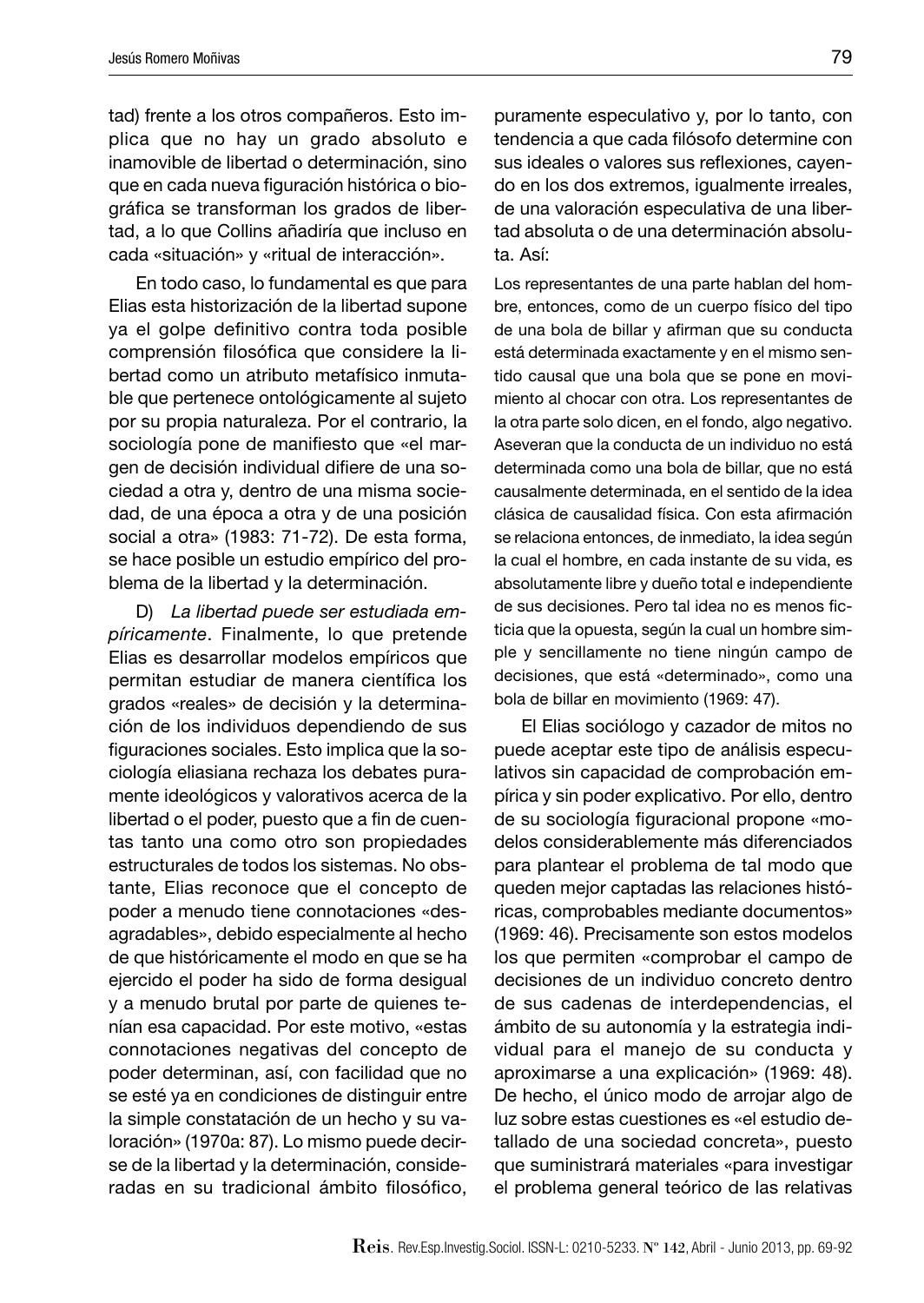tad) frente a los otros compañeros. Esto implica que no hay un grado absoluto e inamovible de libertad o determinación, sino que en cada nueva figuración histórica o biográfica se transforman los grados de libertad, a lo que Collins añadiría que incluso en cada «situación» y «ritual de interacción».

En todo caso, lo fundamental es que para Elias esta historización de la libertad supone ya el golpe definitivo contra toda posible comprensión filosófica que considere la libertad como un atributo metafísico inmutable que pertenece ontológicamente al sujeto por su propia naturaleza. Por el contrario, la sociología pone de manifiesto que «el margen de decisión individual difiere de una sociedad a otra y, dentro de una misma sociedad, de una época a otra y de una posición social a otra» (1983: 71-72). De esta forma, se hace posible un estudio empírico del problema de la libertad y la determinación.

D) *La libertad puede ser estudiada empíricamente*. Finalmente, lo que pretende Elias es desarrollar modelos empíricos que permitan estudiar de manera científica los grados «reales» de decisión y la determinación de los individuos dependiendo de sus figuraciones sociales. Esto implica que la sociología eliasiana rechaza los debates puramente ideológicos y valorativos acerca de la libertad o el poder, puesto que a fin de cuentas tanto una como otro son propiedades estructurales de todos los sistemas. No obstante, Elias reconoce que el concepto de poder a menudo tiene connotaciones «desagradables», debido especialmente al hecho de que históricamente el modo en que se ha ejercido el poder ha sido de forma desigual y a menudo brutal por parte de quienes tenían esa capacidad. Por este motivo, «estas connotaciones negativas del concepto de poder determinan, así, con facilidad que no se esté ya en condiciones de distinguir entre la simple constatación de un hecho y su valoración» (1970a: 87). Lo mismo puede decirse de la libertad y la determinación, consideradas en su tradicional ámbito filosófico, puramente especulativo y, por lo tanto, con tendencia a que cada filósofo determine con sus ideales o valores sus reflexiones, cayendo en los dos extremos, igualmente irreales, de una valoración especulativa de una libertad absoluta o de una determinación absoluta. Así:

> Los representantes de una parte hablan del hombre, entonces, como de un cuerpo físico del tipo de una bola de billar y afirman que su conducta está determinada exactamente y en el mismo sentido causal que una bola que se pone en movimiento al chocar con otra. Los representantes de la otra parte solo dicen, en el fondo, algo negativo. Aseveran que la conducta de un individuo no está determinada como una bola de billar, que no está causalmente determinada, en el sentido de la idea clásica de causalidad física. Con esta afirmación se relaciona entonces, de inmediato, la idea según la cual el hombre, en cada instante de su vida, es absolutamente libre y dueño total e independiente de sus decisiones. Pero tal idea no es menos ficticia que la opuesta, según la cual un hombre simple y sencillamente no tiene ningún campo de decisiones, que está «determinado», como una bola de billar en movimiento (1969: 47).

El Elias sociólogo y cazador de mitos no puede aceptar este tipo de análisis especulativos sin capacidad de comprobación empírica y sin poder explicativo. Por ello, dentro de su sociología figuracional propone «modelos considerablemente más diferenciados para plantear el problema de tal modo que queden mejor captadas las relaciones históricas, comprobables mediante documentos» (1969: 46). Precisamente son estos modelos los que permiten «comprobar el campo de decisiones de un individuo concreto dentro de sus cadenas de interdependencias, el ámbito de su autonomía y la estrategia individual para el manejo de su conducta y aproximarse a una explicación» (1969: 48). De hecho, el único modo de arrojar algo de luz sobre estas cuestiones es «el estudio detallado de una sociedad concreta», puesto que suministrará materiales «para investigar el problema general teórico de las relativas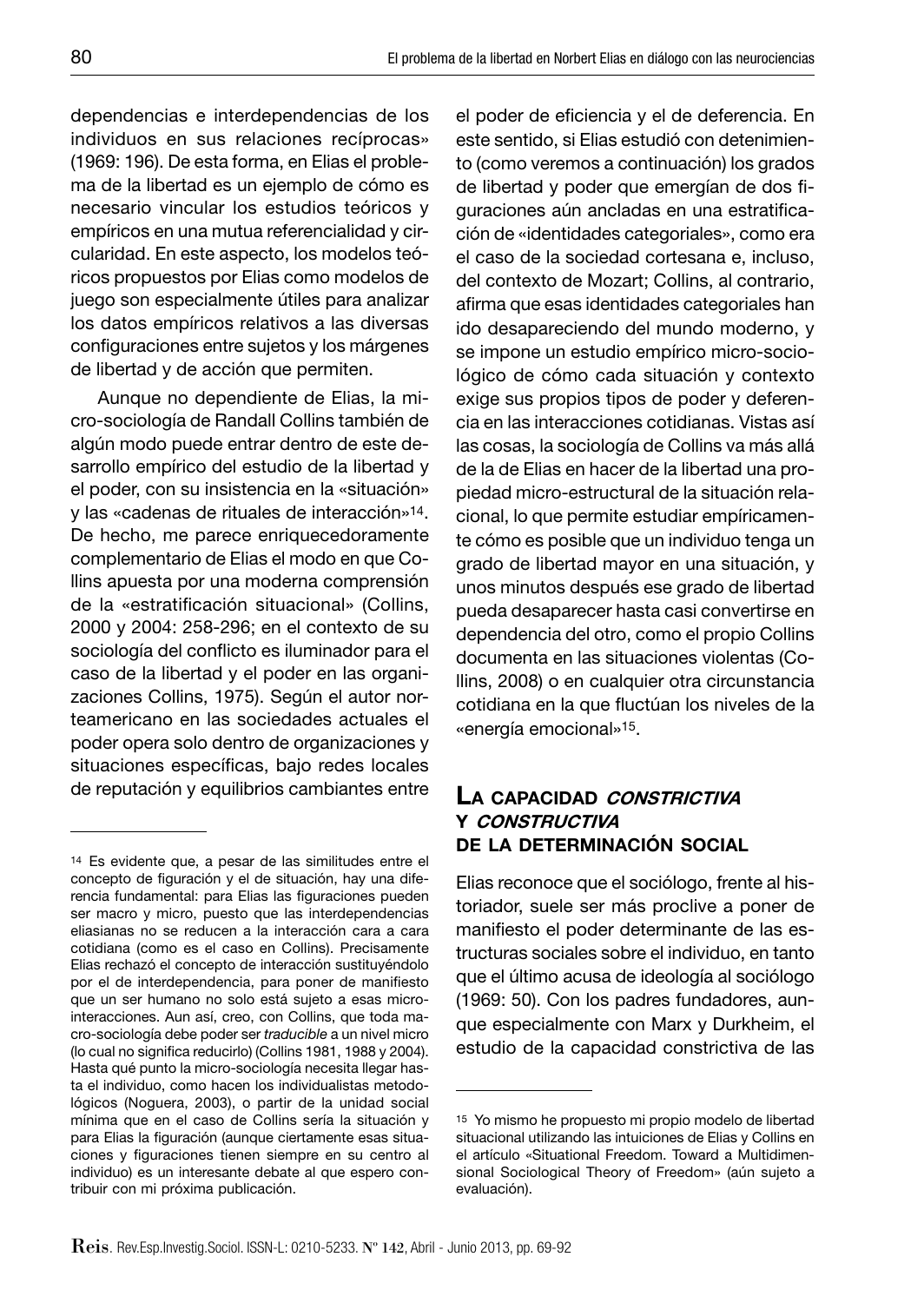dependencias e interdependencias de los individuos en sus relaciones recíprocas» (1969: 196). De esta forma, en Elias el problema de la libertad es un ejemplo de cómo es necesario vincular los estudios teóricos y empíricos en una mutua referencialidad y circularidad. En este aspecto, los modelos teóricos propuestos por Elias como modelos de juego son especialmente útiles para analizar los datos empíricos relativos a las diversas configuraciones entre sujetos y los márgenes de libertad y de acción que permiten.

Aunque no dependiente de Elias, la micro-sociología de Randall Collins también de algún modo puede entrar dentro de este desarrollo empírico del estudio de la libertad y el poder, con su insistencia en la «situación» y las «cadenas de rituales de interacción»[14]. De hecho, me parece enriquecedoramente complementario de Elias el modo en que Collins apuesta por una moderna comprensión de la «estratificación situacional» (Collins, 2000 y 2004: 258-296; en el contexto de su sociología del conflicto es iluminador para el caso de la libertad y el poder en las organizaciones Collins, 1975). Según el autor norteamericano en las sociedades actuales el poder opera solo dentro de organizaciones y situaciones específicas, bajo redes locales de reputación y equilibrios cambiantes entre el poder de eficiencia y el de deferencia. En este sentido, si Elias estudió con detenimiento (como veremos a continuación) los grados de libertad y poder que emergían de dos figuraciones aún ancladas en una estratificación de «identidades categoriales», como era el caso de la sociedad cortesana e, incluso, del contexto de Mozart; Collins, al contrario, afirma que esas identidades categoriales han ido desapareciendo del mundo moderno, y se impone un estudio empírico micro-sociológico de cómo cada situación y contexto exige sus propios tipos de poder y deferencia en las interacciones cotidianas. Vistas así las cosas, la sociología de Collins va más allá de la de Elias en hacer de la libertad una propiedad micro-estructural de la situación relacional, lo que permite estudiar empíricamente cómo es posible que un individuo tenga un grado de libertad mayor en una situación, y unos minutos después ese grado de libertad pueda desaparecer hasta casi convertirse en dependencia del otro, como el propio Collins documenta en las situaciones violentas (Collins, 2008) o en cualquier otra circunstancia cotidiana en la que fluctúan los niveles de la «energía emocional»[15].

## La capacidad *constrictiva* y *constructiva* de la determinación social

Elias reconoce que el sociólogo, frente al historiador, suele ser más proclive a poner de manifiesto el poder determinante de las estructuras sociales sobre el individuo, en tanto que el último acusa de ideología al sociólogo (1969: 50). Con los padres fundadores, aunque especialmente con Marx y Durkheim, el estudio de la capacidad constrictiva de las

---

[14] Es evidente que, a pesar de las similitudes entre el concepto de figuración y el de situación, hay una diferencia fundamental: para Elias las figuraciones pueden ser macro y micro, puesto que las interdependencias eliasianas no se reducen a la interacción cara a cara cotidiana (como es el caso en Collins). Precisamente Elias rechazó el concepto de interacción sustituyéndolo por el de interdependencia, para poner de manifiesto que un ser humano no solo está sujeto a esas micro-interacciones. Aun así, creo, con Collins, que toda macro-sociología debe poder ser *traducible* a un nivel micro (lo cual no significa reducirlo) (Collins 1981, 1988 y 2004). Hasta qué punto la micro-sociología necesita llegar hasta el individuo, como hacen los individualistas metodológicos (Noguera, 2003), o partir de la unidad social mínima que en el caso de Collins sería la situación y para Elias la figuración (aunque ciertamente esas situaciones y figuraciones tienen siempre en su centro al individuo) es un interesante debate al que espero contribuir con mi próxima publicación.

[15] Yo mismo he propuesto mi propio modelo de libertad situacional utilizando las intuiciones de Elias y Collins en el artículo «Situational Freedom. Toward a Multidimensional Sociological Theory of Freedom» (aún sujeto a evaluación).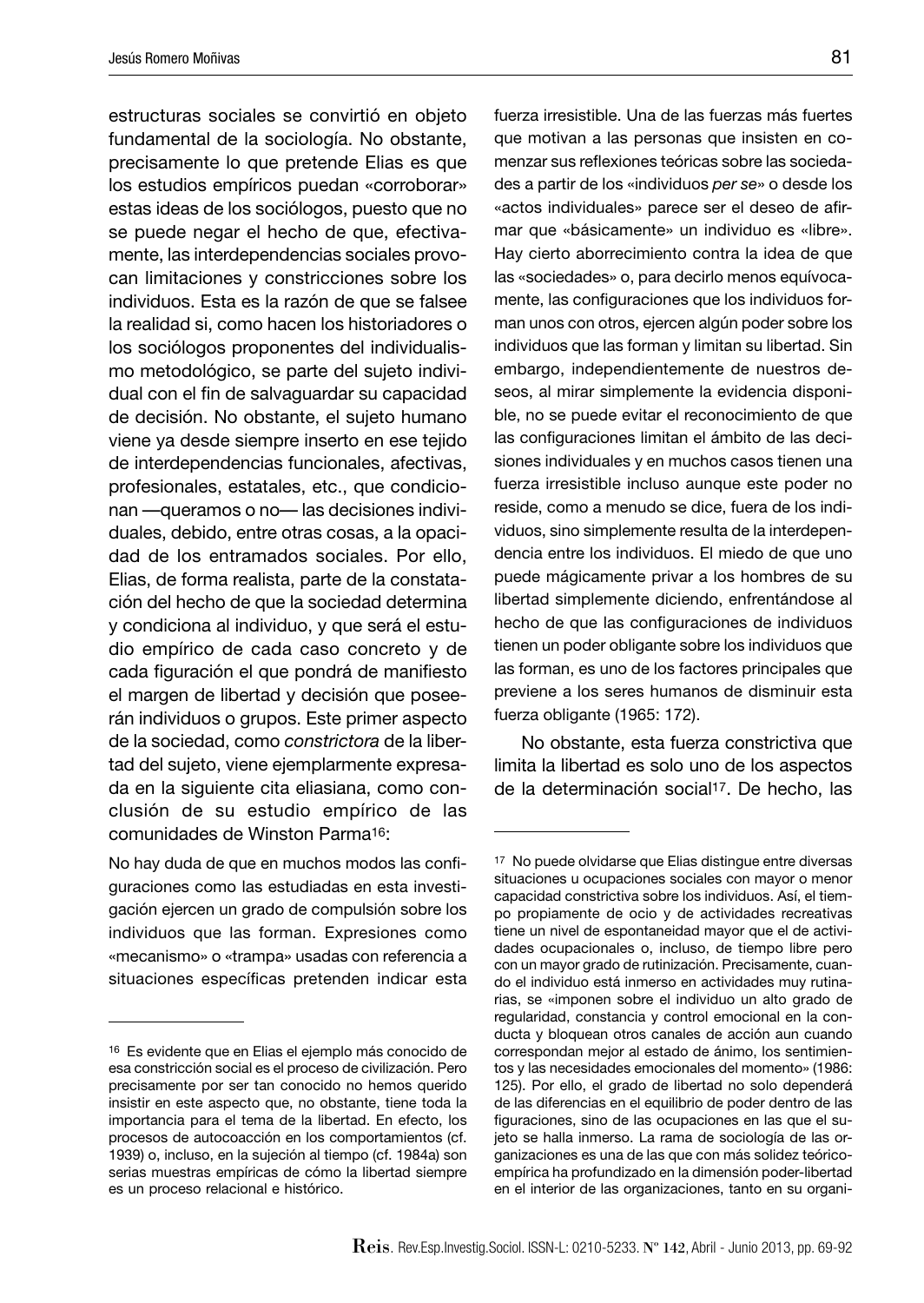estructuras sociales se convirtió en objeto fundamental de la sociología. No obstante, precisamente lo que pretende Elias es que los estudios empíricos puedan «corroborar» estas ideas de los sociólogos, puesto que no se puede negar el hecho de que, efectivamente, las interdependencias sociales provocan limitaciones y constricciones sobre los individuos. Esta es la razón de que se falsee la realidad si, como hacen los historiadores o los sociólogos proponentes del individualismo metodológico, se parte del sujeto individual con el fin de salvaguardar su capacidad de decisión. No obstante, el sujeto humano viene ya desde siempre inserto en ese tejido de interdependencias funcionales, afectivas, profesionales, estatales, etc., que condicionan —queramos o no— las decisiones individuales, debido, entre otras cosas, a la opacidad de los entramados sociales. Por ello, Elias, de forma realista, parte de la constatación del hecho de que la sociedad determina y condiciona al individuo, y que será el estudio empírico de cada caso concreto y de cada figuración el que pondrá de manifiesto el margen de libertad y decisión que poseerán individuos o grupos. Este primer aspecto de la sociedad, como *constrictora* de la libertad del sujeto, viene ejemplarmente expresada en la siguiente cita eliasiana, como conclusión de su estudio empírico de las comunidades de Winston Parma[16]:

No hay duda de que en muchos modos las configuraciones como las estudiadas en esta investigación ejercen un grado de compulsión sobre los individuos que las forman. Expresiones como «mecanismo» o «trampa» usadas con referencia a situaciones específicas pretenden indicar esta fuerza irresistible. Una de las fuerzas más fuertes que motivan a las personas que insisten en comenzar sus reflexiones teóricas sobre las sociedades a partir de los «individuos *per se*» o desde los «actos individuales» parece ser el deseo de afirmar que «básicamente» un individuo es «libre». Hay cierto aborrecimiento contra la idea de que las «sociedades» o, para decirlo menos equívocamente, las configuraciones que los individuos forman unos con otros, ejercen algún poder sobre los individuos que las forman y limitan su libertad. Sin embargo, independientemente de nuestros deseos, al mirar simplemente la evidencia disponible, no se puede evitar el reconocimiento de que las configuraciones limitan el ámbito de las decisiones individuales y en muchos casos tienen una fuerza irresistible incluso aunque este poder no reside, como a menudo se dice, fuera de los individuos, sino simplemente resulta de la interdependencia entre los individuos. El miedo de que uno puede mágicamente privar a los hombres de su libertad simplemente diciendo, enfrentándose al hecho de que las configuraciones de individuos tienen un poder obligante sobre los individuos que las forman, es uno de los factores principales que previene a los seres humanos de disminuir esta fuerza obligante (1965: 172).

No obstante, esta fuerza constrictiva que limita la libertad es solo uno de los aspectos de la determinación social[17]. De hecho, las

---

[16] Es evidente que en Elias el ejemplo más conocido de esa constricción social es el proceso de civilización. Pero precisamente por ser tan conocido no hemos querido insistir en este aspecto que, no obstante, tiene toda la importancia para el tema de la libertad. En efecto, los procesos de autocoacción en los comportamientos (cf. 1939) o, incluso, en la sujeción al tiempo (cf. 1984a) son serias muestras empíricas de cómo la libertad siempre es un proceso relacional e histórico.

[17] No puede olvidarse que Elias distingue entre diversas situaciones u ocupaciones sociales con mayor o menor capacidad constrictiva sobre los individuos. Así, el tiempo propiamente de ocio y de actividades recreativas tiene un nivel de espontaneidad mayor que el de actividades ocupacionales o, incluso, de tiempo libre pero con un mayor grado de rutinización. Precisamente, cuando el individuo está inmerso en actividades muy rutinarias, se «imponen sobre el individuo un alto grado de regularidad, constancia y control emocional en la conducta y bloquean otros canales de acción aun cuando correspondan mejor al estado de ánimo, los sentimientos y las necesidades emocionales del momento» (1986: 125). Por ello, el grado de libertad no solo dependerá de las diferencias en el equilibrio de poder dentro de las figuraciones, sino de las ocupaciones en las que el sujeto se halla inmerso. La rama de sociología de las organizaciones es una de las que con más solidez teórico-empírica ha profundizado en la dimensión poder-libertad en el interior de las organizaciones, tanto en su organi-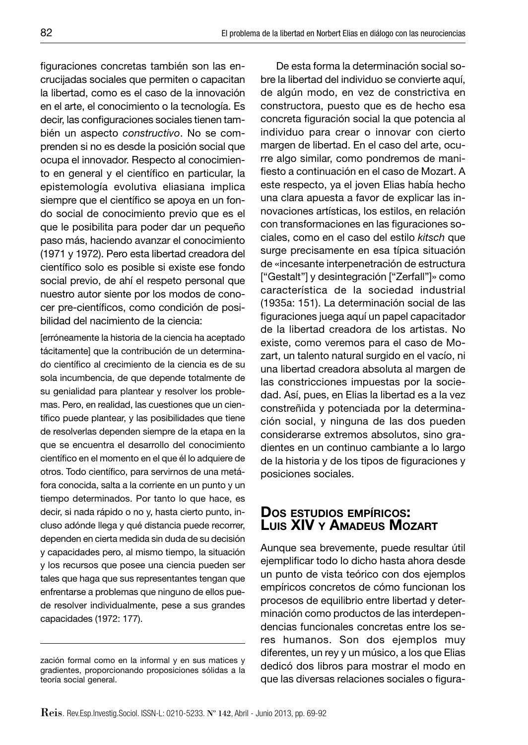figuraciones concretas también son las encrucijadas sociales que permiten o capacitan la libertad, como es el caso de la innovación en el arte, el conocimiento o la tecnología. Es decir, las configuraciones sociales tienen también un aspecto *constructivo*. No se comprenden si no es desde la posición social que ocupa el innovador. Respecto al conocimiento en general y el científico en particular, la epistemología evolutiva eliasiana implica siempre que el científico se apoya en un fondo social de conocimiento previo que es el que le posibilita para poder dar un pequeño paso más, haciendo avanzar el conocimiento (1971 y 1972). Pero esta libertad creadora del científico solo es posible si existe ese fondo social previo, de ahí el respeto personal que nuestro autor siente por los modos de conocer pre-científicos, como condición de posibilidad del nacimiento de la ciencia:

> [erróneamente la historia de la ciencia ha aceptado tácitamente] que la contribución de un determinado científico al crecimiento de la ciencia es de su sola incumbencia, de que depende totalmente de su genialidad para plantear y resolver los problemas. Pero, en realidad, las cuestiones que un científico puede plantear, y las posibilidades que tiene de resolverlas dependen siempre de la etapa en la que se encuentra el desarrollo del conocimiento científico en el momento en el que él lo adquiere de otros. Todo científico, para servirnos de una metáfora conocida, salta a la corriente en un punto y un tiempo determinados. Por tanto lo que hace, es decir, si nada rápido o no y, hasta cierto punto, incluso adónde llega y qué distancia puede recorrer, dependen en cierta medida sin duda de su decisión y capacidades pero, al mismo tiempo, la situación y los recursos que posee una ciencia pueden ser tales que haga que sus representantes tengan que enfrentarse a problemas que ninguno de ellos puede resolver individualmente, pese a sus grandes capacidades (1972: 177).

De esta forma la determinación social sobre la libertad del individuo se convierte aquí, de algún modo, en vez de constrictiva en constructora, puesto que es de hecho esa concreta figuración social la que potencia al individuo para crear o innovar con cierto margen de libertad. En el caso del arte, ocurre algo similar, como pondremos de manifiesto a continuación en el caso de Mozart. A este respecto, ya el joven Elias había hecho una clara apuesta a favor de explicar las innovaciones artísticas, los estilos, en relación con transformaciones en las figuraciones sociales, como en el caso del estilo *kitsch* que surge precisamente en esa típica situación de «incesante interpenetración de estructura ["Gestalt"] y desintegración ["Zerfall"]» como característica de la sociedad industrial (1935a: 151). La determinación social de las figuraciones juega aquí un papel capacitador de la libertad creadora de los artistas. No existe, como veremos para el caso de Mozart, un talento natural surgido en el vacío, ni una libertad creadora absoluta al margen de las constricciones impuestas por la sociedad. Así, pues, en Elias la libertad es a la vez constreñida y potenciada por la determinación social, y ninguna de las dos pueden considerarse extremos absolutos, sino gradientes en un continuo cambiante a lo largo de la historia y de los tipos de figuraciones y posiciones sociales.

## Dos estudios empíricos: Luis XIV y Amadeus Mozart

Aunque sea brevemente, puede resultar útil ejemplificar todo lo dicho hasta ahora desde un punto de vista teórico con dos ejemplos empíricos concretos de cómo funcionan los procesos de equilibrio entre libertad y determinación como productos de las interdependencias funcionales concretas entre los seres humanos. Son dos ejemplos muy diferentes, un rey y un músico, a los que Elias dedicó dos libros para mostrar el modo en que las diversas relaciones sociales o figura-

---

zación formal como en la informal y en sus matices y gradientes, proporcionando proposiciones sólidas a la teoría social general.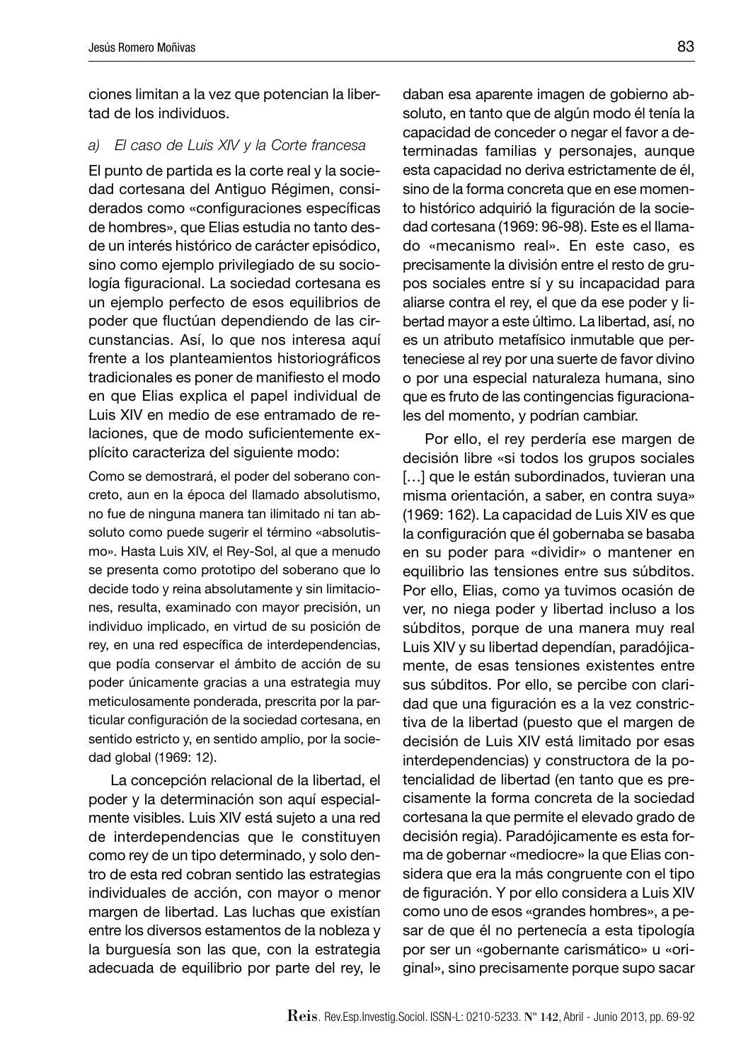ciones limitan a la vez que potencian la libertad de los individuos.

### a) *El caso de Luis XIV y la Corte francesa*

El punto de partida es la corte real y la sociedad cortesana del Antiguo Régimen, considerados como «configuraciones específicas de hombres», que Elias estudia no tanto desde un interés histórico de carácter episódico, sino como ejemplo privilegiado de su sociología figuracional. La sociedad cortesana es un ejemplo perfecto de esos equilibrios de poder que fluctúan dependiendo de las circunstancias. Así, lo que nos interesa aquí frente a los planteamientos historiográficos tradicionales es poner de manifiesto el modo en que Elias explica el papel individual de Luis XIV en medio de ese entramado de relaciones, que de modo suficientemente explícito caracteriza del siguiente modo:

> Como se demostrará, el poder del soberano concreto, aun en la época del llamado absolutismo, no fue de ninguna manera tan ilimitado ni tan absoluto como puede sugerir el término «absolutismo». Hasta Luis XIV, el Rey-Sol, al que a menudo se presenta como prototipo del soberano que lo decide todo y reina absolutamente y sin limitaciones, resulta, examinado con mayor precisión, un individuo implicado, en virtud de su posición de rey, en una red específica de interdependencias, que podía conservar el ámbito de acción de su poder únicamente gracias a una estrategia muy meticulosamente ponderada, prescrita por la particular configuración de la sociedad cortesana, en sentido estricto y, en sentido amplio, por la sociedad global (1969: 12).

La concepción relacional de la libertad, el poder y la determinación son aquí especialmente visibles. Luis XIV está sujeto a una red de interdependencias que le constituyen como rey de un tipo determinado, y solo dentro de esta red cobran sentido las estrategias individuales de acción, con mayor o menor margen de libertad. Las luchas que existían entre los diversos estamentos de la nobleza y la burguesía son las que, con la estrategia adecuada de equilibrio por parte del rey, le daban esa aparente imagen de gobierno absoluto, en tanto que de algún modo él tenía la capacidad de conceder o negar el favor a determinadas familias y personajes, aunque esta capacidad no deriva estrictamente de él, sino de la forma concreta que en ese momento histórico adquirió la figuración de la sociedad cortesana (1969: 96-98). Este es el llamado «mecanismo real». En este caso, es precisamente la división entre el resto de grupos sociales entre sí y su incapacidad para aliarse contra el rey, el que da ese poder y libertad mayor a este último. La libertad, así, no es un atributo metafísico inmutable que perteneciese al rey por una suerte de favor divino o por una especial naturaleza humana, sino que es fruto de las contingencias figuracionales del momento, y podrían cambiar.

Por ello, el rey perdería ese margen de decisión libre «si todos los grupos sociales […] que le están subordinados, tuvieran una misma orientación, a saber, en contra suya» (1969: 162). La capacidad de Luis XIV es que la configuración que él gobernaba se basaba en su poder para «dividir» o mantener en equilibrio las tensiones entre sus súbditos. Por ello, Elias, como ya tuvimos ocasión de ver, no niega poder y libertad incluso a los súbditos, porque de una manera muy real Luis XIV y su libertad dependían, paradójicamente, de esas tensiones existentes entre sus súbditos. Por ello, se percibe con claridad que una figuración es a la vez constrictiva de la libertad (puesto que el margen de decisión de Luis XIV está limitado por esas interdependencias) y constructora de la potencialidad de libertad (en tanto que es precisamente la forma concreta de la sociedad cortesana la que permite el elevado grado de decisión regia). Paradójicamente es esta forma de gobernar «mediocre» la que Elias considera que era la más congruente con el tipo de figuración. Y por ello considera a Luis XIV como uno de esos «grandes hombres», a pesar de que él no pertenecía a esta tipología por ser un «gobernante carismático» u «original», sino precisamente porque supo sacar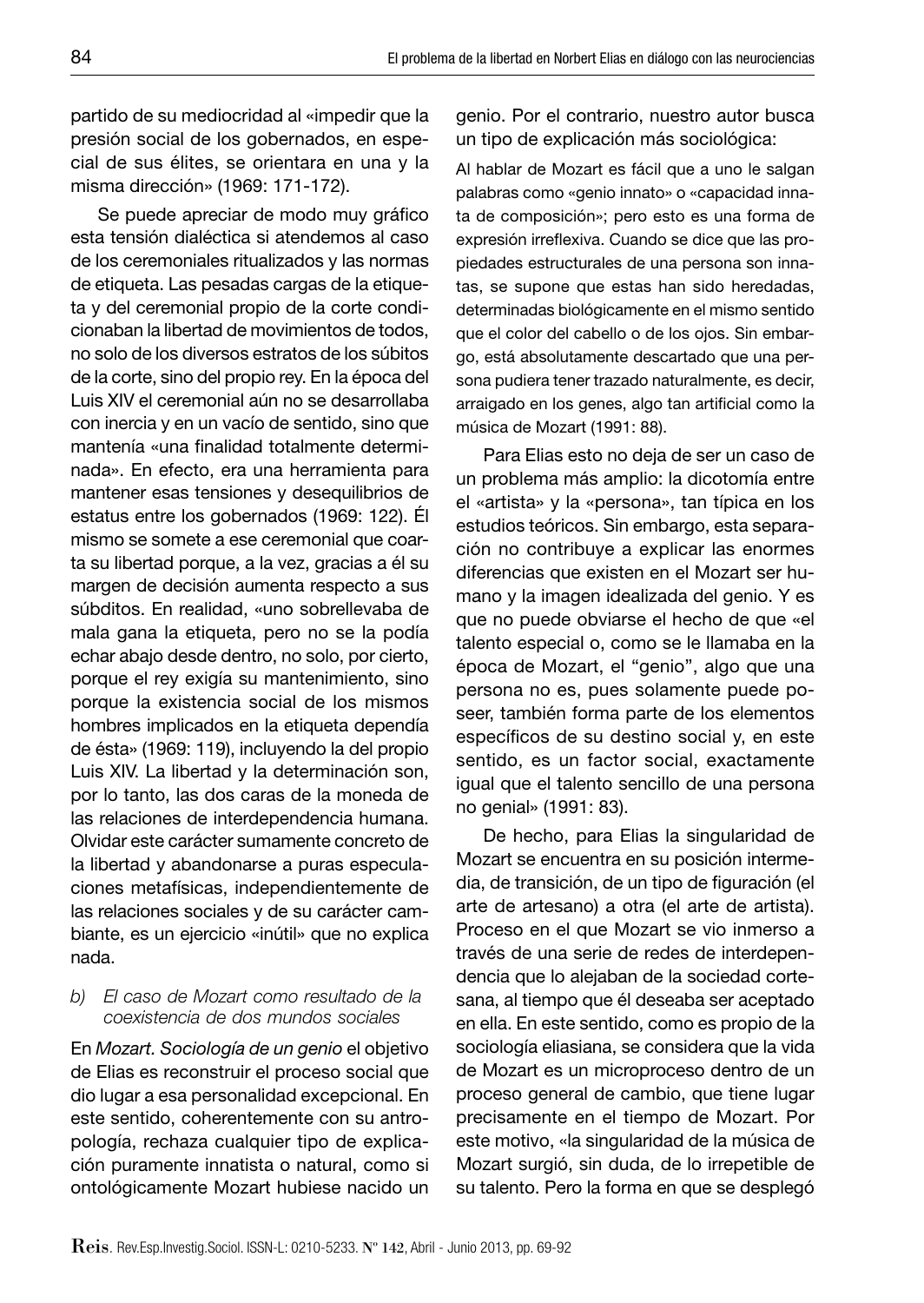partido de su mediocridad al «impedir que la presión social de los gobernados, en especial de sus élites, se orientara en una y la misma dirección» (1969: 171-172).

Se puede apreciar de modo muy gráfico esta tensión dialéctica si atendemos al caso de los ceremoniales ritualizados y las normas de etiqueta. Las pesadas cargas de la etiqueta y del ceremonial propio de la corte condicionaban la libertad de movimientos de todos, no solo de los diversos estratos de los súbitos de la corte, sino del propio rey. En la época del Luis XIV el ceremonial aún no se desarrollaba con inercia y en un vacío de sentido, sino que mantenía «una finalidad totalmente determinada». En efecto, era una herramienta para mantener esas tensiones y desequilibrios de estatus entre los gobernados (1969: 122). Él mismo se somete a ese ceremonial que coarta su libertad porque, a la vez, gracias a él su margen de decisión aumenta respecto a sus súbditos. En realidad, «uno sobrellevaba de mala gana la etiqueta, pero no se la podía echar abajo desde dentro, no solo, por cierto, porque el rey exigía su mantenimiento, sino porque la existencia social de los mismos hombres implicados en la etiqueta dependía de ésta» (1969: 119), incluyendo la del propio Luis XIV. La libertad y la determinación son, por lo tanto, las dos caras de la moneda de las relaciones de interdependencia humana. Olvidar este carácter sumamente concreto de la libertad y abandonarse a puras especulaciones metafísicas, independientemente de las relaciones sociales y de su carácter cambiante, es un ejercicio «inútil» que no explica nada.

### b) *El caso de Mozart como resultado de la coexistencia de dos mundos sociales*

En *Mozart. Sociología de un genio* el objetivo de Elias es reconstruir el proceso social que dio lugar a esa personalidad excepcional. En este sentido, coherentemente con su antropología, rechaza cualquier tipo de explicación puramente innatista o natural, como si ontológicamente Mozart hubiese nacido un genio. Por el contrario, nuestro autor busca un tipo de explicación más sociológica:

> Al hablar de Mozart es fácil que a uno le salgan palabras como «genio innato» o «capacidad innata de composición»; pero esto es una forma de expresión irreflexiva. Cuando se dice que las propiedades estructurales de una persona son innatas, se supone que estas han sido heredadas, determinadas biológicamente en el mismo sentido que el color del cabello o de los ojos. Sin embargo, está absolutamente descartado que una persona pudiera tener trazado naturalmente, es decir, arraigado en los genes, algo tan artificial como la música de Mozart (1991: 88).

Para Elias esto no deja de ser un caso de un problema más amplio: la dicotomía entre el «artista» y la «persona», tan típica en los estudios teóricos. Sin embargo, esta separación no contribuye a explicar las enormes diferencias que existen en el Mozart ser humano y la imagen idealizada del genio. Y es que no puede obviarse el hecho de que «el talento especial o, como se le llamaba en la época de Mozart, el "genio", algo que una persona no es, pues solamente puede poseer, también forma parte de los elementos específicos de su destino social y, en este sentido, es un factor social, exactamente igual que el talento sencillo de una persona no genial» (1991: 83).

De hecho, para Elias la singularidad de Mozart se encuentra en su posición intermedia, de transición, de un tipo de figuración (el arte de artesano) a otra (el arte de artista). Proceso en el que Mozart se vio inmerso a través de una serie de redes de interdependencia que lo alejaban de la sociedad cortesana, al tiempo que él deseaba ser aceptado en ella. En este sentido, como es propio de la sociología eliasiana, se considera que la vida de Mozart es un microproceso dentro de un proceso general de cambio, que tiene lugar precisamente en el tiempo de Mozart. Por este motivo, «la singularidad de la música de Mozart surgió, sin duda, de lo irrepetible de su talento. Pero la forma en que se desplegó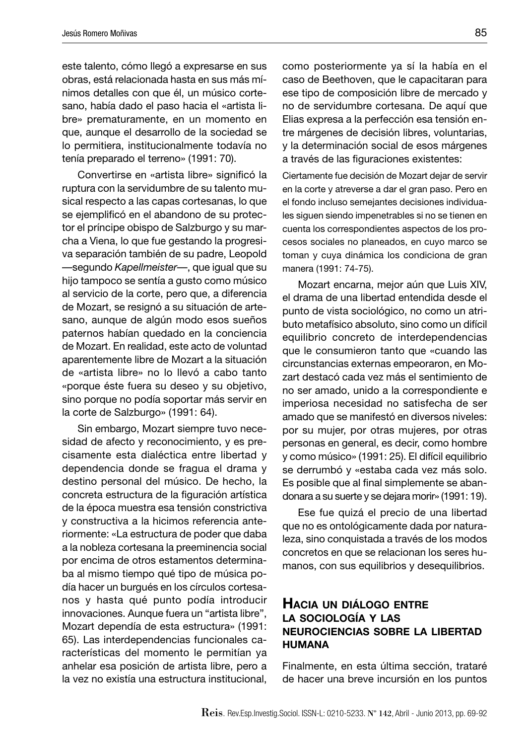este talento, cómo llegó a expresarse en sus obras, está relacionada hasta en sus más mínimos detalles con que él, un músico cortesano, había dado el paso hacia el «artista libre» prematuramente, en un momento en que, aunque el desarrollo de la sociedad se lo permitiera, institucionalmente todavía no tenía preparado el terreno» (1991: 70).

Convertirse en «artista libre» significó la ruptura con la servidumbre de su talento musical respecto a las capas cortesanas, lo que se ejemplificó en el abandono de su protector el príncipe obispo de Salzburgo y su marcha a Viena, lo que fue gestando la progresiva separación también de su padre, Leopold —segundo *Kapellmeister*—, que igual que su hijo tampoco se sentía a gusto como músico al servicio de la corte, pero que, a diferencia de Mozart, se resignó a su situación de artesano, aunque de algún modo esos sueños paternos habían quedado en la conciencia de Mozart. En realidad, este acto de voluntad aparentemente libre de Mozart a la situación de «artista libre» no lo llevó a cabo tanto «porque éste fuera su deseo y su objetivo, sino porque no podía soportar más servir en la corte de Salzburgo» (1991: 64).

Sin embargo, Mozart siempre tuvo necesidad de afecto y reconocimiento, y es precisamente esta dialéctica entre libertad y dependencia donde se fragua el drama y destino personal del músico. De hecho, la concreta estructura de la figuración artística de la época muestra esa tensión constrictiva y constructiva a la hicimos referencia anteriormente: «La estructura de poder que daba a la nobleza cortesana la preeminencia social por encima de otros estamentos determinaba al mismo tiempo qué tipo de música podía hacer un burgués en los círculos cortesanos y hasta qué punto podía introducir innovaciones. Aunque fuera un "artista libre", Mozart dependía de esta estructura» (1991: 65). Las interdependencias funcionales características del momento le permitían ya anhelar esa posición de artista libre, pero a la vez no existía una estructura institucional, como posteriormente ya sí la había en el caso de Beethoven, que le capacitaran para ese tipo de composición libre de mercado y no de servidumbre cortesana. De aquí que Elias expresa a la perfección esa tensión entre márgenes de decisión libres, voluntarias, y la determinación social de esos márgenes a través de las figuraciones existentes:

> Ciertamente fue decisión de Mozart dejar de servir en la corte y atreverse a dar el gran paso. Pero en el fondo incluso semejantes decisiones individuales siguen siendo impenetrables si no se tienen en cuenta los correspondientes aspectos de los procesos sociales no planeados, en cuyo marco se toman y cuya dinámica los condiciona de gran manera (1991: 74-75).

Mozart encarna, mejor aún que Luis XIV, el drama de una libertad entendida desde el punto de vista sociológico, no como un atributo metafísico absoluto, sino como un difícil equilibrio concreto de interdependencias que le consumieron tanto que «cuando las circunstancias externas empeoraron, en Mozart destacó cada vez más el sentimiento de no ser amado, unido a la correspondiente e imperiosa necesidad no satisfecha de ser amado que se manifestó en diversos niveles: por su mujer, por otras mujeres, por otras personas en general, es decir, como hombre y como músico» (1991: 25). El difícil equilibrio se derrumbó y «estaba cada vez más solo. Es posible que al final simplemente se abandonara a su suerte y se dejara morir» (1991: 19).

Ese fue quizá el precio de una libertad que no es ontológicamente dada por naturaleza, sino conquistada a través de los modos concretos en que se relacionan los seres humanos, con sus equilibrios y desequilibrios.

## Hacia un diálogo entre la sociología y las neurociencias sobre la libertad humana

Finalmente, en esta última sección, trataré de hacer una breve incursión en los puntos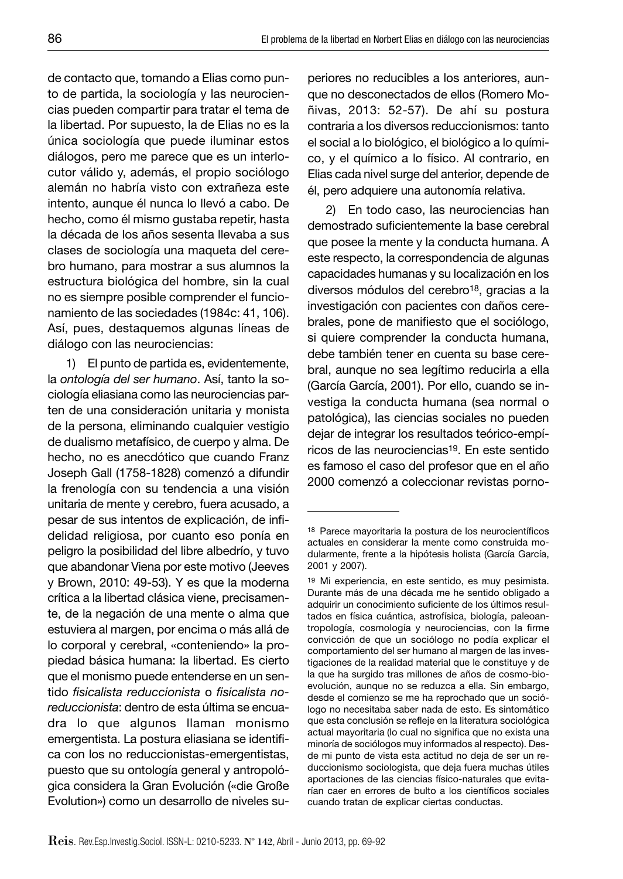de contacto que, tomando a Elias como punto de partida, la sociología y las neurociencias pueden compartir para tratar el tema de la libertad. Por supuesto, la de Elias no es la única sociología que puede iluminar estos diálogos, pero me parece que es un interlocutor válido y, además, el propio sociólogo alemán no habría visto con extrañeza este intento, aunque él nunca lo llevó a cabo. De hecho, como él mismo gustaba repetir, hasta la década de los años sesenta llevaba a sus clases de sociología una maqueta del cerebro humano, para mostrar a sus alumnos la estructura biológica del hombre, sin la cual no es siempre posible comprender el funcionamiento de las sociedades (1984c: 41, 106). Así, pues, destaquemos algunas líneas de diálogo con las neurociencias:

1) El punto de partida es, evidentemente, la *ontología del ser humano*. Así, tanto la sociología eliasiana como las neurociencias parten de una consideración unitaria y monista de la persona, eliminando cualquier vestigio de dualismo metafísico, de cuerpo y alma. De hecho, no es anecdótico que cuando Franz Joseph Gall (1758-1828) comenzó a difundir la frenología con su tendencia a una visión unitaria de mente y cerebro, fuera acusado, a pesar de sus intentos de explicación, de infidelidad religiosa, por cuanto eso ponía en peligro la posibilidad del libre albedrío, y tuvo que abandonar Viena por este motivo (Jeeves y Brown, 2010: 49-53). Y es que la moderna crítica a la libertad clásica viene, precisamente, de la negación de una mente o alma que estuviera al margen, por encima o más allá de lo corporal y cerebral, «conteniendo» la propiedad básica humana: la libertad. Es cierto que el monismo puede entenderse en un sentido *fisicalista reduccionista* o *fisicalista no-reduccionista*: dentro de esta última se encuadra lo que algunos llaman monismo emergentista. La postura eliasiana se identifica con los no reduccionistas-emergentistas, puesto que su ontología general y antropológica considera la Gran Evolución («die Große Evolution») como un desarrollo de niveles superiores no reducibles a los anteriores, aunque no desconectados de ellos (Romero Moñivas, 2013: 52-57). De ahí su postura contraria a los diversos reduccionismos: tanto el social a lo biológico, el biológico a lo químico, y el químico a lo físico. Al contrario, en Elias cada nivel surge del anterior, depende de él, pero adquiere una autonomía relativa.

2) En todo caso, las neurociencias han demostrado suficientemente la base cerebral que posee la mente y la conducta humana. A este respecto, la correspondencia de algunas capacidades humanas y su localización en los diversos módulos del cerebro[18], gracias a la investigación con pacientes con daños cerebrales, pone de manifiesto que el sociólogo, si quiere comprender la conducta humana, debe también tener en cuenta su base cerebral, aunque no sea legítimo reducirla a ella (García García, 2001). Por ello, cuando se investiga la conducta humana (sea normal o patológica), las ciencias sociales no pueden dejar de integrar los resultados teórico-empíricos de las neurociencias[19]. En este sentido es famoso el caso del profesor que en el año 2000 comenzó a coleccionar revistas porno-

---

[18] Parece mayoritaria la postura de los neurocientíficos actuales en considerar la mente como construida modularmente, frente a la hipótesis holista (García García, 2001 y 2007).

[19] Mi experiencia, en este sentido, es muy pesimista. Durante más de una década me he sentido obligado a adquirir un conocimiento suficiente de los últimos resultados en física cuántica, astrofísica, biología, paleoantropología, cosmología y neurociencias, con la firme convicción de que un sociólogo no podía explicar el comportamiento del ser humano al margen de las investigaciones de la realidad material que le constituye y de la que ha surgido tras millones de años de cosmo-bio-evolución, aunque no se reduzca a ella. Sin embargo, desde el comienzo se me ha reprochado que un sociólogo no necesitaba saber nada de esto. Es sintomático que esta conclusión se refleje en la literatura sociológica actual mayoritaria (lo cual no significa que no exista una minoría de sociólogos muy informados al respecto). Desde mi punto de vista esta actitud no deja de ser un reduccionismo sociologista, que deja fuera muchas útiles aportaciones de las ciencias físico-naturales que evitarían caer en errores de bulto a los científicos sociales cuando tratan de explicar ciertas conductas.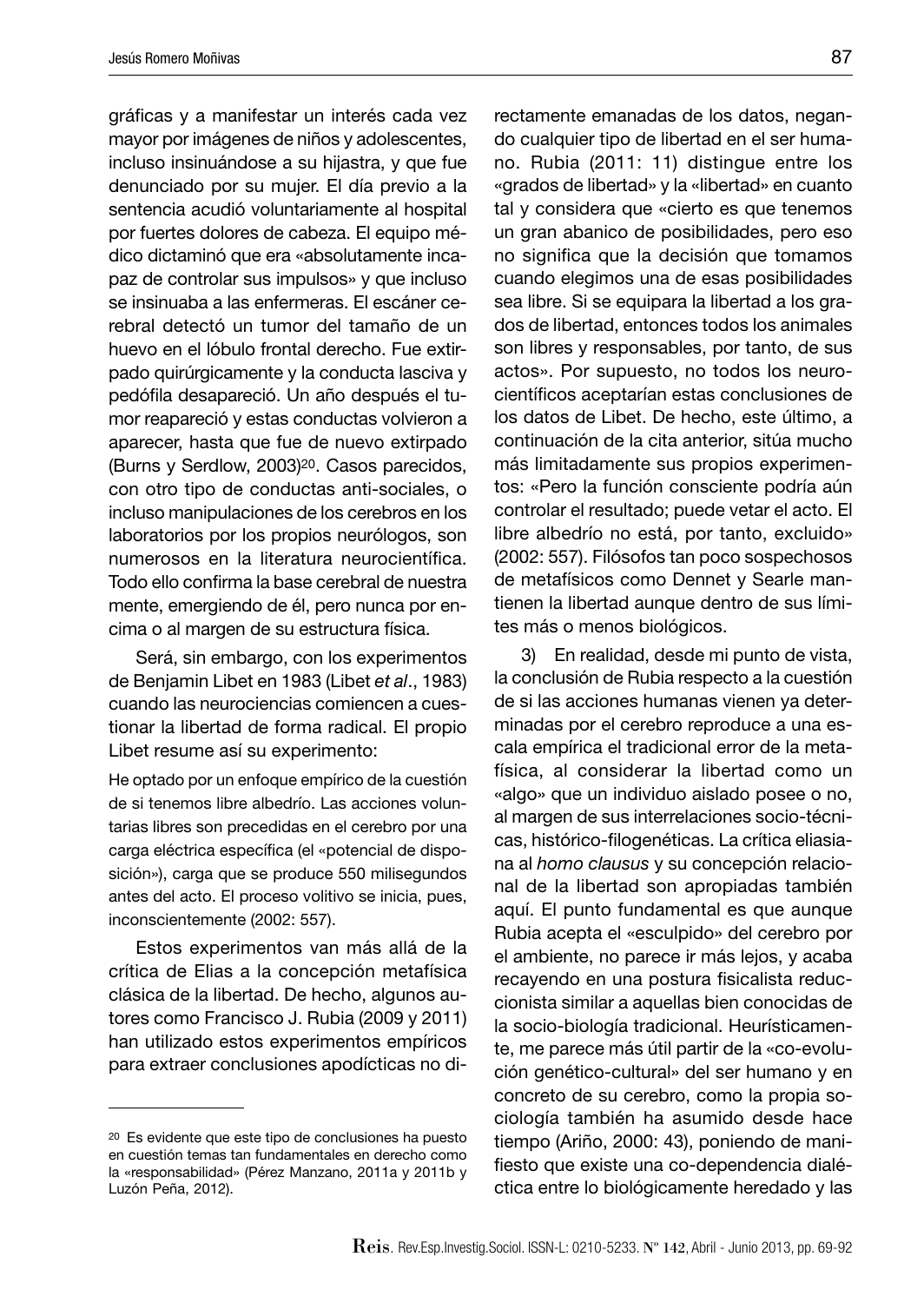gráficas y a manifestar un interés cada vez mayor por imágenes de niños y adolescentes, incluso insinuándose a su hijastra, y que fue denunciado por su mujer. El día previo a la sentencia acudió voluntariamente al hospital por fuertes dolores de cabeza. El equipo médico dictaminó que era «absolutamente incapaz de controlar sus impulsos» y que incluso se insinuaba a las enfermeras. El escáner cerebral detectó un tumor del tamaño de un huevo en el lóbulo frontal derecho. Fue extirpado quirúrgicamente y la conducta lasciva y pedófila desapareció. Un año después el tumor reapareció y estas conductas volvieron a aparecer, hasta que fue de nuevo extirpado (Burns y Serdlow, 2003)[20]. Casos parecidos, con otro tipo de conductas anti-sociales, o incluso manipulaciones de los cerebros en los laboratorios por los propios neurólogos, son numerosos en la literatura neurocientífica. Todo ello confirma la base cerebral de nuestra mente, emergiendo de él, pero nunca por encima o al margen de su estructura física.

Será, sin embargo, con los experimentos de Benjamin Libet en 1983 (Libet *et al*., 1983) cuando las neurociencias comiencen a cuestionar la libertad de forma radical. El propio Libet resume así su experimento:

> He optado por un enfoque empírico de la cuestión de si tenemos libre albedrío. Las acciones voluntarias libres son precedidas en el cerebro por una carga eléctrica específica (el «potencial de disposición»), carga que se produce 550 milisegundos antes del acto. El proceso volitivo se inicia, pues, inconscientemente (2002: 557).

Estos experimentos van más allá de la crítica de Elias a la concepción metafísica clásica de la libertad. De hecho, algunos autores como Francisco J. Rubia (2009 y 2011) han utilizado estos experimentos empíricos para extraer conclusiones apodícticas no directamente emanadas de los datos, negando cualquier tipo de libertad en el ser humano. Rubia (2011: 11) distingue entre los «grados de libertad» y la «libertad» en cuanto tal y considera que «cierto es que tenemos un gran abanico de posibilidades, pero eso no significa que la decisión que tomamos cuando elegimos una de esas posibilidades sea libre. Si se equipara la libertad a los grados de libertad, entonces todos los animales son libres y responsables, por tanto, de sus actos». Por supuesto, no todos los neurocientíficos aceptarían estas conclusiones de los datos de Libet. De hecho, este último, a continuación de la cita anterior, sitúa mucho más limitadamente sus propios experimentos: «Pero la función consciente podría aún controlar el resultado; puede vetar el acto. El libre albedrío no está, por tanto, excluido» (2002: 557). Filósofos tan poco sospechosos de metafísicos como Dennet y Searle mantienen la libertad aunque dentro de sus límites más o menos biológicos.

3) En realidad, desde mi punto de vista, la conclusión de Rubia respecto a la cuestión de si las acciones humanas vienen ya determinadas por el cerebro reproduce a una escala empírica el tradicional error de la metafísica, al considerar la libertad como un «algo» que un individuo aislado posee o no, al margen de sus interrelaciones socio-técnicas, histórico-filogenéticas. La crítica eliasiana al *homo clausus* y su concepción relacional de la libertad son apropiadas también aquí. El punto fundamental es que aunque Rubia acepta el «esculpido» del cerebro por el ambiente, no parece ir más lejos, y acaba recayendo en una postura fisicalista reduccionista similar a aquellas bien conocidas de la socio-biología tradicional. Heurísticamente, me parece más útil partir de la «co-evolución genético-cultural» del ser humano y en concreto de su cerebro, como la propia sociología también ha asumido desde hace tiempo (Ariño, 2000: 43), poniendo de manifiesto que existe una co-dependencia dialéctica entre lo biológicamente heredado y las

---

[20] Es evidente que este tipo de conclusiones ha puesto en cuestión temas tan fundamentales en derecho como la «responsabilidad» (Pérez Manzano, 2011a y 2011b y Luzón Peña, 2012).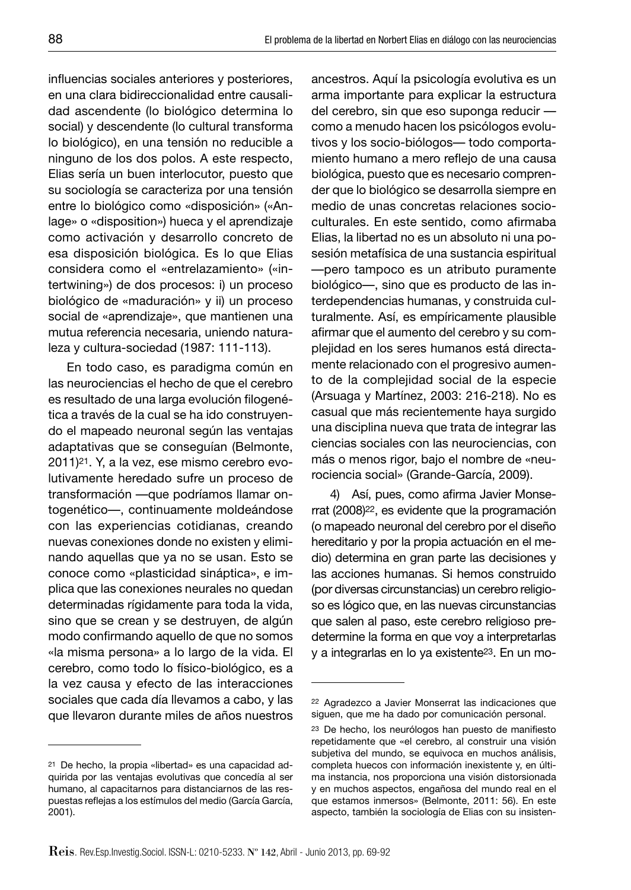influencias sociales anteriores y posteriores, en una clara bidireccionalidad entre causalidad ascendente (lo biológico determina lo social) y descendente (lo cultural transforma lo biológico), en una tensión no reducible a ninguno de los dos polos. A este respecto, Elias sería un buen interlocutor, puesto que su sociología se caracteriza por una tensión entre lo biológico como «disposición» («Anlage» o «disposition») hueca y el aprendizaje como activación y desarrollo concreto de esa disposición biológica. Es lo que Elias considera como el «entrelazamiento» («intertwining») de dos procesos: i) un proceso biológico de «maduración» y ii) un proceso social de «aprendizaje», que mantienen una mutua referencia necesaria, uniendo naturaleza y cultura-sociedad (1987: 111-113).

En todo caso, es paradigma común en las neurociencias el hecho de que el cerebro es resultado de una larga evolución filogenética a través de la cual se ha ido construyendo el mapeado neuronal según las ventajas adaptativas que se conseguían (Belmonte, 2011)[21]. Y, a la vez, ese mismo cerebro evolutivamente heredado sufre un proceso de transformación —que podríamos llamar ontogenético—, continuamente moldeándose con las experiencias cotidianas, creando nuevas conexiones donde no existen y eliminando aquellas que ya no se usan. Esto se conoce como «plasticidad sináptica», e implica que las conexiones neurales no quedan determinadas rígidamente para toda la vida, sino que se crean y se destruyen, de algún modo confirmando aquello de que no somos «la misma persona» a lo largo de la vida. El cerebro, como todo lo físico-biológico, es a la vez causa y efecto de las interacciones sociales que cada día llevamos a cabo, y las que llevaron durante miles de años nuestros ancestros. Aquí la psicología evolutiva es un arma importante para explicar la estructura del cerebro, sin que eso suponga reducir —como a menudo hacen los psicólogos evolutivos y los socio-biólogos— todo comportamiento humano a mero reflejo de una causa biológica, puesto que es necesario comprender que lo biológico se desarrolla siempre en medio de unas concretas relaciones socioculturales. En este sentido, como afirmaba Elias, la libertad no es un absoluto ni una posesión metafísica de una sustancia espiritual —pero tampoco es un atributo puramente biológico—, sino que es producto de las interdependencias humanas, y construida culturalmente. Así, es empíricamente plausible afirmar que el aumento del cerebro y su complejidad en los seres humanos está directamente relacionado con el progresivo aumento de la complejidad social de la especie (Arsuaga y Martínez, 2003: 216-218). No es casual que más recientemente haya surgido una disciplina nueva que trata de integrar las ciencias sociales con las neurociencias, con más o menos rigor, bajo el nombre de «neurociencia social» (Grande-García, 2009).

4) Así, pues, como afirma Javier Monserrat (2008)[22], es evidente que la programación (o mapeado neuronal del cerebro por el diseño hereditario y por la propia actuación en el medio) determina en gran parte las decisiones y las acciones humanas. Si hemos construido (por diversas circunstancias) un cerebro religioso es lógico que, en las nuevas circunstancias que salen al paso, este cerebro religioso predetermine la forma en que voy a interpretarlas y a integrarlas en lo ya existente[23]. En un mo-

---

[21] De hecho, la propia «libertad» es una capacidad adquirida por las ventajas evolutivas que concedía al ser humano, al capacitarnos para distanciarnos de las respuestas reflejas a los estímulos del medio (García García, 2001).

[22] Agradezco a Javier Monserrat las indicaciones que siguen, que me ha dado por comunicación personal.

[23] De hecho, los neurólogos han puesto de manifiesto repetidamente que «el cerebro, al construir una visión subjetiva del mundo, se equivoca en muchos análisis, completa huecos con información inexistente y, en última instancia, nos proporciona una visión distorsionada y en muchos aspectos, engañosa del mundo real en el que estamos inmersos» (Belmonte, 2011: 56). En este aspecto, también la sociología de Elias con su insisten-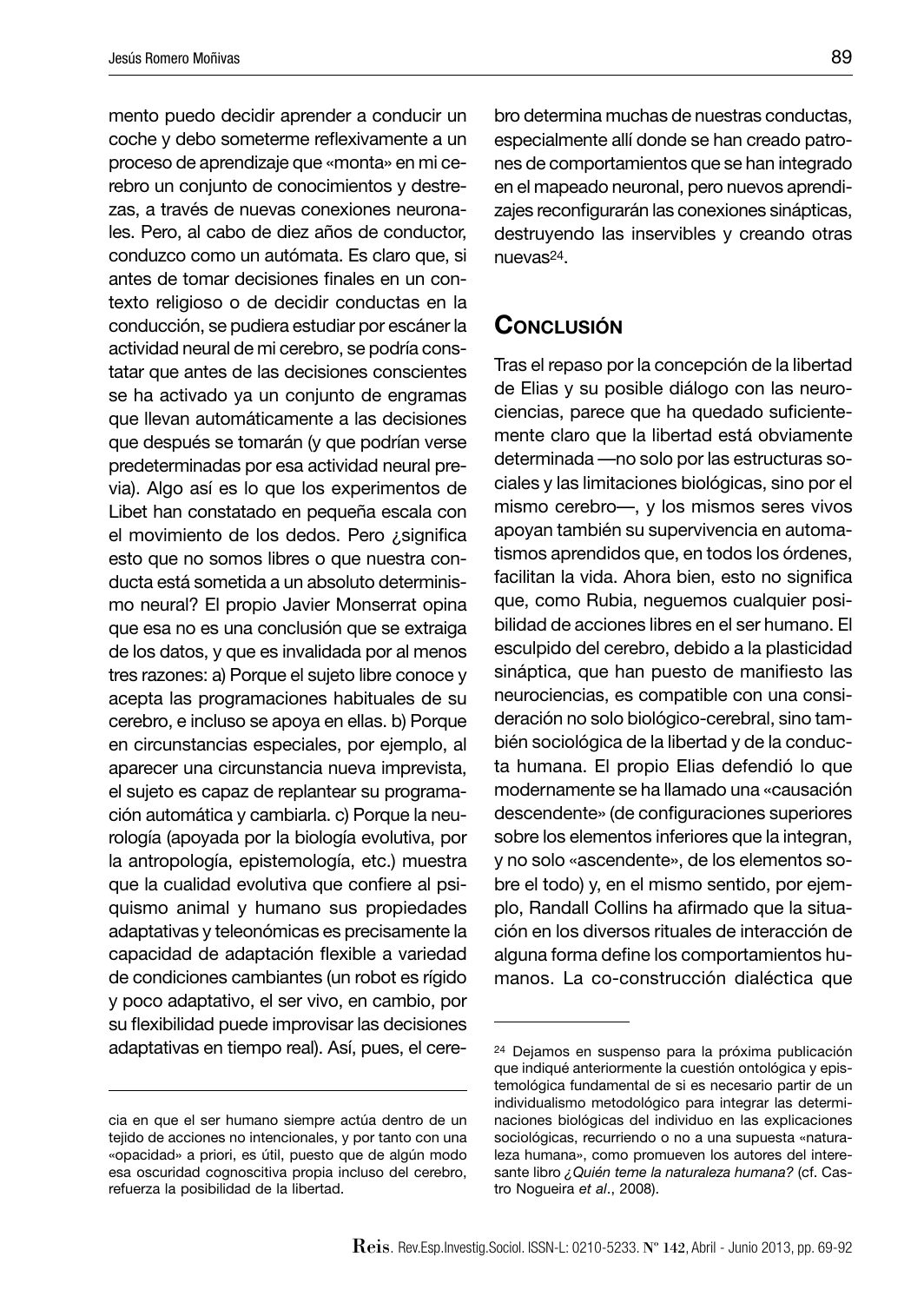mento puedo decidir aprender a conducir un coche y debo someterme reflexivamente a un proceso de aprendizaje que «monta» en mi cerebro un conjunto de conocimientos y destrezas, a través de nuevas conexiones neuronales. Pero, al cabo de diez años de conductor, conduzco como un autómata. Es claro que, si antes de tomar decisiones finales en un contexto religioso o de decidir conductas en la conducción, se pudiera estudiar por escáner la actividad neural de mi cerebro, se podría constatar que antes de las decisiones conscientes se ha activado ya un conjunto de engramas que llevan automáticamente a las decisiones que después se tomarán (y que podrían verse predeterminadas por esa actividad neural previa). Algo así es lo que los experimentos de Libet han constatado en pequeña escala con el movimiento de los dedos. Pero ¿significa esto que no somos libres o que nuestra conducta está sometida a un absoluto determinismo neural? El propio Javier Monserrat opina que esa no es una conclusión que se extraiga de los datos, y que es invalidada por al menos tres razones: a) Porque el sujeto libre conoce y acepta las programaciones habituales de su cerebro, e incluso se apoya en ellas. b) Porque en circunstancias especiales, por ejemplo, al aparecer una circunstancia nueva imprevista, el sujeto es capaz de replantear su programación automática y cambiarla. c) Porque la neurología (apoyada por la biología evolutiva, por la antropología, epistemología, etc.) muestra que la cualidad evolutiva que confiere al psiquismo animal y humano sus propiedades adaptativas y teleonómicas es precisamente la capacidad de adaptación flexible a variedad de condiciones cambiantes (un robot es rígido y poco adaptativo, el ser vivo, en cambio, por su flexibilidad puede improvisar las decisiones adaptativas en tiempo real). Así, pues, el cerebro determina muchas de nuestras conductas, especialmente allí donde se han creado patrones de comportamientos que se han integrado en el mapeado neuronal, pero nuevos aprendizajes reconfigurarán las conexiones sinápticas, destruyendo las inservibles y creando otras nuevas[24].

cia en que el ser humano siempre actúa dentro de un tejido de acciones no intencionales, y por tanto con una «opacidad» a priori, es útil, puesto que de algún modo esa oscuridad cognoscitiva propia incluso del cerebro, refuerza la posibilidad de la libertad.

## Conclusión

Tras el repaso por la concepción de la libertad de Elias y su posible diálogo con las neurociencias, parece que ha quedado suficientemente claro que la libertad está obviamente determinada —no solo por las estructuras sociales y las limitaciones biológicas, sino por el mismo cerebro—, y los mismos seres vivos apoyan también su supervivencia en automatismos aprendidos que, en todos los órdenes, facilitan la vida. Ahora bien, esto no significa que, como Rubia, neguemos cualquier posibilidad de acciones libres en el ser humano. El esculpido del cerebro, debido a la plasticidad sináptica, que han puesto de manifiesto las neurociencias, es compatible con una consideración no solo biológico-cerebral, sino también sociológica de la libertad y de la conducta humana. El propio Elias defendió lo que modernamente se ha llamado una «causación descendente» (de configuraciones superiores sobre los elementos inferiores que la integran, y no solo «ascendente», de los elementos sobre el todo) y, en el mismo sentido, por ejemplo, Randall Collins ha afirmado que la situación en los diversos rituales de interacción de alguna forma define los comportamientos humanos. La co-construcción dialéctica que

[24] Dejamos en suspenso para la próxima publicación que indiqué anteriormente la cuestión ontológica y epistemológica fundamental de si es necesario partir de un individualismo metodológico para integrar las determinaciones biológicas del individuo en las explicaciones sociológicas, recurriendo o no a una supuesta «naturaleza humana», como promueven los autores del interesante libro *¿Quién teme la naturaleza humana?* (cf. Castro Nogueira *et al*., 2008).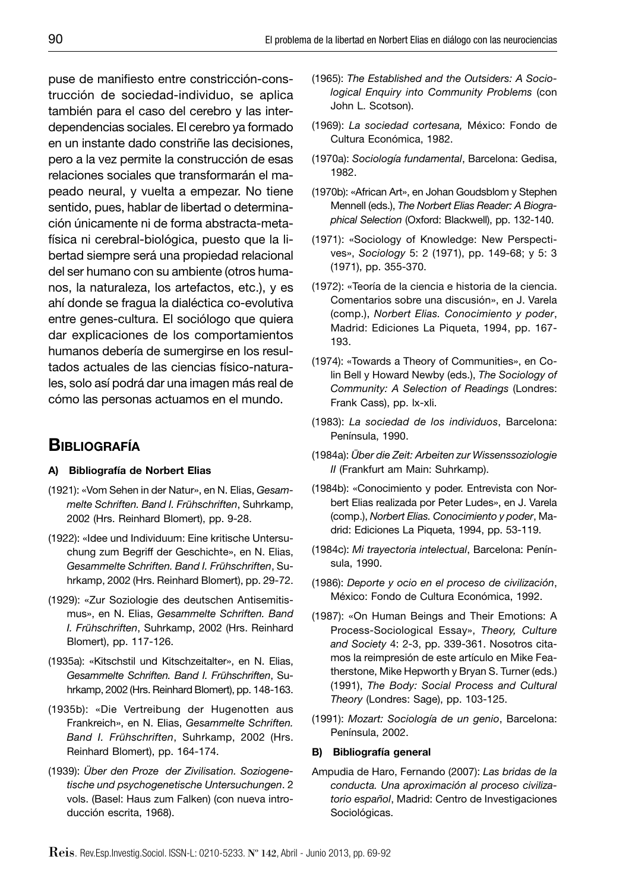puse de manifiesto entre constricción-construcción de sociedad-individuo, se aplica también para el caso del cerebro y las interdependencias sociales. El cerebro ya formado en un instante dado constriñe las decisiones, pero a la vez permite la construcción de esas relaciones sociales que transformarán el mapeado neural, y vuelta a empezar. No tiene sentido, pues, hablar de libertad o determinación únicamente ni de forma abstracta-metafísica ni cerebral-biológica, puesto que la libertad siempre será una propiedad relacional del ser humano con su ambiente (otros humanos, la naturaleza, los artefactos, etc.), y es ahí donde se fragua la dialéctica co-evolutiva entre genes-cultura. El sociólogo que quiera dar explicaciones de los comportamientos humanos debería de sumergirse en los resultados actuales de las ciencias físico-naturales, solo así podrá dar una imagen más real de cómo las personas actuamos en el mundo.

## Bibliografía

### A) Bibliografía de Norbert Elias

(1921): «Vom Sehen in der Natur», en N. Elias, *Gesammelte Schriften. Band I. Frühschriften*, Suhrkamp, 2002 (Hrs. Reinhard Blomert), pp. 9-28.

(1922): «Idee und Individuum: Eine kritische Untersuchung zum Begriff der Geschichte», en N. Elias, *Gesammelte Schriften. Band I. Frühschriften*, Suhrkamp, 2002 (Hrs. Reinhard Blomert), pp. 29-72.

(1929): «Zur Soziologie des deutschen Antisemitismus», en N. Elias, *Gesammelte Schriften. Band I. Frühschriften*, Suhrkamp, 2002 (Hrs. Reinhard Blomert), pp. 117-126.

(1935a): «Kitschstil und Kitschzeitalter», en N. Elias, *Gesammelte Schriften. Band I. Frühschriften*, Suhrkamp, 2002 (Hrs. Reinhard Blomert), pp. 148-163.

(1935b): «Die Vertreibung der Hugenotten aus Frankreich», en N. Elias, *Gesammelte Schriften. Band I. Frühschriften*, Suhrkamp, 2002 (Hrs. Reinhard Blomert), pp. 164-174.

(1939): *Über den Proze der Zivilisation. Soziogenetische und psychogenetische Untersuchungen*. 2 vols. (Basel: Haus zum Falken) (con nueva introducción escrita, 1968).

(1965): *The Established and the Outsiders: A Sociological Enquiry into Community Problems* (con John L. Scotson).

(1969): *La sociedad cortesana,* México: Fondo de Cultura Económica, 1982.

(1970a): *Sociología fundamental*, Barcelona: Gedisa, 1982.

(1970b): «African Art», en Johan Goudsblom y Stephen Mennell (eds.), *The Norbert Elias Reader: A Biographical Selection* (Oxford: Blackwell), pp. 132-140.

(1971): «Sociology of Knowledge: New Perspectives», *Sociology* 5: 2 (1971), pp. 149-68; y 5: 3 (1971), pp. 355-370.

(1972): «Teoría de la ciencia e historia de la ciencia. Comentarios sobre una discusión», en J. Varela (comp.), *Norbert Elias. Conocimiento y poder*, Madrid: Ediciones La Piqueta, 1994, pp. 167-193.

(1974): «Towards a Theory of Communities», en Colin Bell y Howard Newby (eds.), *The Sociology of Community: A Selection of Readings* (Londres: Frank Cass), pp. lx-xli.

(1983): *La sociedad de los individuos*, Barcelona: Península, 1990.

(1984a): *Über die Zeit: Arbeiten zur Wissenssoziologie II* (Frankfurt am Main: Suhrkamp).

(1984b): «Conocimiento y poder. Entrevista con Norbert Elias realizada por Peter Ludes», en J. Varela (comp.), *Norbert Elias. Conocimiento y poder*, Madrid: Ediciones La Piqueta, 1994, pp. 53-119.

(1984c): *Mi trayectoria intelectual*, Barcelona: Península, 1990.

(1986): *Deporte y ocio en el proceso de civilización*, México: Fondo de Cultura Económica, 1992.

(1987): «On Human Beings and Their Emotions: A Process-Sociological Essay», *Theory, Culture and Society* 4: 2-3, pp. 339-361. Nosotros citamos la reimpresión de este artículo en Mike Featherstone, Mike Hepworth y Bryan S. Turner (eds.) (1991), *The Body: Social Process and Cultural Theory* (Londres: Sage), pp. 103-125.

(1991): *Mozart: Sociología de un genio*, Barcelona: Península, 2002.

### B) Bibliografía general

Ampudia de Haro, Fernando (2007): *Las bridas de la conducta. Una aproximación al proceso civilizatorio español*, Madrid: Centro de Investigaciones Sociológicas.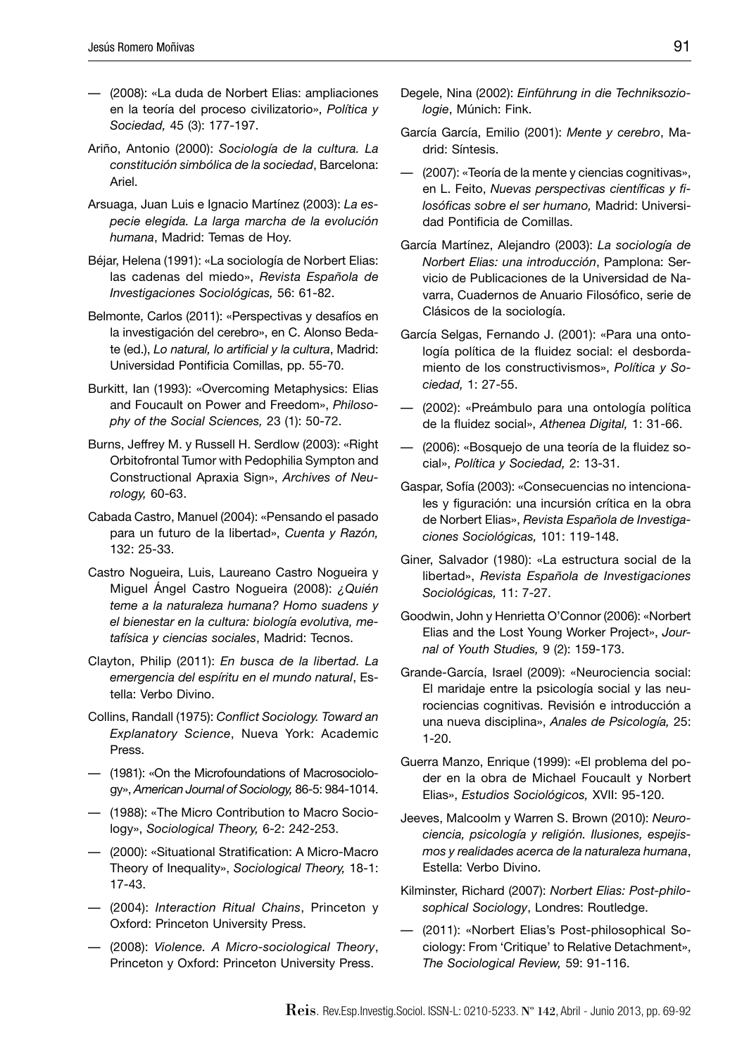— (2008): «La duda de Norbert Elias: ampliaciones en la teoría del proceso civilizatorio», *Política y Sociedad,* 45 (3): 177-197.

Ariño, Antonio (2000): *Sociología de la cultura. La constitución simbólica de la sociedad*, Barcelona: Ariel.

Arsuaga, Juan Luis e Ignacio Martínez (2003): *La especie elegida. La larga marcha de la evolución humana*, Madrid: Temas de Hoy.

Béjar, Helena (1991): «La sociología de Norbert Elias: las cadenas del miedo», *Revista Española de Investigaciones Sociológicas,* 56: 61-82.

Belmonte, Carlos (2011): «Perspectivas y desafíos en la investigación del cerebro», en C. Alonso Bedate (ed.), *Lo natural, lo artificial y la cultura*, Madrid: Universidad Pontificia Comillas, pp. 55-70.

Burkitt, Ian (1993): «Overcoming Metaphysics: Elias and Foucault on Power and Freedom», *Philosophy of the Social Sciences,* 23 (1): 50-72.

Burns, Jeffrey M. y Russell H. Serdlow (2003): «Right Orbitofrontal Tumor with Pedophilia Sympton and Constructional Apraxia Sign», *Archives of Neurology,* 60-63.

Cabada Castro, Manuel (2004): «Pensando el pasado para un futuro de la libertad», *Cuenta y Razón,* 132: 25-33.

Castro Nogueira, Luis, Laureano Castro Nogueira y Miguel Ángel Castro Nogueira (2008): *¿Quién teme a la naturaleza humana? Homo suadens y el bienestar en la cultura: biología evolutiva, metafísica y ciencias sociales*, Madrid: Tecnos.

Clayton, Philip (2011): *En busca de la libertad. La emergencia del espíritu en el mundo natural*, Estella: Verbo Divino.

Collins, Randall (1975): *Conflict Sociology. Toward an Explanatory Science*, Nueva York: Academic Press.

— (1981): «On the Microfoundations of Macrosociology», *American Journal of Sociology,* 86-5: 984-1014.

— (1988): «The Micro Contribution to Macro Sociology», *Sociological Theory,* 6-2: 242-253.

— (2000): «Situational Stratification: A Micro-Macro Theory of Inequality», *Sociological Theory,* 18-1: 17-43.

— (2004): *Interaction Ritual Chains*, Princeton y Oxford: Princeton University Press.

— (2008): *Violence. A Micro-sociological Theory*, Princeton y Oxford: Princeton University Press.

Degele, Nina (2002): *Einführung in die Techniksoziologie*, Múnich: Fink.

García García, Emilio (2001): *Mente y cerebro*, Madrid: Síntesis.

— (2007): «Teoría de la mente y ciencias cognitivas», en L. Feito, *Nuevas perspectivas científicas y filosóficas sobre el ser humano,* Madrid: Universidad Pontificia de Comillas.

García Martínez, Alejandro (2003): *La sociología de Norbert Elias: una introducción*, Pamplona: Servicio de Publicaciones de la Universidad de Navarra, Cuadernos de Anuario Filosófico, serie de Clásicos de la sociología.

García Selgas, Fernando J. (2001): «Para una ontología política de la fluidez social: el desbordamiento de los constructivismos», *Política y Sociedad,* 1: 27-55.

— (2002): «Preámbulo para una ontología política de la fluidez social», *Athenea Digital,* 1: 31-66.

— (2006): «Bosquejo de una teoría de la fluidez social», *Política y Sociedad,* 2: 13-31.

Gaspar, Sofía (2003): «Consecuencias no intencionales y figuración: una incursión crítica en la obra de Norbert Elias», *Revista Española de Investigaciones Sociológicas,* 101: 119-148.

Giner, Salvador (1980): «La estructura social de la libertad», *Revista Española de Investigaciones Sociológicas,* 11: 7-27.

Goodwin, John y Henrietta O'Connor (2006): «Norbert Elias and the Lost Young Worker Project», *Journal of Youth Studies,* 9 (2): 159-173.

Grande-García, Israel (2009): «Neurociencia social: El maridaje entre la psicología social y las neurociencias cognitivas. Revisión e introducción a una nueva disciplina», *Anales de Psicología,* 25: 1-20.

Guerra Manzo, Enrique (1999): «El problema del poder en la obra de Michael Foucault y Norbert Elias», *Estudios Sociológicos,* XVII: 95-120.

Jeeves, Malcoolm y Warren S. Brown (2010): *Neurociencia, psicología y religión. Ilusiones, espejismos y realidades acerca de la naturaleza humana*, Estella: Verbo Divino.

Kilminster, Richard (2007): *Norbert Elias: Post-philosophical Sociology*, Londres: Routledge.

— (2011): «Norbert Elias's Post-philosophical Sociology: From 'Critique' to Relative Detachment», *The Sociological Review,* 59: 91-116.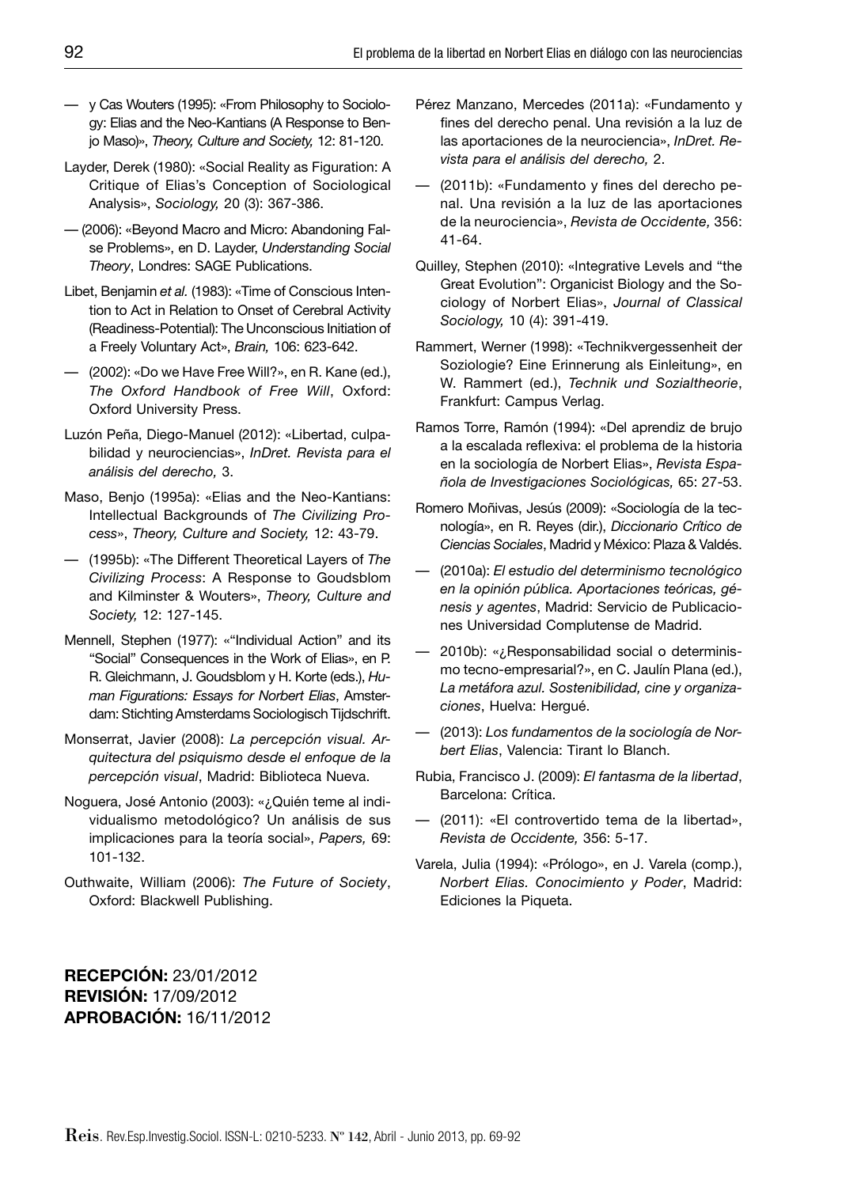— y Cas Wouters (1995): «From Philosophy to Sociology: Elias and the Neo-Kantians (A Response to Benjo Maso)», *Theory, Culture and Society,* 12: 81-120.

Layder, Derek (1980): «Social Reality as Figuration: A Critique of Elias's Conception of Sociological Analysis», *Sociology,* 20 (3): 367-386.

— (2006): «Beyond Macro and Micro: Abandoning False Problems», en D. Layder, *Understanding Social Theory*, Londres: SAGE Publications.

Libet, Benjamin *et al.* (1983): «Time of Conscious Intention to Act in Relation to Onset of Cerebral Activity (Readiness-Potential): The Unconscious Initiation of a Freely Voluntary Act», *Brain,* 106: 623-642.

— (2002): «Do we Have Free Will?», en R. Kane (ed.), *The Oxford Handbook of Free Will*, Oxford: Oxford University Press.

Luzón Peña, Diego-Manuel (2012): «Libertad, culpabilidad y neurociencias», *InDret. Revista para el análisis del derecho,* 3.

Maso, Benjo (1995a): «Elias and the Neo-Kantians: Intellectual Backgrounds of *The Civilizing Process*», *Theory, Culture and Society,* 12: 43-79.

— (1995b): «The Different Theoretical Layers of *The Civilizing Process*: A Response to Goudsblom and Kilminster & Wouters», *Theory, Culture and Society,* 12: 127-145.

Mennell, Stephen (1977): «"Individual Action" and its "Social" Consequences in the Work of Elias», en P. R. Gleichmann, J. Goudsblom y H. Korte (eds.), *Human Figurations: Essays for Norbert Elias*, Amsterdam: Stichting Amsterdams Sociologisch Tijdschrift.

Monserrat, Javier (2008): *La percepción visual. Arquitectura del psiquismo desde el enfoque de la percepción visual*, Madrid: Biblioteca Nueva.

Noguera, José Antonio (2003): «¿Quién teme al individualismo metodológico? Un análisis de sus implicaciones para la teoría social», *Papers,* 69: 101-132.

Outhwaite, William (2006): *The Future of Society*, Oxford: Blackwell Publishing.

Pérez Manzano, Mercedes (2011a): «Fundamento y fines del derecho penal. Una revisión a la luz de las aportaciones de la neurociencia», *InDret. Revista para el análisis del derecho,* 2.

— (2011b): «Fundamento y fines del derecho penal. Una revisión a la luz de las aportaciones de la neurociencia», *Revista de Occidente,* 356: 41-64.

Quilley, Stephen (2010): «Integrative Levels and "the Great Evolution": Organicist Biology and the Sociology of Norbert Elias», *Journal of Classical Sociology,* 10 (4): 391-419.

Rammert, Werner (1998): «Technikvergessenheit der Soziologie? Eine Erinnerung als Einleitung», en W. Rammert (ed.), *Technik und Sozialtheorie*, Frankfurt: Campus Verlag.

Ramos Torre, Ramón (1994): «Del aprendiz de brujo a la escalada reflexiva: el problema de la historia en la sociología de Norbert Elias», *Revista Española de Investigaciones Sociológicas,* 65: 27-53.

Romero Moñivas, Jesús (2009): «Sociología de la tecnología», en R. Reyes (dir.), *Diccionario Crítico de Ciencias Sociales*, Madrid y México: Plaza & Valdés.

— (2010a): *El estudio del determinismo tecnológico en la opinión pública. Aportaciones teóricas, génesis y agentes*, Madrid: Servicio de Publicaciones Universidad Complutense de Madrid.

— 2010b): «¿Responsabilidad social o determinismo tecno-empresarial?», en C. Jaulín Plana (ed.), *La metáfora azul. Sostenibilidad, cine y organizaciones*, Huelva: Hergué.

— (2013): *Los fundamentos de la sociología de Norbert Elias*, Valencia: Tirant lo Blanch.

Rubia, Francisco J. (2009): *El fantasma de la libertad*, Barcelona: Crítica.

— (2011): «El controvertido tema de la libertad», *Revista de Occidente,* 356: 5-17.

Varela, Julia (1994): «Prólogo», en J. Varela (comp.), *Norbert Elias. Conocimiento y Poder*, Madrid: Ediciones la Piqueta.

**RECEPCIÓN:** 23/01/2012
**REVISIÓN:** 17/09/2012
**APROBACIÓN:** 16/11/2012